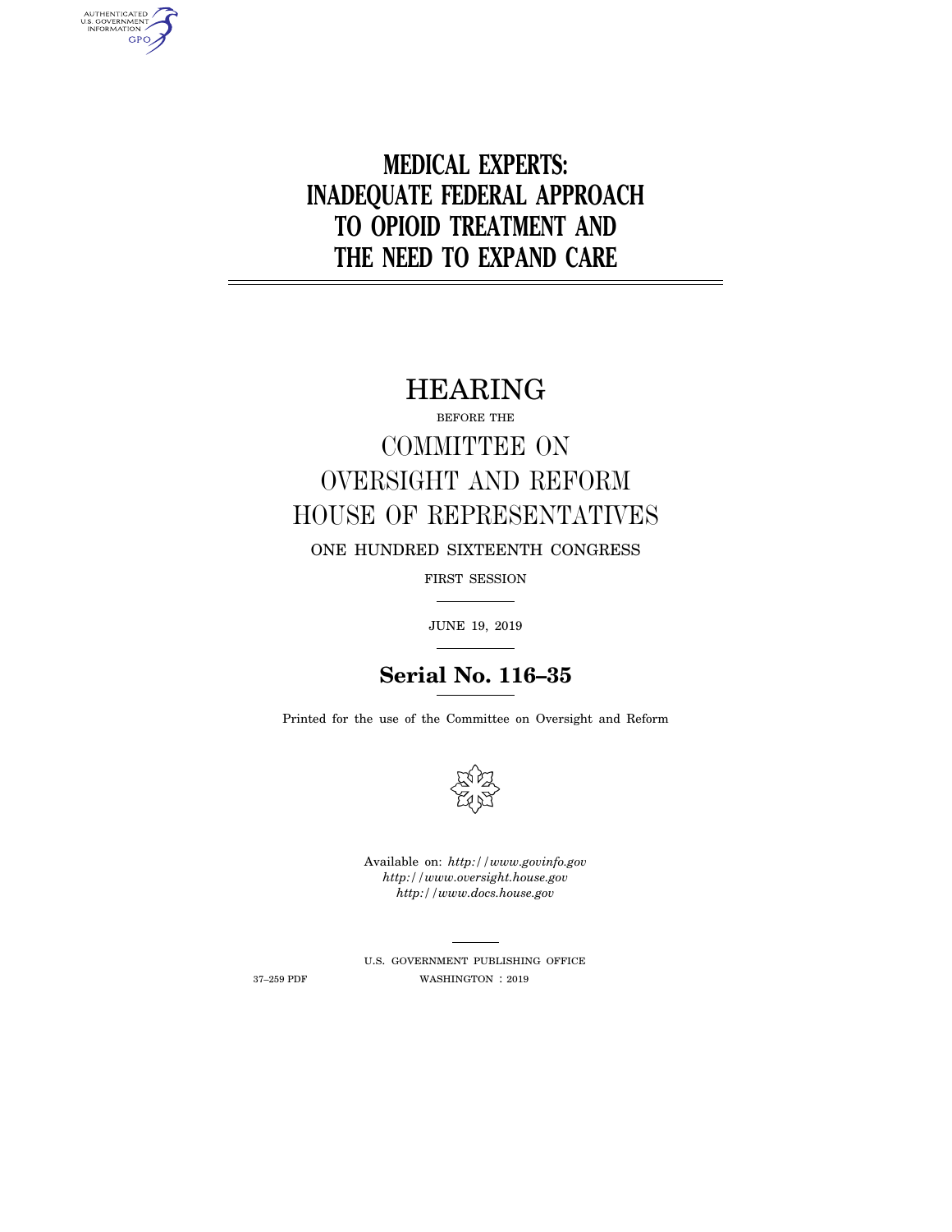# MEDICAL EXPERTS: INADEQUATE FEDERAL APPROACH TO OPIOID TREATMENT AND THE NEED TO EXPAND CARE

## HEARING

BEFORE THE

## COMMITTEE ON OVERSIGHT AND REFORM HOUSE OF REPRESENTATIVES

ONE HUNDRED SIXTEENTH CONGRESS

FIRST SESSION

JUNE 19, 2019

**Serial No. 116–35**

Printed for the use of the Committee on Oversight and Reform

Available on: *http://www.govinfo.gov*
*http://www.oversight.house.gov*
*http://www.docs.house.gov*

U.S. GOVERNMENT PUBLISHING OFFICE

37–259 PDF WASHINGTON : 2019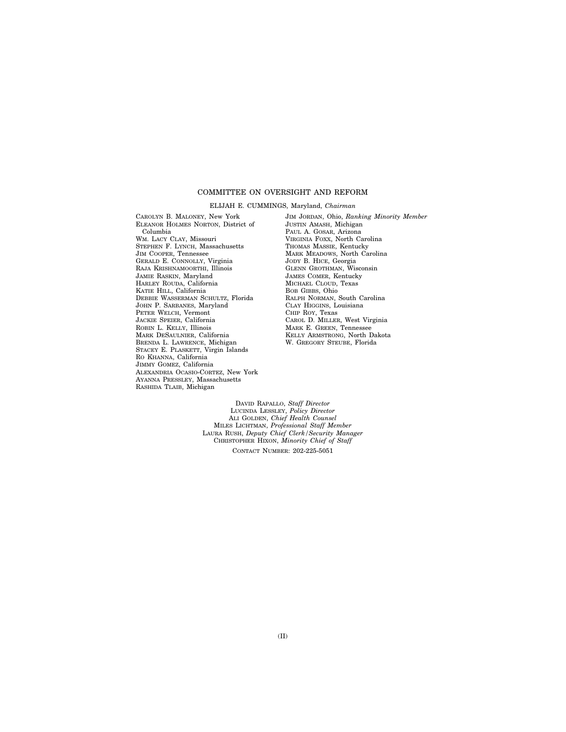## COMMITTEE ON OVERSIGHT AND REFORM

ELIJAH E. CUMMINGS, Maryland, *Chairman*

CAROLYN B. MALONEY, New York
ELEANOR HOLMES NORTON, District of Columbia
WM. LACY CLAY, Missouri
STEPHEN F. LYNCH, Massachusetts
JIM COOPER, Tennessee
GERALD E. CONNOLLY, Virginia
RAJA KRISHNAMOORTHI, Illinois
JAMIE RASKIN, Maryland
HARLEY ROUDA, California
KATIE HILL, California
DEBBIE WASSERMAN SCHULTZ, Florida
JOHN P. SARBANES, Maryland
PETER WELCH, Vermont
JACKIE SPEIER, California
ROBIN L. KELLY, Illinois
MARK DESAULNIER, California
BRENDA L. LAWRENCE, Michigan
STACEY E. PLASKETT, Virgin Islands
RO KHANNA, California
JIMMY GOMEZ, California
ALEXANDRIA OCASIO-CORTEZ, New York
AYANNA PRESSLEY, Massachusetts
RASHIDA TLAIB, Michigan

JIM JORDAN, Ohio, *Ranking Minority Member*
JUSTIN AMASH, Michigan
PAUL A. GOSAR, Arizona
VIRGINIA FOXX, North Carolina
THOMAS MASSIE, Kentucky
MARK MEADOWS, North Carolina
JODY B. HICE, Georgia
GLENN GROTHMAN, Wisconsin
JAMES COMER, Kentucky
MICHAEL CLOUD, Texas
BOB GIBBS, Ohio
RALPH NORMAN, South Carolina
CLAY HIGGINS, Louisiana
CHIP ROY, Texas
CAROL D. MILLER, West Virginia
MARK E. GREEN, Tennessee
KELLY ARMSTRONG, North Dakota
W. GREGORY STEUBE, Florida

DAVID RAPALLO, *Staff Director*
LUCINDA LESSLEY, *Policy Director*
ALI GOLDEN, *Chief Health Counsel*
MILES LICHTMAN, *Professional Staff Member*
LAURA RUSH, *Deputy Chief Clerk/Security Manager*
CHRISTOPHER HIXON, *Minority Chief of Staff*

CONTACT NUMBER: 202-225-5051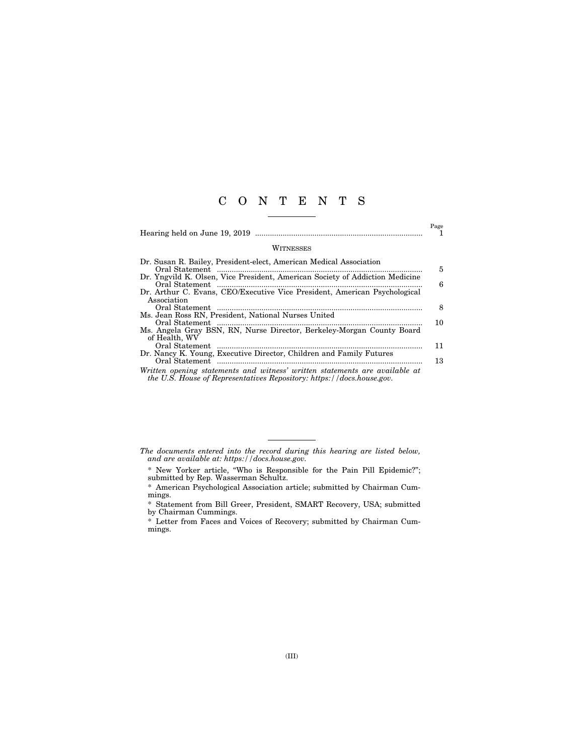# C O N T E N T S

| | Page |
|---|---|
| Hearing held on June 19, 2019 | 1 |

## WITNESSES

| | |
|---|---|
| Dr. Susan R. Bailey, President-elect, American Medical Association | |
| Oral Statement | 5 |
| Dr. Yngvild K. Olsen, Vice President, American Society of Addiction Medicine | |
| Oral Statement | 6 |
| Dr. Arthur C. Evans, CEO/Executive Vice President, American Psychological Association | |
| Oral Statement | 8 |
| Ms. Jean Ross RN, President, National Nurses United | |
| Oral Statement | 10 |
| Ms. Angela Gray BSN, RN, Nurse Director, Berkeley-Morgan County Board of Health, WV | |
| Oral Statement | 11 |
| Dr. Nancy K. Young, Executive Director, Children and Family Futures | |
| Oral Statement | 13 |

*Written opening statements and witness' written statements are available at the U.S. House of Representatives Repository: https://docs.house.gov.*

---

*The documents entered into the record during this hearing are listed below, and are available at: https://docs.house.gov.*

* New Yorker article, "Who is Responsible for the Pain Pill Epidemic?"; submitted by Rep. Wasserman Schultz.

* American Psychological Association article; submitted by Chairman Cummings.

* Statement from Bill Greer, President, SMART Recovery, USA; submitted by Chairman Cummings.

* Letter from Faces and Voices of Recovery; submitted by Chairman Cummings.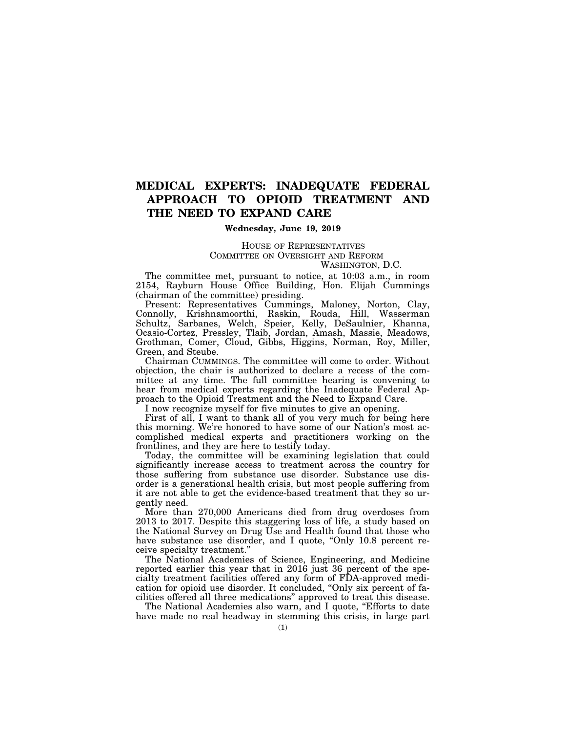# MEDICAL EXPERTS: INADEQUATE FEDERAL APPROACH TO OPIOID TREATMENT AND THE NEED TO EXPAND CARE

**Wednesday, June 19, 2019**

HOUSE OF REPRESENTATIVES
COMMITTEE ON OVERSIGHT AND REFORM
WASHINGTON, D.C.

The committee met, pursuant to notice, at 10:03 a.m., in room 2154, Rayburn House Office Building, Hon. Elijah Cummings (chairman of the committee) presiding.

Present: Representatives Cummings, Maloney, Norton, Clay, Connolly, Krishnamoorthi, Raskin, Rouda, Hill, Wasserman Schultz, Sarbanes, Welch, Speier, Kelly, DeSaulnier, Khanna, Ocasio-Cortez, Pressley, Tlaib, Jordan, Amash, Massie, Meadows, Grothman, Comer, Cloud, Gibbs, Higgins, Norman, Roy, Miller, Green, and Steube.

Chairman CUMMINGS. The committee will come to order. Without objection, the chair is authorized to declare a recess of the committee at any time. The full committee hearing is convening to hear from medical experts regarding the Inadequate Federal Approach to the Opioid Treatment and the Need to Expand Care.

I now recognize myself for five minutes to give an opening.

First of all, I want to thank all of you very much for being here this morning. We're honored to have some of our Nation's most accomplished medical experts and practitioners working on the frontlines, and they are here to testify today.

Today, the committee will be examining legislation that could significantly increase access to treatment across the country for those suffering from substance use disorder. Substance use disorder is a generational health crisis, but most people suffering from it are not able to get the evidence-based treatment that they so urgently need.

More than 270,000 Americans died from drug overdoses from 2013 to 2017. Despite this staggering loss of life, a study based on the National Survey on Drug Use and Health found that those who have substance use disorder, and I quote, "Only 10.8 percent receive specialty treatment."

The National Academies of Science, Engineering, and Medicine reported earlier this year that in 2016 just 36 percent of the specialty treatment facilities offered any form of FDA-approved medication for opioid use disorder. It concluded, "Only six percent of facilities offered all three medications" approved to treat this disease.

The National Academies also warn, and I quote, "Efforts to date have made no real headway in stemming this crisis, in large part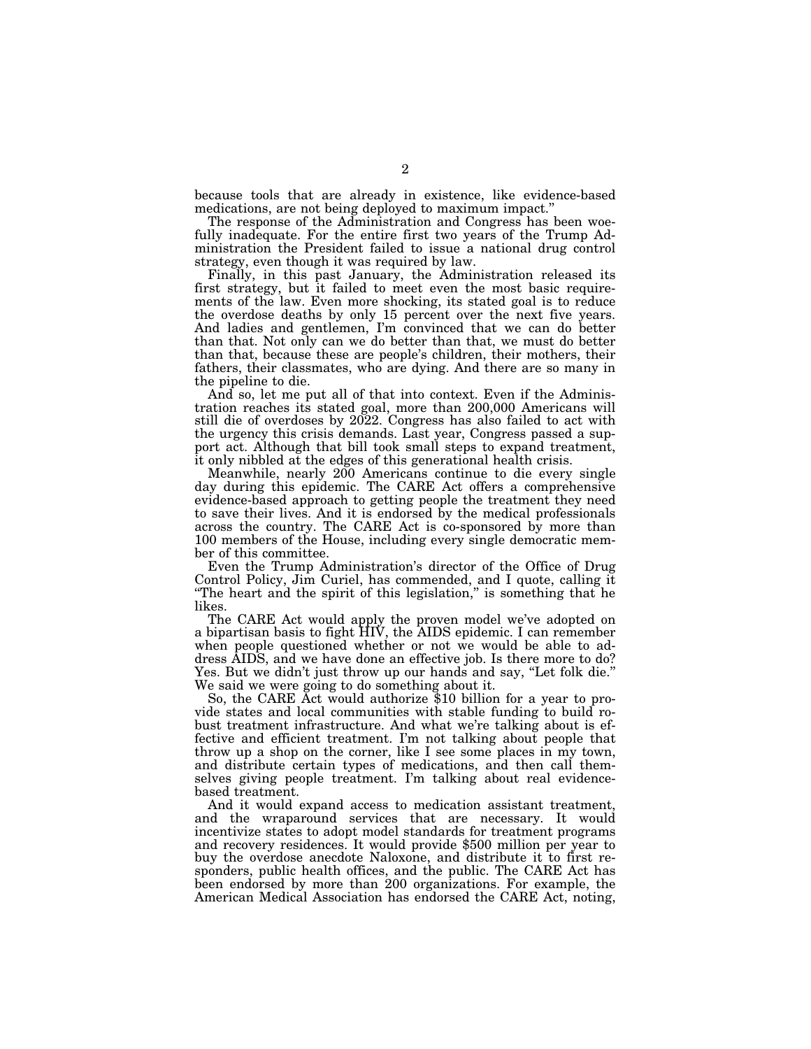because tools that are already in existence, like evidence-based medications, are not being deployed to maximum impact."

The response of the Administration and Congress has been woefully inadequate. For the entire first two years of the Trump Administration the President failed to issue a national drug control strategy, even though it was required by law.

Finally, in this past January, the Administration released its first strategy, but it failed to meet even the most basic requirements of the law. Even more shocking, its stated goal is to reduce the overdose deaths by only 15 percent over the next five years. And ladies and gentlemen, I'm convinced that we can do better than that. Not only can we do better than that, we must do better than that, because these are people's children, their mothers, their fathers, their classmates, who are dying. And there are so many in the pipeline to die.

And so, let me put all of that into context. Even if the Administration reaches its stated goal, more than 200,000 Americans will still die of overdoses by 2022. Congress has also failed to act with the urgency this crisis demands. Last year, Congress passed a support act. Although that bill took small steps to expand treatment, it only nibbled at the edges of this generational health crisis.

Meanwhile, nearly 200 Americans continue to die every single day during this epidemic. The CARE Act offers a comprehensive evidence-based approach to getting people the treatment they need to save their lives. And it is endorsed by the medical professionals across the country. The CARE Act is co-sponsored by more than 100 members of the House, including every single democratic member of this committee.

Even the Trump Administration's director of the Office of Drug Control Policy, Jim Curiel, has commended, and I quote, calling it "The heart and the spirit of this legislation," is something that he likes.

The CARE Act would apply the proven model we've adopted on a bipartisan basis to fight HIV, the AIDS epidemic. I can remember when people questioned whether or not we would be able to address AIDS, and we have done an effective job. Is there more to do? Yes. But we didn't just throw up our hands and say, "Let folk die." We said we were going to do something about it.

So, the CARE Act would authorize $10 billion for a year to provide states and local communities with stable funding to build robust treatment infrastructure. And what we're talking about is effective and efficient treatment. I'm not talking about people that throw up a shop on the corner, like I see some places in my town, and distribute certain types of medications, and then call themselves giving people treatment. I'm talking about real evidence-based treatment.

And it would expand access to medication assistant treatment, and the wraparound services that are necessary. It would incentivize states to adopt model standards for treatment programs and recovery residences. It would provide $500 million per year to buy the overdose anecdote Naloxone, and distribute it to first responders, public health offices, and the public. The CARE Act has been endorsed by more than 200 organizations. For example, the American Medical Association has endorsed the CARE Act, noting,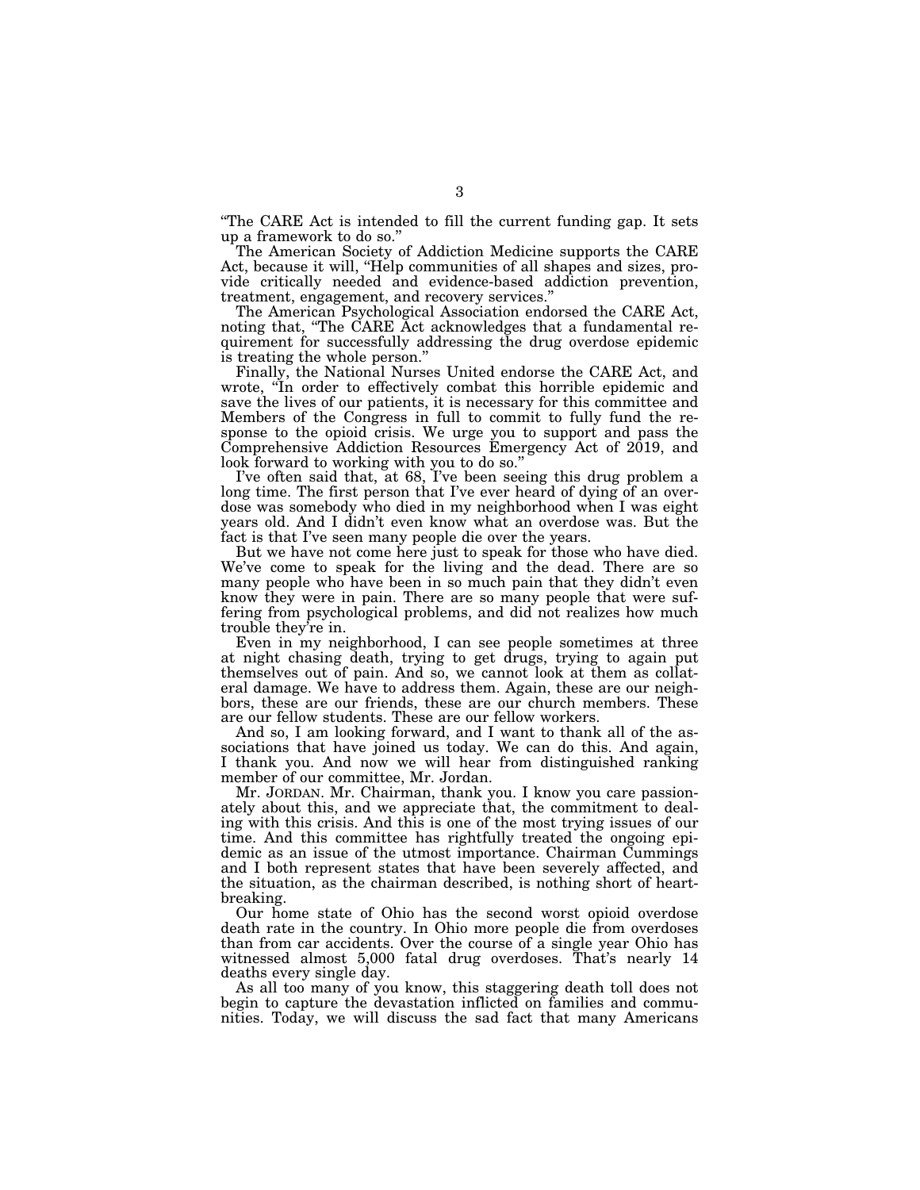"The CARE Act is intended to fill the current funding gap. It sets up a framework to do so."

The American Society of Addiction Medicine supports the CARE Act, because it will, "Help communities of all shapes and sizes, provide critically needed and evidence-based addiction prevention, treatment, engagement, and recovery services."

The American Psychological Association endorsed the CARE Act, noting that, "The CARE Act acknowledges that a fundamental requirement for successfully addressing the drug overdose epidemic is treating the whole person."

Finally, the National Nurses United endorse the CARE Act, and wrote, "In order to effectively combat this horrible epidemic and save the lives of our patients, it is necessary for this committee and Members of the Congress in full to commit to fully fund the response to the opioid crisis. We urge you to support and pass the Comprehensive Addiction Resources Emergency Act of 2019, and look forward to working with you to do so."

I've often said that, at 68, I've been seeing this drug problem a long time. The first person that I've ever heard of dying of an overdose was somebody who died in my neighborhood when I was eight years old. And I didn't even know what an overdose was. But the fact is that I've seen many people die over the years.

But we have not come here just to speak for those who have died. We've come to speak for the living and the dead. There are so many people who have been in so much pain that they didn't even know they were in pain. There are so many people that were suffering from psychological problems, and did not realizes how much trouble they're in.

Even in my neighborhood, I can see people sometimes at three at night chasing death, trying to get drugs, trying to again put themselves out of pain. And so, we cannot look at them as collateral damage. We have to address them. Again, these are our neighbors, these are our friends, these are our church members. These are our fellow students. These are our fellow workers.

And so, I am looking forward, and I want to thank all of the associations that have joined us today. We can do this. And again, I thank you. And now we will hear from distinguished ranking member of our committee, Mr. Jordan.

Mr. JORDAN. Mr. Chairman, thank you. I know you care passionately about this, and we appreciate that, the commitment to dealing with this crisis. And this is one of the most trying issues of our time. And this committee has rightfully treated the ongoing epidemic as an issue of the utmost importance. Chairman Cummings and I both represent states that have been severely affected, and the situation, as the chairman described, is nothing short of heartbreaking.

Our home state of Ohio has the second worst opioid overdose death rate in the country. In Ohio more people die from overdoses than from car accidents. Over the course of a single year Ohio has witnessed almost 5,000 fatal drug overdoses. That's nearly 14 deaths every single day.

As all too many of you know, this staggering death toll does not begin to capture the devastation inflicted on families and communities. Today, we will discuss the sad fact that many Americans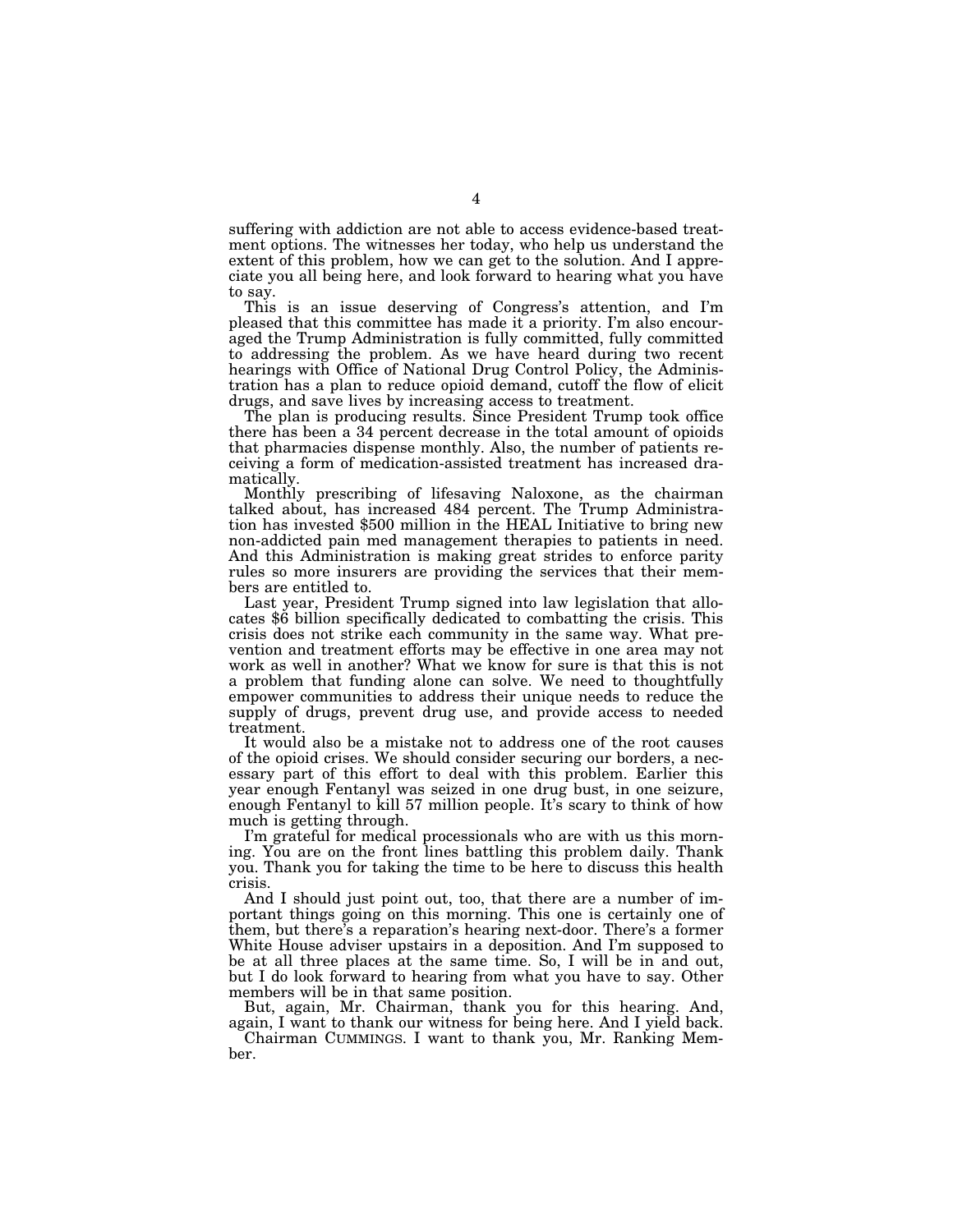suffering with addiction are not able to access evidence-based treatment options. The witnesses her today, who help us understand the extent of this problem, how we can get to the solution. And I appreciate you all being here, and look forward to hearing what you have to say.

This is an issue deserving of Congress's attention, and I'm pleased that this committee has made it a priority. I'm also encouraged the Trump Administration is fully committed, fully committed to addressing the problem. As we have heard during two recent hearings with Office of National Drug Control Policy, the Administration has a plan to reduce opioid demand, cutoff the flow of elicit drugs, and save lives by increasing access to treatment.

The plan is producing results. Since President Trump took office there has been a 34 percent decrease in the total amount of opioids that pharmacies dispense monthly. Also, the number of patients receiving a form of medication-assisted treatment has increased dramatically.

Monthly prescribing of lifesaving Naloxone, as the chairman talked about, has increased 484 percent. The Trump Administration has invested $500 million in the HEAL Initiative to bring new non-addicted pain med management therapies to patients in need. And this Administration is making great strides to enforce parity rules so more insurers are providing the services that their members are entitled to.

Last year, President Trump signed into law legislation that allocates $6 billion specifically dedicated to combatting the crisis. This crisis does not strike each community in the same way. What prevention and treatment efforts may be effective in one area may not work as well in another? What we know for sure is that this is not a problem that funding alone can solve. We need to thoughtfully empower communities to address their unique needs to reduce the supply of drugs, prevent drug use, and provide access to needed treatment.

It would also be a mistake not to address one of the root causes of the opioid crises. We should consider securing our borders, a necessary part of this effort to deal with this problem. Earlier this year enough Fentanyl was seized in one drug bust, in one seizure, enough Fentanyl to kill 57 million people. It's scary to think of how much is getting through.

I'm grateful for medical processionals who are with us this morning. You are on the front lines battling this problem daily. Thank you. Thank you for taking the time to be here to discuss this health crisis.

And I should just point out, too, that there are a number of important things going on this morning. This one is certainly one of them, but there's a reparation's hearing next-door. There's a former White House adviser upstairs in a deposition. And I'm supposed to be at all three places at the same time. So, I will be in and out, but I do look forward to hearing from what you have to say. Other members will be in that same position.

But, again, Mr. Chairman, thank you for this hearing. And, again, I want to thank our witness for being here. And I yield back.

Chairman CUMMINGS. I want to thank you, Mr. Ranking Member.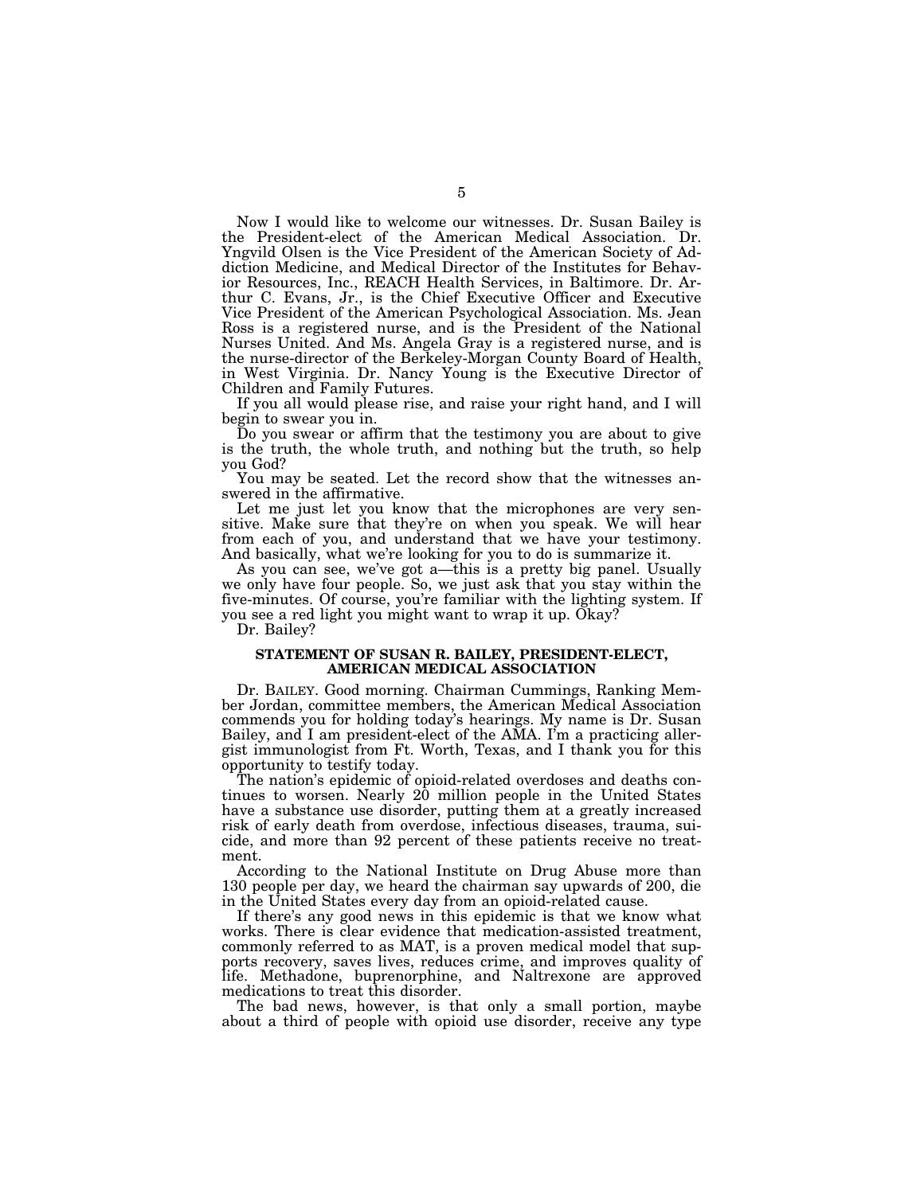Now I would like to welcome our witnesses. Dr. Susan Bailey is the President-elect of the American Medical Association. Dr. Yngvild Olsen is the Vice President of the American Society of Addiction Medicine, and Medical Director of the Institutes for Behavior Resources, Inc., REACH Health Services, in Baltimore. Dr. Arthur C. Evans, Jr., is the Chief Executive Officer and Executive Vice President of the American Psychological Association. Ms. Jean Ross is a registered nurse, and is the President of the National Nurses United. And Ms. Angela Gray is a registered nurse, and is the nurse-director of the Berkeley-Morgan County Board of Health, in West Virginia. Dr. Nancy Young is the Executive Director of Children and Family Futures.

If you all would please rise, and raise your right hand, and I will begin to swear you in.

Do you swear or affirm that the testimony you are about to give is the truth, the whole truth, and nothing but the truth, so help you God?

You may be seated. Let the record show that the witnesses answered in the affirmative.

Let me just let you know that the microphones are very sensitive. Make sure that they're on when you speak. We will hear from each of you, and understand that we have your testimony. And basically, what we're looking for you to do is summarize it.

As you can see, we've got a—this is a pretty big panel. Usually we only have four people. So, we just ask that you stay within the five-minutes. Of course, you're familiar with the lighting system. If you see a red light you might want to wrap it up. Okay?

Dr. Bailey?

### STATEMENT OF SUSAN R. BAILEY, PRESIDENT-ELECT, AMERICAN MEDICAL ASSOCIATION

Dr. BAILEY. Good morning. Chairman Cummings, Ranking Member Jordan, committee members, the American Medical Association commends you for holding today's hearings. My name is Dr. Susan Bailey, and I am president-elect of the AMA. I'm a practicing allergist immunologist from Ft. Worth, Texas, and I thank you for this opportunity to testify today.

The nation's epidemic of opioid-related overdoses and deaths continues to worsen. Nearly 20 million people in the United States have a substance use disorder, putting them at a greatly increased risk of early death from overdose, infectious diseases, trauma, suicide, and more than 92 percent of these patients receive no treatment.

According to the National Institute on Drug Abuse more than 130 people per day, we heard the chairman say upwards of 200, die in the United States every day from an opioid-related cause.

If there's any good news in this epidemic is that we know what works. There is clear evidence that medication-assisted treatment, commonly referred to as MAT, is a proven medical model that supports recovery, saves lives, reduces crime, and improves quality of life. Methadone, buprenorphine, and Naltrexone are approved medications to treat this disorder.

The bad news, however, is that only a small portion, maybe about a third of people with opioid use disorder, receive any type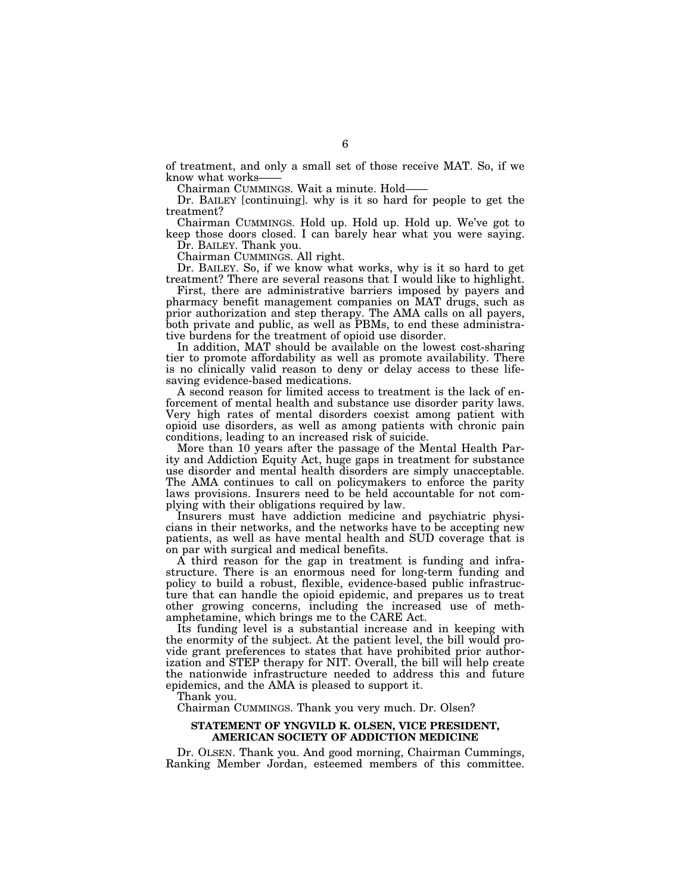of treatment, and only a small set of those receive MAT. So, if we know what works——

Chairman CUMMINGS. Wait a minute. Hold——

Dr. BAILEY [continuing]. why is it so hard for people to get the treatment?

Chairman CUMMINGS. Hold up. Hold up. Hold up. We've got to keep those doors closed. I can barely hear what you were saying.

Dr. BAILEY. Thank you.

Chairman CUMMINGS. All right.

Dr. BAILEY. So, if we know what works, why is it so hard to get treatment? There are several reasons that I would like to highlight.

First, there are administrative barriers imposed by payers and pharmacy benefit management companies on MAT drugs, such as prior authorization and step therapy. The AMA calls on all payers, both private and public, as well as PBMs, to end these administrative burdens for the treatment of opioid use disorder.

In addition, MAT should be available on the lowest cost-sharing tier to promote affordability as well as promote availability. There is no clinically valid reason to deny or delay access to these lifesaving evidence-based medications.

A second reason for limited access to treatment is the lack of enforcement of mental health and substance use disorder parity laws. Very high rates of mental disorders coexist among patient with opioid use disorders, as well as among patients with chronic pain conditions, leading to an increased risk of suicide.

More than 10 years after the passage of the Mental Health Parity and Addiction Equity Act, huge gaps in treatment for substance use disorder and mental health disorders are simply unacceptable. The AMA continues to call on policymakers to enforce the parity laws provisions. Insurers need to be held accountable for not complying with their obligations required by law.

Insurers must have addiction medicine and psychiatric physicians in their networks, and the networks have to be accepting new patients, as well as have mental health and SUD coverage that is on par with surgical and medical benefits.

A third reason for the gap in treatment is funding and infrastructure. There is an enormous need for long-term funding and policy to build a robust, flexible, evidence-based public infrastructure that can handle the opioid epidemic, and prepares us to treat other growing concerns, including the increased use of methamphetamine, which brings me to the CARE Act.

Its funding level is a substantial increase and in keeping with the enormity of the subject. At the patient level, the bill would provide grant preferences to states that have prohibited prior authorization and STEP therapy for NIT. Overall, the bill will help create the nationwide infrastructure needed to address this and future epidemics, and the AMA is pleased to support it.

Thank you.

Chairman CUMMINGS. Thank you very much. Dr. Olsen?

## STATEMENT OF YNGVILD K. OLSEN, VICE PRESIDENT, AMERICAN SOCIETY OF ADDICTION MEDICINE

Dr. OLSEN. Thank you. And good morning, Chairman Cummings, Ranking Member Jordan, esteemed members of this committee.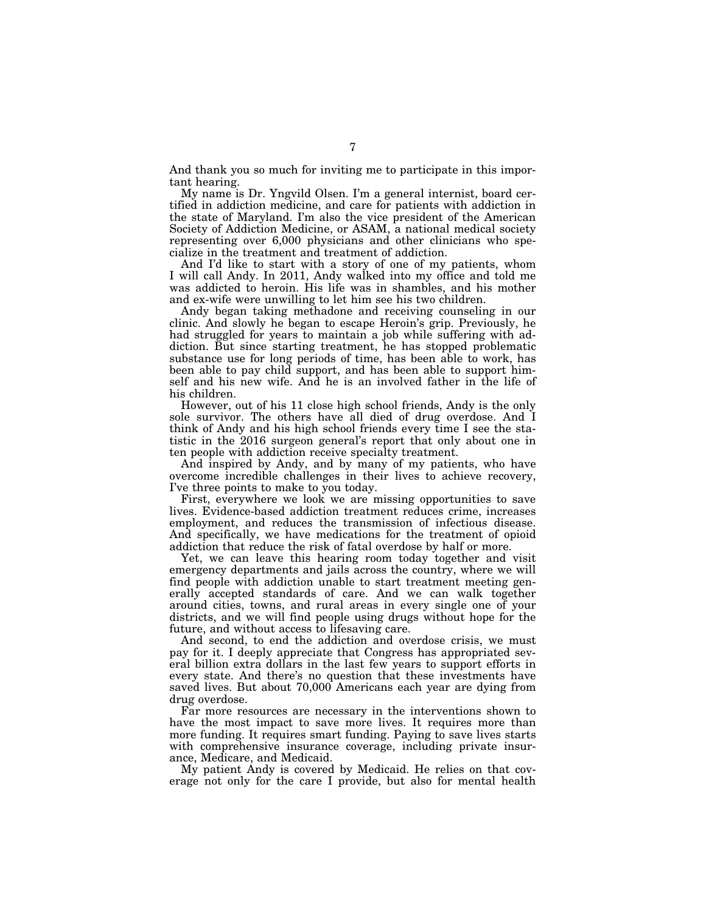And thank you so much for inviting me to participate in this important hearing.

My name is Dr. Yngvild Olsen. I'm a general internist, board certified in addiction medicine, and care for patients with addiction in the state of Maryland. I'm also the vice president of the American Society of Addiction Medicine, or ASAM, a national medical society representing over 6,000 physicians and other clinicians who specialize in the treatment and treatment of addiction.

And I'd like to start with a story of one of my patients, whom I will call Andy. In 2011, Andy walked into my office and told me was addicted to heroin. His life was in shambles, and his mother and ex-wife were unwilling to let him see his two children.

Andy began taking methadone and receiving counseling in our clinic. And slowly he began to escape Heroin's grip. Previously, he had struggled for years to maintain a job while suffering with addiction. But since starting treatment, he has stopped problematic substance use for long periods of time, has been able to work, has been able to pay child support, and has been able to support himself and his new wife. And he is an involved father in the life of his children.

However, out of his 11 close high school friends, Andy is the only sole survivor. The others have all died of drug overdose. And I think of Andy and his high school friends every time I see the statistic in the 2016 surgeon general's report that only about one in ten people with addiction receive specialty treatment.

And inspired by Andy, and by many of my patients, who have overcome incredible challenges in their lives to achieve recovery, I've three points to make to you today.

First, everywhere we look we are missing opportunities to save lives. Evidence-based addiction treatment reduces crime, increases employment, and reduces the transmission of infectious disease. And specifically, we have medications for the treatment of opioid addiction that reduce the risk of fatal overdose by half or more.

Yet, we can leave this hearing room today together and visit emergency departments and jails across the country, where we will find people with addiction unable to start treatment meeting generally accepted standards of care. And we can walk together around cities, towns, and rural areas in every single one of your districts, and we will find people using drugs without hope for the future, and without access to lifesaving care.

And second, to end the addiction and overdose crisis, we must pay for it. I deeply appreciate that Congress has appropriated several billion extra dollars in the last few years to support efforts in every state. And there's no question that these investments have saved lives. But about 70,000 Americans each year are dying from drug overdose.

Far more resources are necessary in the interventions shown to have the most impact to save more lives. It requires more than more funding. It requires smart funding. Paying to save lives starts with comprehensive insurance coverage, including private insurance, Medicare, and Medicaid.

My patient Andy is covered by Medicaid. He relies on that coverage not only for the care I provide, but also for mental health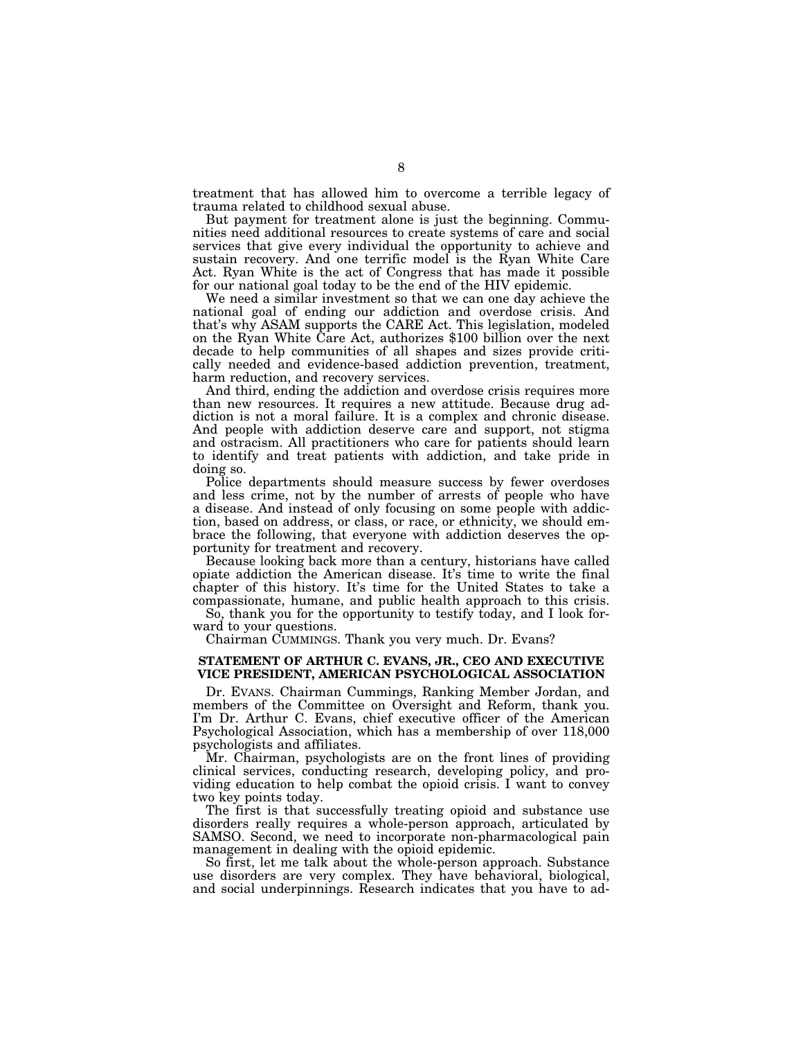treatment that has allowed him to overcome a terrible legacy of trauma related to childhood sexual abuse.

But payment for treatment alone is just the beginning. Communities need additional resources to create systems of care and social services that give every individual the opportunity to achieve and sustain recovery. And one terrific model is the Ryan White Care Act. Ryan White is the act of Congress that has made it possible for our national goal today to be the end of the HIV epidemic.

We need a similar investment so that we can one day achieve the national goal of ending our addiction and overdose crisis. And that's why ASAM supports the CARE Act. This legislation, modeled on the Ryan White Care Act, authorizes $100 billion over the next decade to help communities of all shapes and sizes provide critically needed and evidence-based addiction prevention, treatment, harm reduction, and recovery services.

And third, ending the addiction and overdose crisis requires more than new resources. It requires a new attitude. Because drug addiction is not a moral failure. It is a complex and chronic disease. And people with addiction deserve care and support, not stigma and ostracism. All practitioners who care for patients should learn to identify and treat patients with addiction, and take pride in doing so.

Police departments should measure success by fewer overdoses and less crime, not by the number of arrests of people who have a disease. And instead of only focusing on some people with addiction, based on address, or class, or race, or ethnicity, we should embrace the following, that everyone with addiction deserves the opportunity for treatment and recovery.

Because looking back more than a century, historians have called opiate addiction the American disease. It's time to write the final chapter of this history. It's time for the United States to take a compassionate, humane, and public health approach to this crisis.

So, thank you for the opportunity to testify today, and I look forward to your questions.

Chairman CUMMINGS. Thank you very much. Dr. Evans?

**STATEMENT OF ARTHUR C. EVANS, JR., CEO AND EXECUTIVE VICE PRESIDENT, AMERICAN PSYCHOLOGICAL ASSOCIATION**

Dr. EVANS. Chairman Cummings, Ranking Member Jordan, and members of the Committee on Oversight and Reform, thank you. I'm Dr. Arthur C. Evans, chief executive officer of the American Psychological Association, which has a membership of over 118,000 psychologists and affiliates.

Mr. Chairman, psychologists are on the front lines of providing clinical services, conducting research, developing policy, and providing education to help combat the opioid crisis. I want to convey two key points today.

The first is that successfully treating opioid and substance use disorders really requires a whole-person approach, articulated by SAMSO. Second, we need to incorporate non-pharmacological pain management in dealing with the opioid epidemic.

So first, let me talk about the whole-person approach. Substance use disorders are very complex. They have behavioral, biological, and social underpinnings. Research indicates that you have to ad-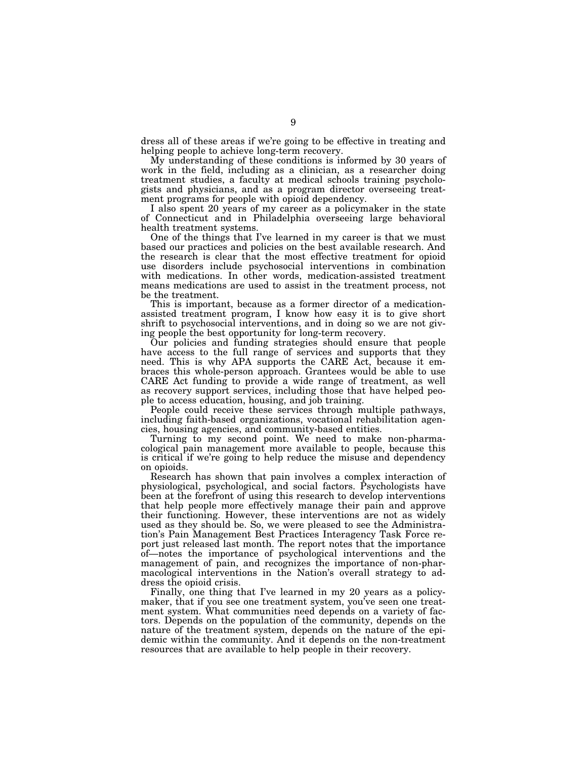dress all of these areas if we're going to be effective in treating and helping people to achieve long-term recovery.

My understanding of these conditions is informed by 30 years of work in the field, including as a clinician, as a researcher doing treatment studies, a faculty at medical schools training psychologists and physicians, and as a program director overseeing treatment programs for people with opioid dependency.

I also spent 20 years of my career as a policymaker in the state of Connecticut and in Philadelphia overseeing large behavioral health treatment systems.

One of the things that I've learned in my career is that we must based our practices and policies on the best available research. And the research is clear that the most effective treatment for opioid use disorders include psychosocial interventions in combination with medications. In other words, medication-assisted treatment means medications are used to assist in the treatment process, not be the treatment.

This is important, because as a former director of a medication-assisted treatment program, I know how easy it is to give short shrift to psychosocial interventions, and in doing so we are not giving people the best opportunity for long-term recovery.

Our policies and funding strategies should ensure that people have access to the full range of services and supports that they need. This is why APA supports the CARE Act, because it embraces this whole-person approach. Grantees would be able to use CARE Act funding to provide a wide range of treatment, as well as recovery support services, including those that have helped people to access education, housing, and job training.

People could receive these services through multiple pathways, including faith-based organizations, vocational rehabilitation agencies, housing agencies, and community-based entities.

Turning to my second point. We need to make non-pharmacological pain management more available to people, because this is critical if we're going to help reduce the misuse and dependency on opioids.

Research has shown that pain involves a complex interaction of physiological, psychological, and social factors. Psychologists have been at the forefront of using this research to develop interventions that help people more effectively manage their pain and approve their functioning. However, these interventions are not as widely used as they should be. So, we were pleased to see the Administration's Pain Management Best Practices Interagency Task Force report just released last month. The report notes that the importance of—notes the importance of psychological interventions and the management of pain, and recognizes the importance of non-pharmacological interventions in the Nation's overall strategy to address the opioid crisis.

Finally, one thing that I've learned in my 20 years as a policymaker, that if you see one treatment system, you've seen one treatment system. What communities need depends on a variety of factors. Depends on the population of the community, depends on the nature of the treatment system, depends on the nature of the epidemic within the community. And it depends on the non-treatment resources that are available to help people in their recovery.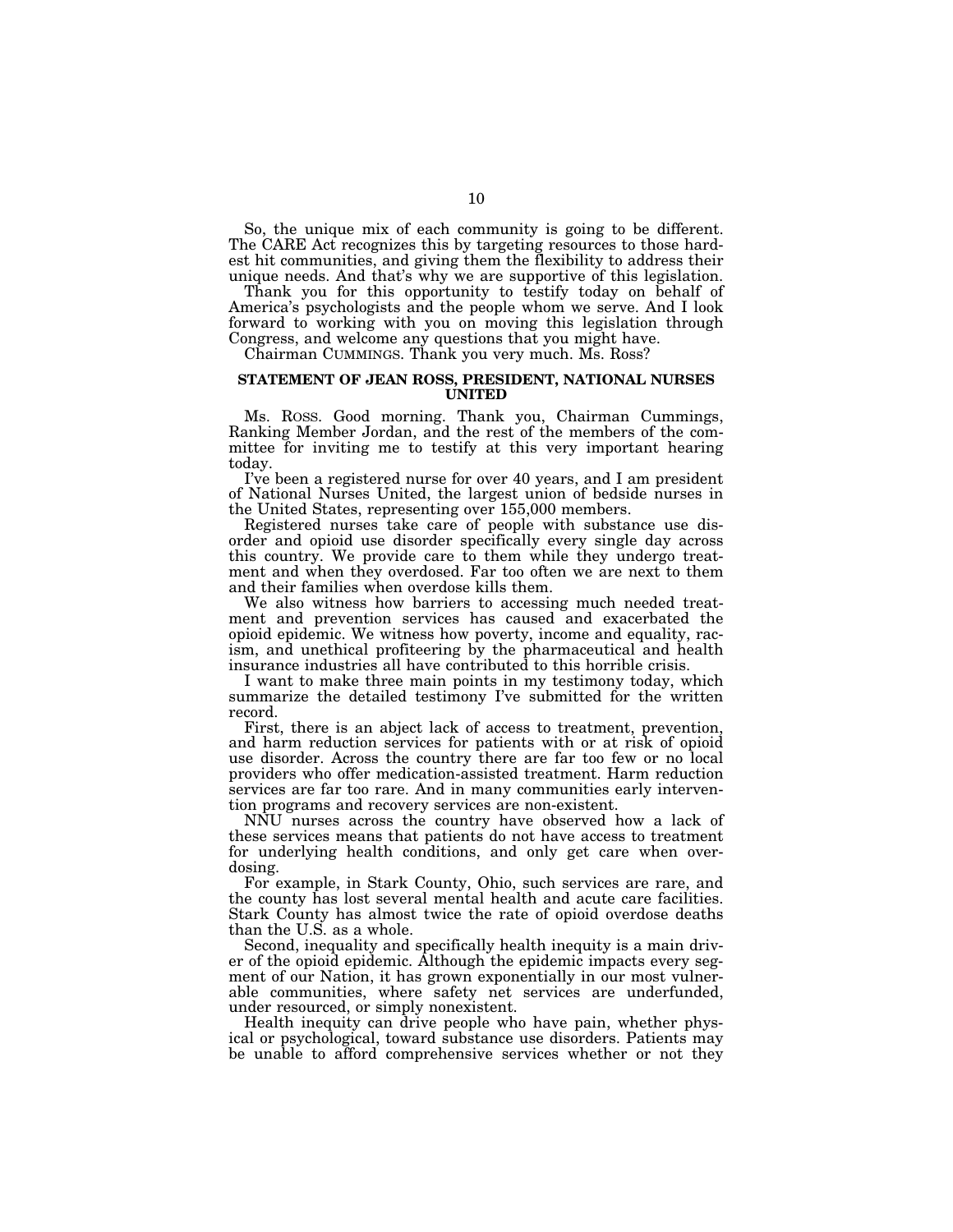So, the unique mix of each community is going to be different. The CARE Act recognizes this by targeting resources to those hardest hit communities, and giving them the flexibility to address their unique needs. And that's why we are supportive of this legislation.

Thank you for this opportunity to testify today on behalf of America's psychologists and the people whom we serve. And I look forward to working with you on moving this legislation through Congress, and welcome any questions that you might have.

Chairman CUMMINGS. Thank you very much. Ms. Ross?

## STATEMENT OF JEAN ROSS, PRESIDENT, NATIONAL NURSES UNITED

Ms. ROSS. Good morning. Thank you, Chairman Cummings, Ranking Member Jordan, and the rest of the members of the committee for inviting me to testify at this very important hearing today.

I've been a registered nurse for over 40 years, and I am president of National Nurses United, the largest union of bedside nurses in the United States, representing over 155,000 members.

Registered nurses take care of people with substance use disorder and opioid use disorder specifically every single day across this country. We provide care to them while they undergo treatment and when they overdosed. Far too often we are next to them and their families when overdose kills them.

We also witness how barriers to accessing much needed treatment and prevention services has caused and exacerbated the opioid epidemic. We witness how poverty, income and equality, racism, and unethical profiteering by the pharmaceutical and health insurance industries all have contributed to this horrible crisis.

I want to make three main points in my testimony today, which summarize the detailed testimony I've submitted for the written record.

First, there is an abject lack of access to treatment, prevention, and harm reduction services for patients with or at risk of opioid use disorder. Across the country there are far too few or no local providers who offer medication-assisted treatment. Harm reduction services are far too rare. And in many communities early intervention programs and recovery services are non-existent.

NNU nurses across the country have observed how a lack of these services means that patients do not have access to treatment for underlying health conditions, and only get care when overdosing.

For example, in Stark County, Ohio, such services are rare, and the county has lost several mental health and acute care facilities. Stark County has almost twice the rate of opioid overdose deaths than the U.S. as a whole.

Second, inequality and specifically health inequity is a main driver of the opioid epidemic. Although the epidemic impacts every segment of our Nation, it has grown exponentially in our most vulnerable communities, where safety net services are underfunded, under resourced, or simply nonexistent.

Health inequity can drive people who have pain, whether physical or psychological, toward substance use disorders. Patients may be unable to afford comprehensive services whether or not they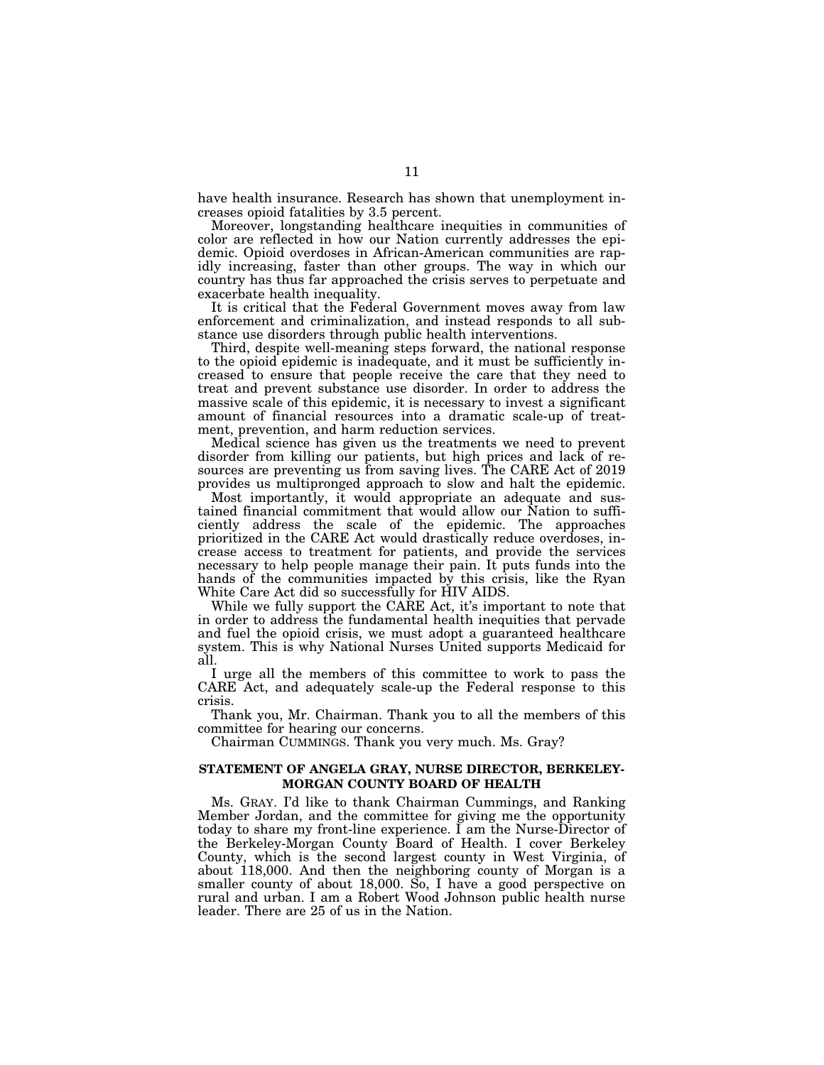have health insurance. Research has shown that unemployment increases opioid fatalities by 3.5 percent.

Moreover, longstanding healthcare inequities in communities of color are reflected in how our Nation currently addresses the epidemic. Opioid overdoses in African-American communities are rapidly increasing, faster than other groups. The way in which our country has thus far approached the crisis serves to perpetuate and exacerbate health inequality.

It is critical that the Federal Government moves away from law enforcement and criminalization, and instead responds to all substance use disorders through public health interventions.

Third, despite well-meaning steps forward, the national response to the opioid epidemic is inadequate, and it must be sufficiently increased to ensure that people receive the care that they need to treat and prevent substance use disorder. In order to address the massive scale of this epidemic, it is necessary to invest a significant amount of financial resources into a dramatic scale-up of treatment, prevention, and harm reduction services.

Medical science has given us the treatments we need to prevent disorder from killing our patients, but high prices and lack of resources are preventing us from saving lives. The CARE Act of 2019 provides us multipronged approach to slow and halt the epidemic.

Most importantly, it would appropriate an adequate and sustained financial commitment that would allow our Nation to sufficiently address the scale of the epidemic. The approaches prioritized in the CARE Act would drastically reduce overdoses, increase access to treatment for patients, and provide the services necessary to help people manage their pain. It puts funds into the hands of the communities impacted by this crisis, like the Ryan White Care Act did so successfully for HIV AIDS.

While we fully support the CARE Act, it's important to note that in order to address the fundamental health inequities that pervade and fuel the opioid crisis, we must adopt a guaranteed healthcare system. This is why National Nurses United supports Medicaid for all.

I urge all the members of this committee to work to pass the CARE Act, and adequately scale-up the Federal response to this crisis.

Thank you, Mr. Chairman. Thank you to all the members of this committee for hearing our concerns.

Chairman CUMMINGS. Thank you very much. Ms. Gray?

## STATEMENT OF ANGELA GRAY, NURSE DIRECTOR, BERKELEY-MORGAN COUNTY BOARD OF HEALTH

Ms. GRAY. I'd like to thank Chairman Cummings, and Ranking Member Jordan, and the committee for giving me the opportunity today to share my front-line experience. I am the Nurse-Director of the Berkeley-Morgan County Board of Health. I cover Berkeley County, which is the second largest county in West Virginia, of about 118,000. And then the neighboring county of Morgan is a smaller county of about 18,000. So, I have a good perspective on rural and urban. I am a Robert Wood Johnson public health nurse leader. There are 25 of us in the Nation.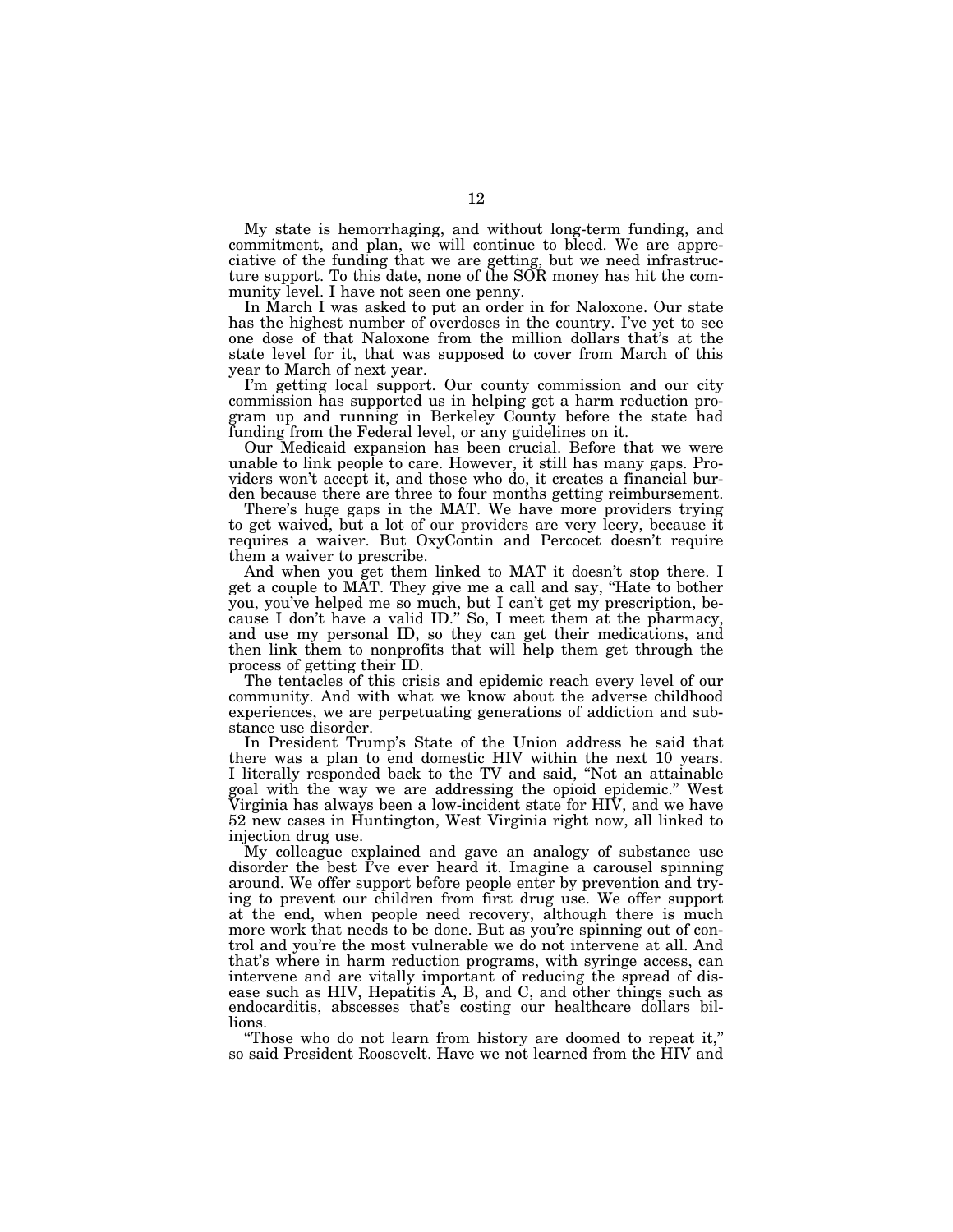My state is hemorrhaging, and without long-term funding, and commitment, and plan, we will continue to bleed. We are appreciative of the funding that we are getting, but we need infrastructure support. To this date, none of the SOR money has hit the community level. I have not seen one penny.

In March I was asked to put an order in for Naloxone. Our state has the highest number of overdoses in the country. I've yet to see one dose of that Naloxone from the million dollars that's at the state level for it, that was supposed to cover from March of this year to March of next year.

I'm getting local support. Our county commission and our city commission has supported us in helping get a harm reduction program up and running in Berkeley County before the state had funding from the Federal level, or any guidelines on it.

Our Medicaid expansion has been crucial. Before that we were unable to link people to care. However, it still has many gaps. Providers won't accept it, and those who do, it creates a financial burden because there are three to four months getting reimbursement.

There's huge gaps in the MAT. We have more providers trying to get waived, but a lot of our providers are very leery, because it requires a waiver. But OxyContin and Percocet doesn't require them a waiver to prescribe.

And when you get them linked to MAT it doesn't stop there. I get a couple to MAT. They give me a call and say, "Hate to bother you, you've helped me so much, but I can't get my prescription, because I don't have a valid ID." So, I meet them at the pharmacy, and use my personal ID, so they can get their medications, and then link them to nonprofits that will help them get through the process of getting their ID.

The tentacles of this crisis and epidemic reach every level of our community. And with what we know about the adverse childhood experiences, we are perpetuating generations of addiction and substance use disorder.

In President Trump's State of the Union address he said that there was a plan to end domestic HIV within the next 10 years. I literally responded back to the TV and said, "Not an attainable goal with the way we are addressing the opioid epidemic." West Virginia has always been a low-incident state for HIV, and we have 52 new cases in Huntington, West Virginia right now, all linked to injection drug use.

My colleague explained and gave an analogy of substance use disorder the best I've ever heard it. Imagine a carousel spinning around. We offer support before people enter by prevention and trying to prevent our children from first drug use. We offer support at the end, when people need recovery, although there is much more work that needs to be done. But as you're spinning out of control and you're the most vulnerable we do not intervene at all. And that's where in harm reduction programs, with syringe access, can intervene and are vitally important of reducing the spread of disease such as HIV, Hepatitis A, B, and C, and other things such as endocarditis, abscesses that's costing our healthcare dollars billions.

"Those who do not learn from history are doomed to repeat it," so said President Roosevelt. Have we not learned from the HIV and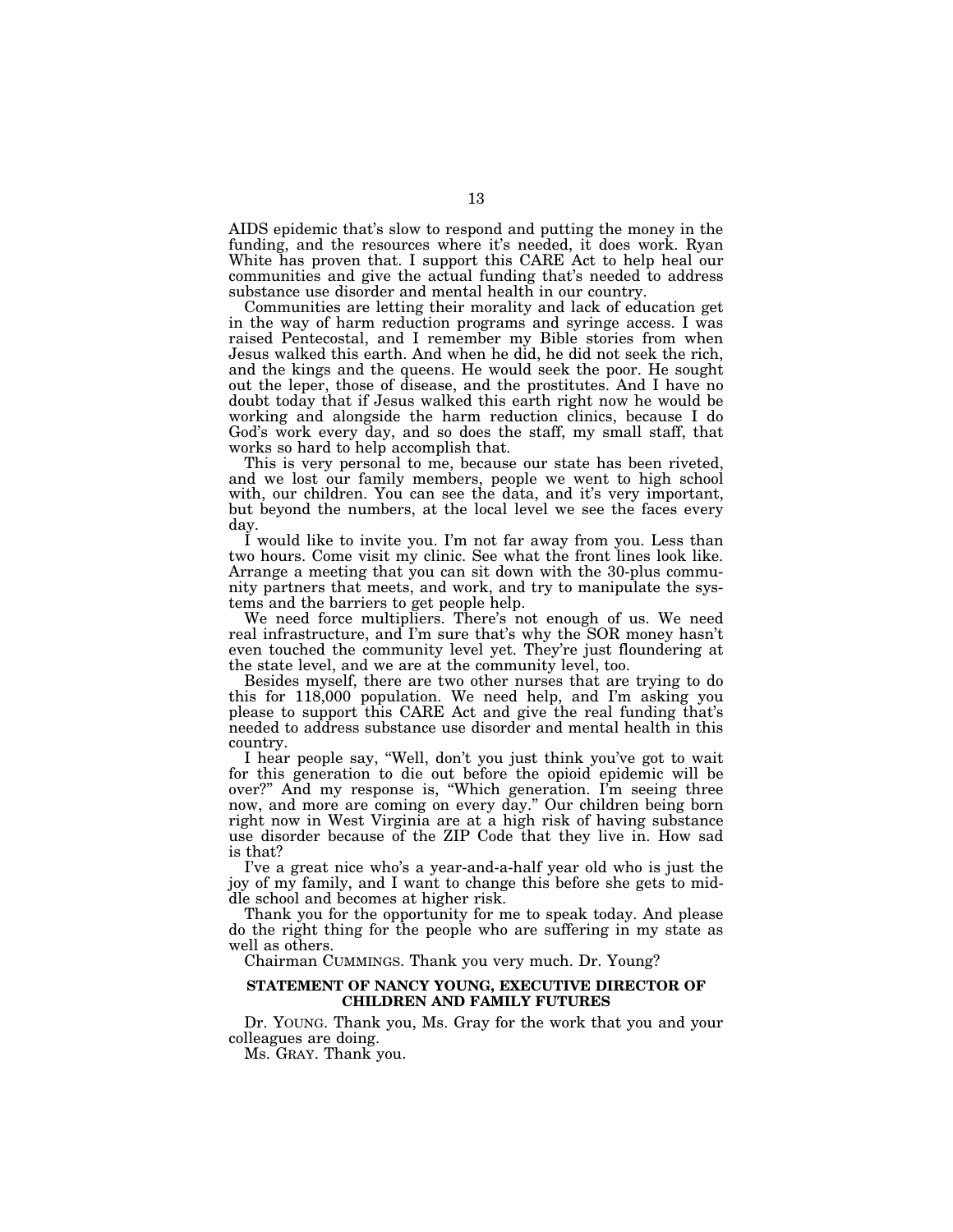AIDS epidemic that's slow to respond and putting the money in the funding, and the resources where it's needed, it does work. Ryan White has proven that. I support this CARE Act to help heal our communities and give the actual funding that's needed to address substance use disorder and mental health in our country.

Communities are letting their morality and lack of education get in the way of harm reduction programs and syringe access. I was raised Pentecostal, and I remember my Bible stories from when Jesus walked this earth. And when he did, he did not seek the rich, and the kings and the queens. He would seek the poor. He sought out the leper, those of disease, and the prostitutes. And I have no doubt today that if Jesus walked this earth right now he would be working and alongside the harm reduction clinics, because I do God's work every day, and so does the staff, my small staff, that works so hard to help accomplish that.

This is very personal to me, because our state has been riveted, and we lost our family members, people we went to high school with, our children. You can see the data, and it's very important, but beyond the numbers, at the local level we see the faces every day.

I would like to invite you. I'm not far away from you. Less than two hours. Come visit my clinic. See what the front lines look like. Arrange a meeting that you can sit down with the 30-plus community partners that meets, and work, and try to manipulate the systems and the barriers to get people help.

We need force multipliers. There's not enough of us. We need real infrastructure, and I'm sure that's why the SOR money hasn't even touched the community level yet. They're just floundering at the state level, and we are at the community level, too.

Besides myself, there are two other nurses that are trying to do this for 118,000 population. We need help, and I'm asking you please to support this CARE Act and give the real funding that's needed to address substance use disorder and mental health in this country.

I hear people say, "Well, don't you just think you've got to wait for this generation to die out before the opioid epidemic will be over?" And my response is, "Which generation. I'm seeing three now, and more are coming on every day." Our children being born right now in West Virginia are at a high risk of having substance use disorder because of the ZIP Code that they live in. How sad is that?

I've a great nice who's a year-and-a-half year old who is just the joy of my family, and I want to change this before she gets to middle school and becomes at higher risk.

Thank you for the opportunity for me to speak today. And please do the right thing for the people who are suffering in my state as well as others.

Chairman CUMMINGS. Thank you very much. Dr. Young?

**STATEMENT OF NANCY YOUNG, EXECUTIVE DIRECTOR OF CHILDREN AND FAMILY FUTURES**

Dr. YOUNG. Thank you, Ms. Gray for the work that you and your colleagues are doing.

Ms. GRAY. Thank you.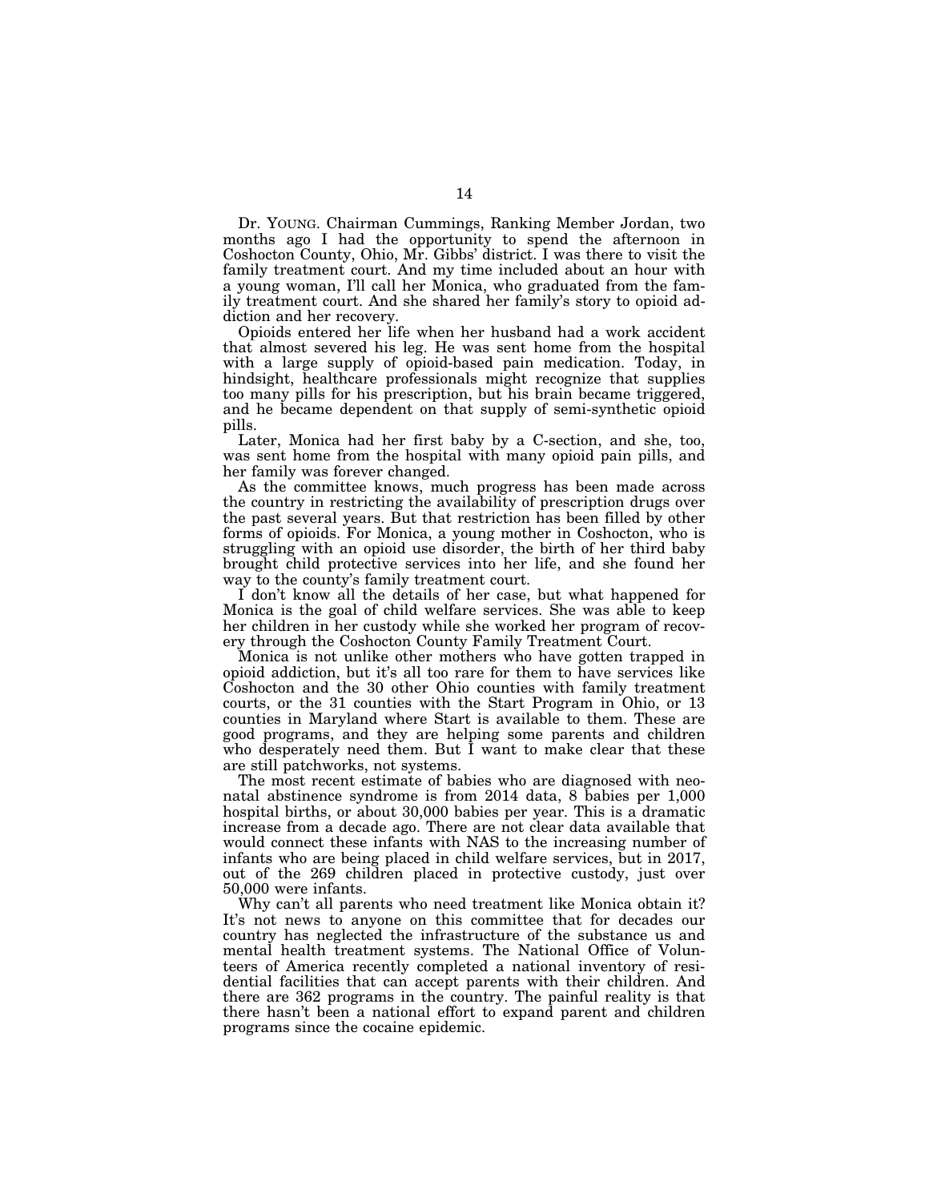Dr. YOUNG. Chairman Cummings, Ranking Member Jordan, two months ago I had the opportunity to spend the afternoon in Coshocton County, Ohio, Mr. Gibbs' district. I was there to visit the family treatment court. And my time included about an hour with a young woman, I'll call her Monica, who graduated from the family treatment court. And she shared her family's story to opioid addiction and her recovery.

Opioids entered her life when her husband had a work accident that almost severed his leg. He was sent home from the hospital with a large supply of opioid-based pain medication. Today, in hindsight, healthcare professionals might recognize that supplies too many pills for his prescription, but his brain became triggered, and he became dependent on that supply of semi-synthetic opioid pills.

Later, Monica had her first baby by a C-section, and she, too, was sent home from the hospital with many opioid pain pills, and her family was forever changed.

As the committee knows, much progress has been made across the country in restricting the availability of prescription drugs over the past several years. But that restriction has been filled by other forms of opioids. For Monica, a young mother in Coshocton, who is struggling with an opioid use disorder, the birth of her third baby brought child protective services into her life, and she found her way to the county's family treatment court.

I don't know all the details of her case, but what happened for Monica is the goal of child welfare services. She was able to keep her children in her custody while she worked her program of recovery through the Coshocton County Family Treatment Court.

Monica is not unlike other mothers who have gotten trapped in opioid addiction, but it's all too rare for them to have services like Coshocton and the 30 other Ohio counties with family treatment courts, or the 31 counties with the Start Program in Ohio, or 13 counties in Maryland where Start is available to them. These are good programs, and they are helping some parents and children who desperately need them. But I want to make clear that these are still patchworks, not systems.

The most recent estimate of babies who are diagnosed with neonatal abstinence syndrome is from 2014 data, 8 babies per 1,000 hospital births, or about 30,000 babies per year. This is a dramatic increase from a decade ago. There are not clear data available that would connect these infants with NAS to the increasing number of infants who are being placed in child welfare services, but in 2017, out of the 269 children placed in protective custody, just over 50,000 were infants.

Why can't all parents who need treatment like Monica obtain it? It's not news to anyone on this committee that for decades our country has neglected the infrastructure of the substance us and mental health treatment systems. The National Office of Volunteers of America recently completed a national inventory of residential facilities that can accept parents with their children. And there are 362 programs in the country. The painful reality is that there hasn't been a national effort to expand parent and children programs since the cocaine epidemic.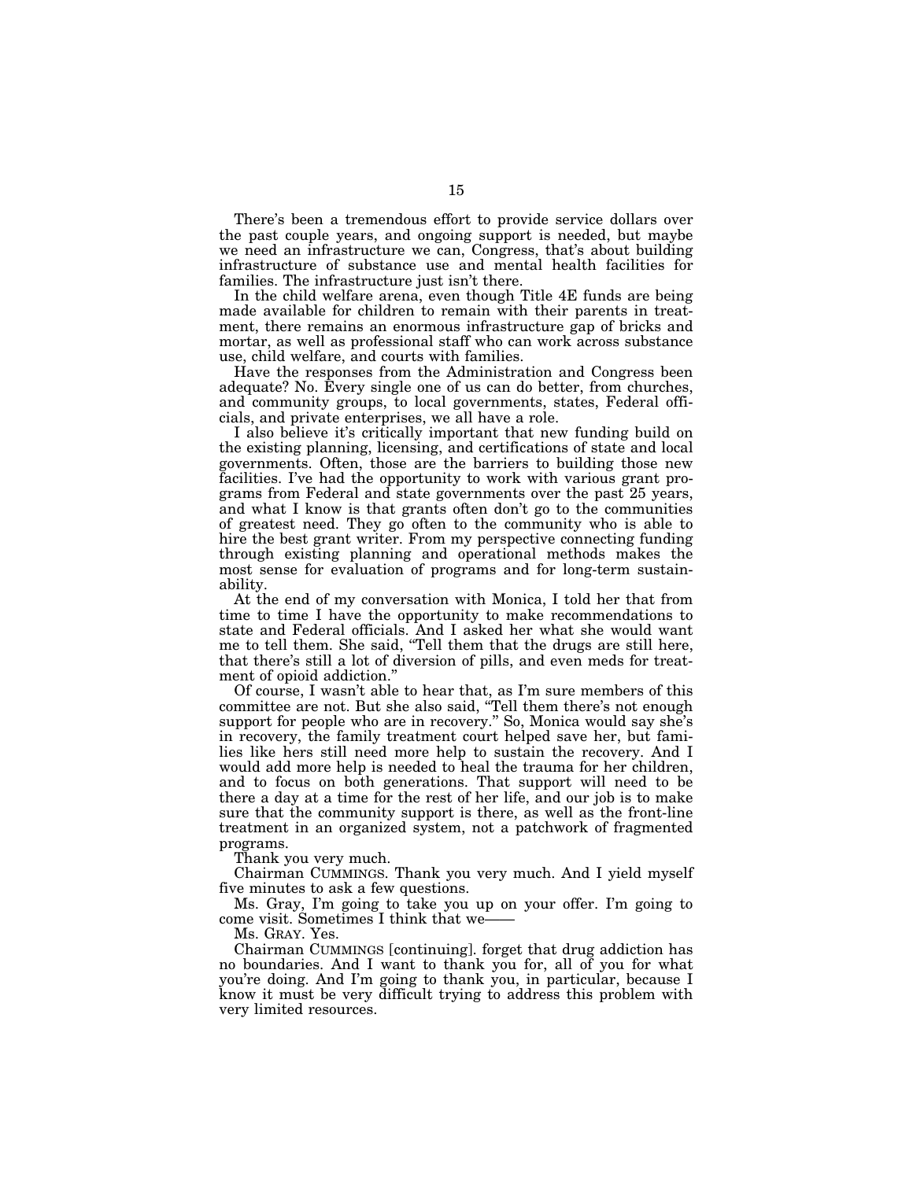There's been a tremendous effort to provide service dollars over the past couple years, and ongoing support is needed, but maybe we need an infrastructure we can, Congress, that's about building infrastructure of substance use and mental health facilities for families. The infrastructure just isn't there.

In the child welfare arena, even though Title 4E funds are being made available for children to remain with their parents in treatment, there remains an enormous infrastructure gap of bricks and mortar, as well as professional staff who can work across substance use, child welfare, and courts with families.

Have the responses from the Administration and Congress been adequate? No. Every single one of us can do better, from churches, and community groups, to local governments, states, Federal officials, and private enterprises, we all have a role.

I also believe it's critically important that new funding build on the existing planning, licensing, and certifications of state and local governments. Often, those are the barriers to building those new facilities. I've had the opportunity to work with various grant programs from Federal and state governments over the past 25 years, and what I know is that grants often don't go to the communities of greatest need. They go often to the community who is able to hire the best grant writer. From my perspective connecting funding through existing planning and operational methods makes the most sense for evaluation of programs and for long-term sustainability.

At the end of my conversation with Monica, I told her that from time to time I have the opportunity to make recommendations to state and Federal officials. And I asked her what she would want me to tell them. She said, "Tell them that the drugs are still here, that there's still a lot of diversion of pills, and even meds for treatment of opioid addiction."

Of course, I wasn't able to hear that, as I'm sure members of this committee are not. But she also said, "Tell them there's not enough support for people who are in recovery." So, Monica would say she's in recovery, the family treatment court helped save her, but families like hers still need more help to sustain the recovery. And I would add more help is needed to heal the trauma for her children, and to focus on both generations. That support will need to be there a day at a time for the rest of her life, and our job is to make sure that the community support is there, as well as the front-line treatment in an organized system, not a patchwork of fragmented programs.

Thank you very much.

Chairman CUMMINGS. Thank you very much. And I yield myself five minutes to ask a few questions.

Ms. Gray, I'm going to take you up on your offer. I'm going to come visit. Sometimes I think that we——

Ms. GRAY. Yes.

Chairman CUMMINGS [continuing]. forget that drug addiction has no boundaries. And I want to thank you for, all of you for what you're doing. And I'm going to thank you, in particular, because I know it must be very difficult trying to address this problem with very limited resources.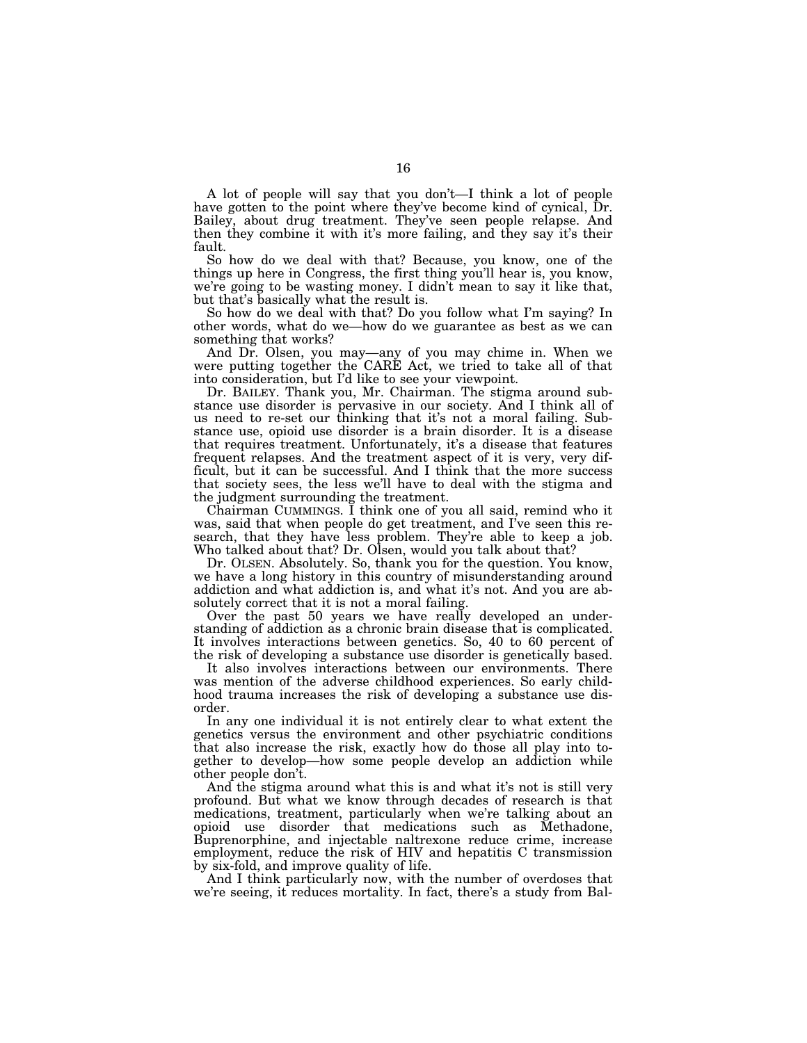A lot of people will say that you don't—I think a lot of people have gotten to the point where they've become kind of cynical, Dr. Bailey, about drug treatment. They've seen people relapse. And then they combine it with it's more failing, and they say it's their fault.

So how do we deal with that? Because, you know, one of the things up here in Congress, the first thing you'll hear is, you know, we're going to be wasting money. I didn't mean to say it like that, but that's basically what the result is.

So how do we deal with that? Do you follow what I'm saying? In other words, what do we—how do we guarantee as best as we can something that works?

And Dr. Olsen, you may—any of you may chime in. When we were putting together the CARE Act, we tried to take all of that into consideration, but I'd like to see your viewpoint.

Dr. BAILEY. Thank you, Mr. Chairman. The stigma around substance use disorder is pervasive in our society. And I think all of us need to re-set our thinking that it's not a moral failing. Substance use, opioid use disorder is a brain disorder. It is a disease that requires treatment. Unfortunately, it's a disease that features frequent relapses. And the treatment aspect of it is very, very difficult, but it can be successful. And I think that the more success that society sees, the less we'll have to deal with the stigma and the judgment surrounding the treatment.

Chairman CUMMINGS. I think one of you all said, remind who it was, said that when people do get treatment, and I've seen this research, that they have less problem. They're able to keep a job. Who talked about that? Dr. Olsen, would you talk about that?

Dr. OLSEN. Absolutely. So, thank you for the question. You know, we have a long history in this country of misunderstanding around addiction and what addiction is, and what it's not. And you are absolutely correct that it is not a moral failing.

Over the past 50 years we have really developed an understanding of addiction as a chronic brain disease that is complicated. It involves interactions between genetics. So, 40 to 60 percent of the risk of developing a substance use disorder is genetically based.

It also involves interactions between our environments. There was mention of the adverse childhood experiences. So early childhood trauma increases the risk of developing a substance use disorder.

In any one individual it is not entirely clear to what extent the genetics versus the environment and other psychiatric conditions that also increase the risk, exactly how do those all play into together to develop—how some people develop an addiction while other people don't.

And the stigma around what this is and what it's not is still very profound. But what we know through decades of research is that medications, treatment, particularly when we're talking about an opioid use disorder that medications such as Methadone, Buprenorphine, and injectable naltrexone reduce crime, increase employment, reduce the risk of HIV and hepatitis C transmission by six-fold, and improve quality of life.

And I think particularly now, with the number of overdoses that we're seeing, it reduces mortality. In fact, there's a study from Bal-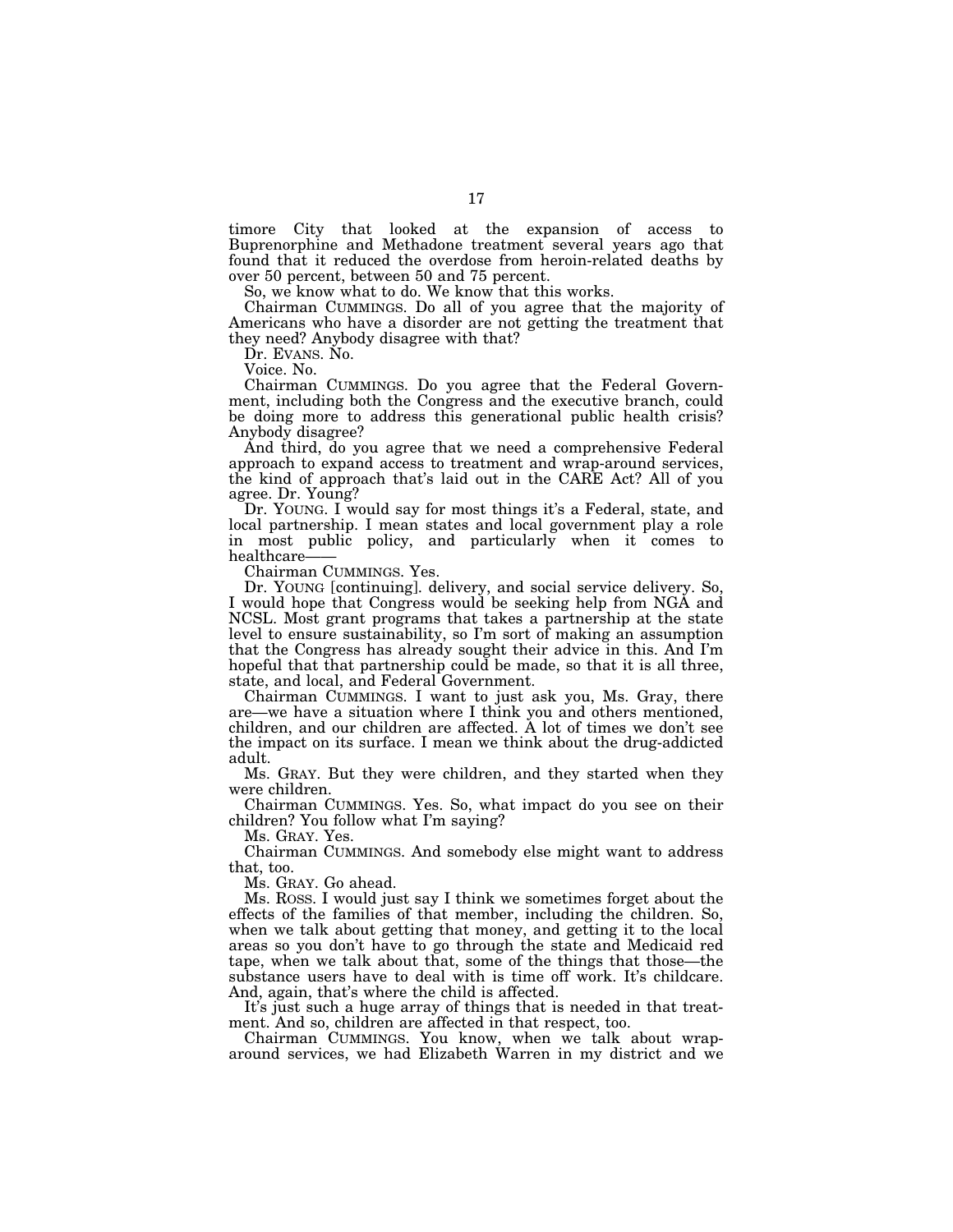timore City that looked at the expansion of access to Buprenorphine and Methadone treatment several years ago that found that it reduced the overdose from heroin-related deaths by over 50 percent, between 50 and 75 percent.

So, we know what to do. We know that this works.

Chairman CUMMINGS. Do all of you agree that the majority of Americans who have a disorder are not getting the treatment that they need? Anybody disagree with that?

Dr. EVANS. No.

Voice. No.

Chairman CUMMINGS. Do you agree that the Federal Government, including both the Congress and the executive branch, could be doing more to address this generational public health crisis? Anybody disagree?

And third, do you agree that we need a comprehensive Federal approach to expand access to treatment and wrap-around services, the kind of approach that's laid out in the CARE Act? All of you agree. Dr. Young?

Dr. YOUNG. I would say for most things it's a Federal, state, and local partnership. I mean states and local government play a role in most public policy, and particularly when it comes to healthcare——

Chairman CUMMINGS. Yes.

Dr. YOUNG [continuing]. delivery, and social service delivery. So, I would hope that Congress would be seeking help from NGA and NCSL. Most grant programs that takes a partnership at the state level to ensure sustainability, so I'm sort of making an assumption that the Congress has already sought their advice in this. And I'm hopeful that that partnership could be made, so that it is all three, state, and local, and Federal Government.

Chairman CUMMINGS. I want to just ask you, Ms. Gray, there are—we have a situation where I think you and others mentioned, children, and our children are affected. A lot of times we don't see the impact on its surface. I mean we think about the drug-addicted adult.

Ms. GRAY. But they were children, and they started when they were children.

Chairman CUMMINGS. Yes. So, what impact do you see on their children? You follow what I'm saying?

Ms. GRAY. Yes.

Chairman CUMMINGS. And somebody else might want to address that, too.

Ms. GRAY. Go ahead.

Ms. ROSS. I would just say I think we sometimes forget about the effects of the families of that member, including the children. So, when we talk about getting that money, and getting it to the local areas so you don't have to go through the state and Medicaid red tape, when we talk about that, some of the things that those—the substance users have to deal with is time off work. It's childcare. And, again, that's where the child is affected.

It's just such a huge array of things that is needed in that treatment. And so, children are affected in that respect, too.

Chairman CUMMINGS. You know, when we talk about wrap-around services, we had Elizabeth Warren in my district and we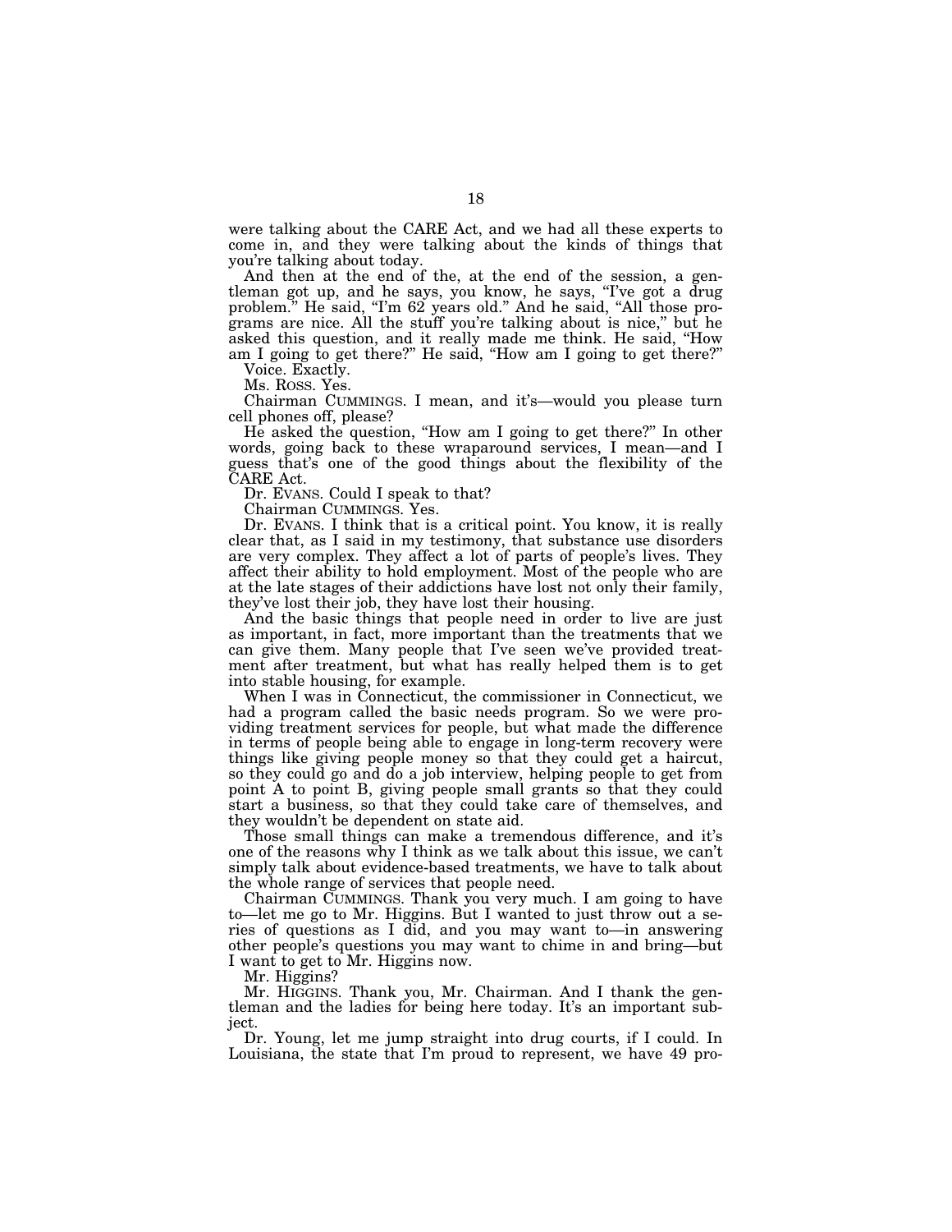were talking about the CARE Act, and we had all these experts to come in, and they were talking about the kinds of things that you're talking about today.

And then at the end of the, at the end of the session, a gentleman got up, and he says, you know, he says, "I've got a drug problem." He said, "I'm 62 years old." And he said, "All those programs are nice. All the stuff you're talking about is nice," but he asked this question, and it really made me think. He said, "How am I going to get there?" He said, "How am I going to get there?"

Voice. Exactly.

Ms. ROSS. Yes.

Chairman CUMMINGS. I mean, and it's—would you please turn cell phones off, please?

He asked the question, "How am I going to get there?" In other words, going back to these wraparound services, I mean—and I guess that's one of the good things about the flexibility of the CARE Act.

Dr. EVANS. Could I speak to that?

Chairman CUMMINGS. Yes.

Dr. EVANS. I think that is a critical point. You know, it is really clear that, as I said in my testimony, that substance use disorders are very complex. They affect a lot of parts of people's lives. They affect their ability to hold employment. Most of the people who are at the late stages of their addictions have lost not only their family, they've lost their job, they have lost their housing.

And the basic things that people need in order to live are just as important, in fact, more important than the treatments that we can give them. Many people that I've seen we've provided treatment after treatment, but what has really helped them is to get into stable housing, for example.

When I was in Connecticut, the commissioner in Connecticut, we had a program called the basic needs program. So we were providing treatment services for people, but what made the difference in terms of people being able to engage in long-term recovery were things like giving people money so that they could get a haircut, so they could go and do a job interview, helping people to get from point A to point B, giving people small grants so that they could start a business, so that they could take care of themselves, and they wouldn't be dependent on state aid.

Those small things can make a tremendous difference, and it's one of the reasons why I think as we talk about this issue, we can't simply talk about evidence-based treatments, we have to talk about the whole range of services that people need.

Chairman CUMMINGS. Thank you very much. I am going to have to—let me go to Mr. Higgins. But I wanted to just throw out a series of questions as I did, and you may want to—in answering other people's questions you may want to chime in and bring—but I want to get to Mr. Higgins now.

Mr. Higgins?

Mr. HIGGINS. Thank you, Mr. Chairman. And I thank the gentleman and the ladies for being here today. It's an important subject.

Dr. Young, let me jump straight into drug courts, if I could. In Louisiana, the state that I'm proud to represent, we have 49 pro-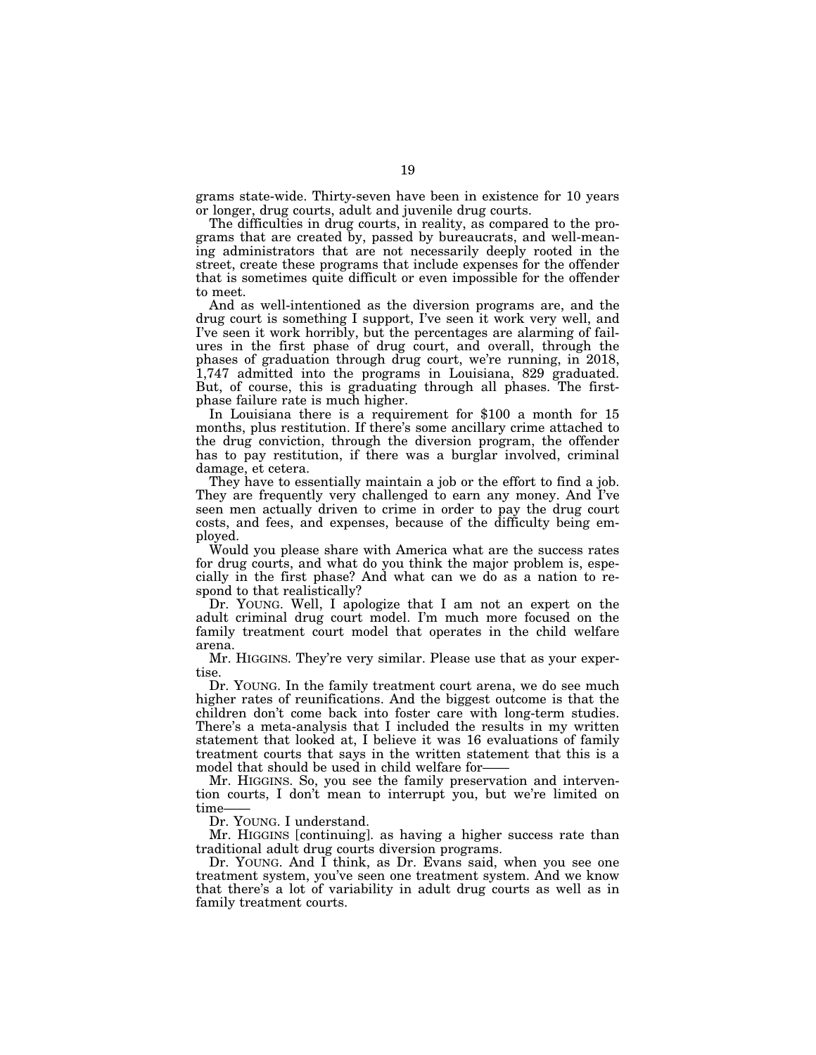grams state-wide. Thirty-seven have been in existence for 10 years or longer, drug courts, adult and juvenile drug courts.

The difficulties in drug courts, in reality, as compared to the programs that are created by, passed by bureaucrats, and well-meaning administrators that are not necessarily deeply rooted in the street, create these programs that include expenses for the offender that is sometimes quite difficult or even impossible for the offender to meet.

And as well-intentioned as the diversion programs are, and the drug court is something I support, I've seen it work very well, and I've seen it work horribly, but the percentages are alarming of failures in the first phase of drug court, and overall, through the phases of graduation through drug court, we're running, in 2018, 1,747 admitted into the programs in Louisiana, 829 graduated. But, of course, this is graduating through all phases. The first-phase failure rate is much higher.

In Louisiana there is a requirement for $100 a month for 15 months, plus restitution. If there's some ancillary crime attached to the drug conviction, through the diversion program, the offender has to pay restitution, if there was a burglar involved, criminal damage, et cetera.

They have to essentially maintain a job or the effort to find a job. They are frequently very challenged to earn any money. And I've seen men actually driven to crime in order to pay the drug court costs, and fees, and expenses, because of the difficulty being employed.

Would you please share with America what are the success rates for drug courts, and what do you think the major problem is, especially in the first phase? And what can we do as a nation to respond to that realistically?

Dr. YOUNG. Well, I apologize that I am not an expert on the adult criminal drug court model. I'm much more focused on the family treatment court model that operates in the child welfare arena.

Mr. HIGGINS. They're very similar. Please use that as your expertise.

Dr. YOUNG. In the family treatment court arena, we do see much higher rates of reunifications. And the biggest outcome is that the children don't come back into foster care with long-term studies. There's a meta-analysis that I included the results in my written statement that looked at, I believe it was 16 evaluations of family treatment courts that says in the written statement that this is a model that should be used in child welfare for——

Mr. HIGGINS. So, you see the family preservation and intervention courts, I don't mean to interrupt you, but we're limited on time——

Dr. YOUNG. I understand.

Mr. HIGGINS [continuing]. as having a higher success rate than traditional adult drug courts diversion programs.

Dr. YOUNG. And I think, as Dr. Evans said, when you see one treatment system, you've seen one treatment system. And we know that there's a lot of variability in adult drug courts as well as in family treatment courts.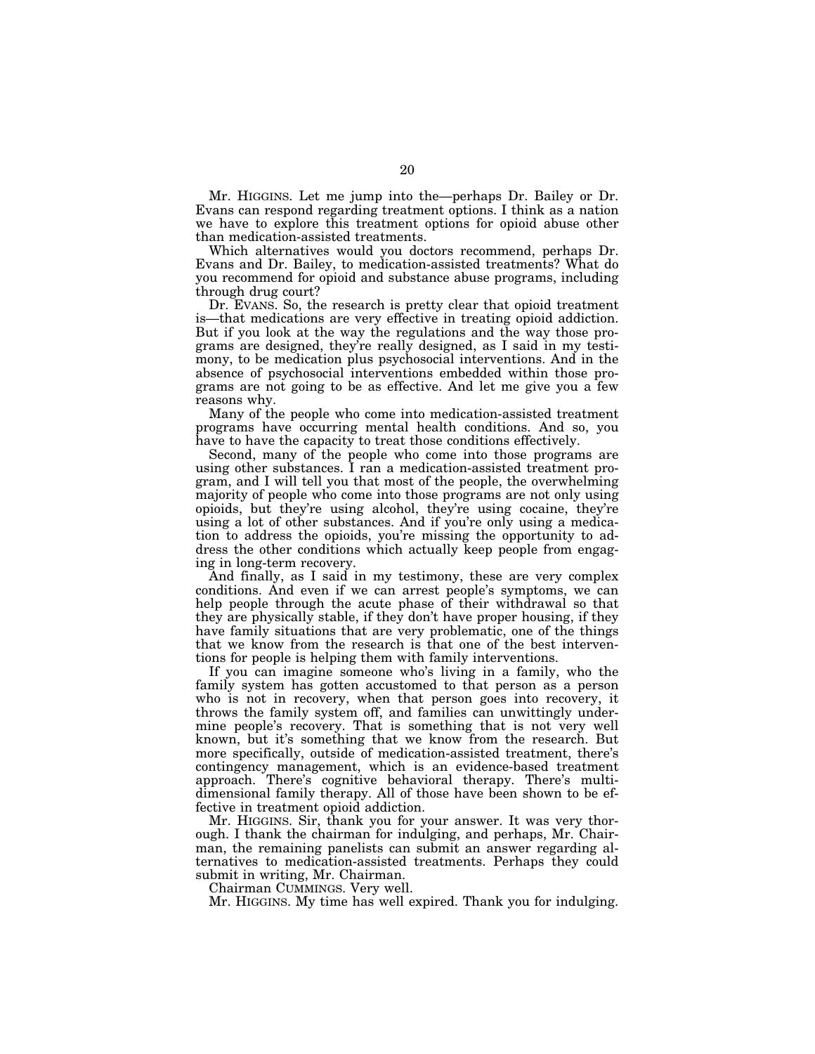Mr. HIGGINS. Let me jump into the—perhaps Dr. Bailey or Dr. Evans can respond regarding treatment options. I think as a nation we have to explore this treatment options for opioid abuse other than medication-assisted treatments.

Which alternatives would you doctors recommend, perhaps Dr. Evans and Dr. Bailey, to medication-assisted treatments? What do you recommend for opioid and substance abuse programs, including through drug court?

Dr. EVANS. So, the research is pretty clear that opioid treatment is—that medications are very effective in treating opioid addiction. But if you look at the way the regulations and the way those programs are designed, they're really designed, as I said in my testimony, to be medication plus psychosocial interventions. And in the absence of psychosocial interventions embedded within those programs are not going to be as effective. And let me give you a few reasons why.

Many of the people who come into medication-assisted treatment programs have occurring mental health conditions. And so, you have to have the capacity to treat those conditions effectively.

Second, many of the people who come into those programs are using other substances. I ran a medication-assisted treatment program, and I will tell you that most of the people, the overwhelming majority of people who come into those programs are not only using opioids, but they're using alcohol, they're using cocaine, they're using a lot of other substances. And if you're only using a medication to address the opioids, you're missing the opportunity to address the other conditions which actually keep people from engaging in long-term recovery.

And finally, as I said in my testimony, these are very complex conditions. And even if we can arrest people's symptoms, we can help people through the acute phase of their withdrawal so that they are physically stable, if they don't have proper housing, if they have family situations that are very problematic, one of the things that we know from the research is that one of the best interventions for people is helping them with family interventions.

If you can imagine someone who's living in a family, who the family system has gotten accustomed to that person as a person who is not in recovery, when that person goes into recovery, it throws the family system off, and families can unwittingly undermine people's recovery. That is something that is not very well known, but it's something that we know from the research. But more specifically, outside of medication-assisted treatment, there's contingency management, which is an evidence-based treatment approach. There's cognitive behavioral therapy. There's multi-dimensional family therapy. All of those have been shown to be effective in treatment opioid addiction.

Mr. HIGGINS. Sir, thank you for your answer. It was very thorough. I thank the chairman for indulging, and perhaps, Mr. Chairman, the remaining panelists can submit an answer regarding alternatives to medication-assisted treatments. Perhaps they could submit in writing, Mr. Chairman.

Chairman CUMMINGS. Very well.

Mr. HIGGINS. My time has well expired. Thank you for indulging.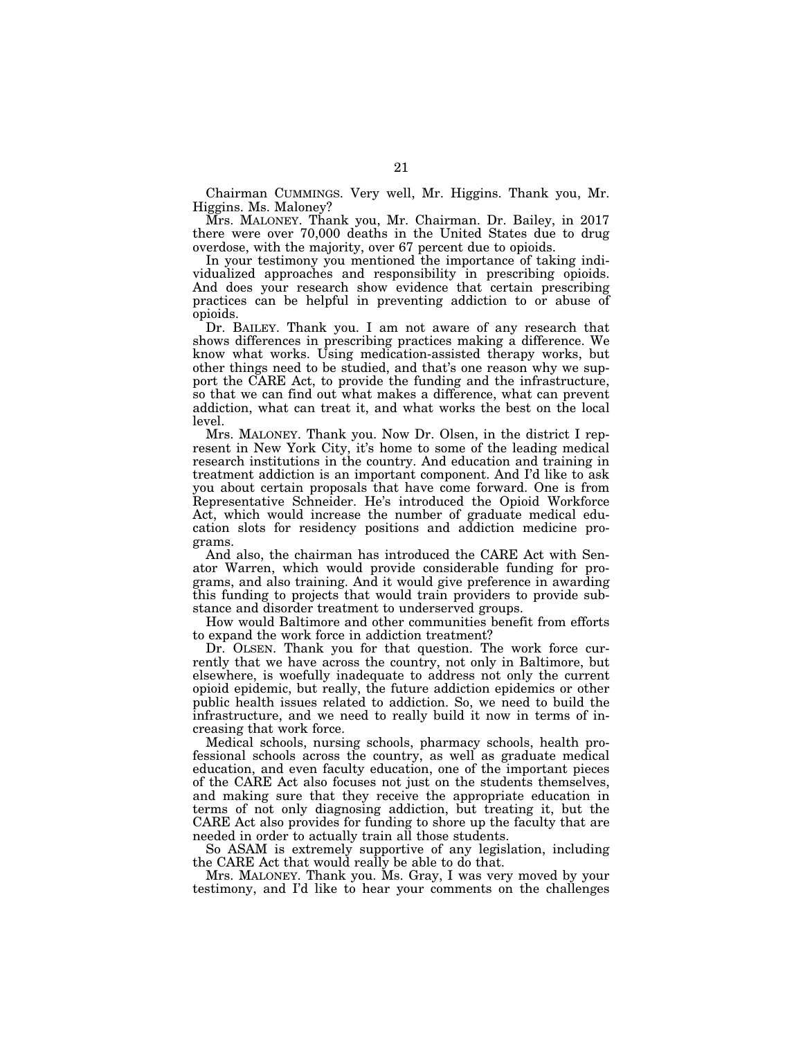Chairman CUMMINGS. Very well, Mr. Higgins. Thank you, Mr. Higgins. Ms. Maloney?

Mrs. MALONEY. Thank you, Mr. Chairman. Dr. Bailey, in 2017 there were over 70,000 deaths in the United States due to drug overdose, with the majority, over 67 percent due to opioids.

In your testimony you mentioned the importance of taking individualized approaches and responsibility in prescribing opioids. And does your research show evidence that certain prescribing practices can be helpful in preventing addiction to or abuse of opioids.

Dr. BAILEY. Thank you. I am not aware of any research that shows differences in prescribing practices making a difference. We know what works. Using medication-assisted therapy works, but other things need to be studied, and that's one reason why we support the CARE Act, to provide the funding and the infrastructure, so that we can find out what makes a difference, what can prevent addiction, what can treat it, and what works the best on the local level.

Mrs. MALONEY. Thank you. Now Dr. Olsen, in the district I represent in New York City, it's home to some of the leading medical research institutions in the country. And education and training in treatment addiction is an important component. And I'd like to ask you about certain proposals that have come forward. One is from Representative Schneider. He's introduced the Opioid Workforce Act, which would increase the number of graduate medical education slots for residency positions and addiction medicine programs.

And also, the chairman has introduced the CARE Act with Senator Warren, which would provide considerable funding for programs, and also training. And it would give preference in awarding this funding to projects that would train providers to provide substance and disorder treatment to underserved groups.

How would Baltimore and other communities benefit from efforts to expand the work force in addiction treatment?

Dr. OLSEN. Thank you for that question. The work force currently that we have across the country, not only in Baltimore, but elsewhere, is woefully inadequate to address not only the current opioid epidemic, but really, the future addiction epidemics or other public health issues related to addiction. So, we need to build the infrastructure, and we need to really build it now in terms of increasing that work force.

Medical schools, nursing schools, pharmacy schools, health professional schools across the country, as well as graduate medical education, and even faculty education, one of the important pieces of the CARE Act also focuses not just on the students themselves, and making sure that they receive the appropriate education in terms of not only diagnosing addiction, but treating it, but the CARE Act also provides for funding to shore up the faculty that are needed in order to actually train all those students.

So ASAM is extremely supportive of any legislation, including the CARE Act that would really be able to do that.

Mrs. MALONEY. Thank you. Ms. Gray, I was very moved by your testimony, and I'd like to hear your comments on the challenges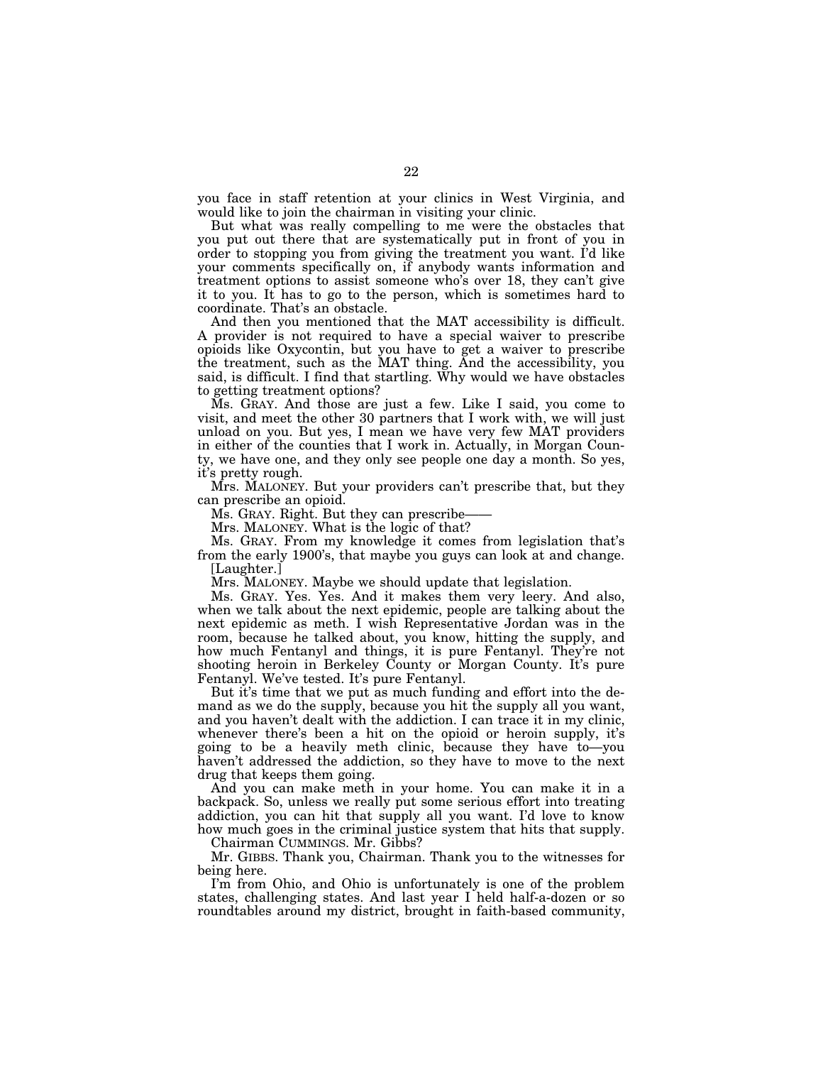you face in staff retention at your clinics in West Virginia, and would like to join the chairman in visiting your clinic.

But what was really compelling to me were the obstacles that you put out there that are systematically put in front of you in order to stopping you from giving the treatment you want. I'd like your comments specifically on, if anybody wants information and treatment options to assist someone who's over 18, they can't give it to you. It has to go to the person, which is sometimes hard to coordinate. That's an obstacle.

And then you mentioned that the MAT accessibility is difficult. A provider is not required to have a special waiver to prescribe opioids like Oxycontin, but you have to get a waiver to prescribe the treatment, such as the MAT thing. And the accessibility, you said, is difficult. I find that startling. Why would we have obstacles to getting treatment options?

Ms. GRAY. And those are just a few. Like I said, you come to visit, and meet the other 30 partners that I work with, we will just unload on you. But yes, I mean we have very few MAT providers in either of the counties that I work in. Actually, in Morgan County, we have one, and they only see people one day a month. So yes, it's pretty rough.

Mrs. MALONEY. But your providers can't prescribe that, but they can prescribe an opioid.

Ms. GRAY. Right. But they can prescribe——

Mrs. MALONEY. What is the logic of that?

Ms. GRAY. From my knowledge it comes from legislation that's from the early 1900's, that maybe you guys can look at and change. [Laughter.]

Mrs. MALONEY. Maybe we should update that legislation.

Ms. GRAY. Yes. Yes. And it makes them very leery. And also, when we talk about the next epidemic, people are talking about the next epidemic as meth. I wish Representative Jordan was in the room, because he talked about, you know, hitting the supply, and how much Fentanyl and things, it is pure Fentanyl. They're not shooting heroin in Berkeley County or Morgan County. It's pure Fentanyl. We've tested. It's pure Fentanyl.

But it's time that we put as much funding and effort into the demand as we do the supply, because you hit the supply all you want, and you haven't dealt with the addiction. I can trace it in my clinic, whenever there's been a hit on the opioid or heroin supply, it's going to be a heavily meth clinic, because they have to—you haven't addressed the addiction, so they have to move to the next drug that keeps them going.

And you can make meth in your home. You can make it in a backpack. So, unless we really put some serious effort into treating addiction, you can hit that supply all you want. I'd love to know how much goes in the criminal justice system that hits that supply.

Chairman CUMMINGS. Mr. Gibbs?

Mr. GIBBS. Thank you, Chairman. Thank you to the witnesses for being here.

I'm from Ohio, and Ohio is unfortunately is one of the problem states, challenging states. And last year I held half-a-dozen or so roundtables around my district, brought in faith-based community,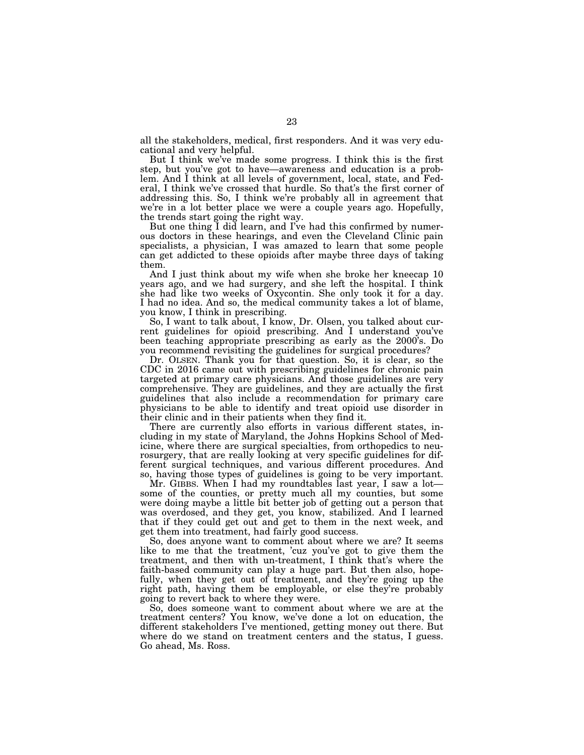all the stakeholders, medical, first responders. And it was very educational and very helpful.

But I think we've made some progress. I think this is the first step, but you've got to have—awareness and education is a problem. And I think at all levels of government, local, state, and Federal, I think we've crossed that hurdle. So that's the first corner of addressing this. So, I think we're probably all in agreement that we're in a lot better place we were a couple years ago. Hopefully, the trends start going the right way.

But one thing I did learn, and I've had this confirmed by numerous doctors in these hearings, and even the Cleveland Clinic pain specialists, a physician, I was amazed to learn that some people can get addicted to these opioids after maybe three days of taking them.

And I just think about my wife when she broke her kneecap 10 years ago, and we had surgery, and she left the hospital. I think she had like two weeks of Oxycontin. She only took it for a day. I had no idea. And so, the medical community takes a lot of blame, you know, I think in prescribing.

So, I want to talk about, I know, Dr. Olsen, you talked about current guidelines for opioid prescribing. And I understand you've been teaching appropriate prescribing as early as the 2000's. Do you recommend revisiting the guidelines for surgical procedures?

Dr. OLSEN. Thank you for that question. So, it is clear, so the CDC in 2016 came out with prescribing guidelines for chronic pain targeted at primary care physicians. And those guidelines are very comprehensive. They are guidelines, and they are actually the first guidelines that also include a recommendation for primary care physicians to be able to identify and treat opioid use disorder in their clinic and in their patients when they find it.

There are currently also efforts in various different states, including in my state of Maryland, the Johns Hopkins School of Medicine, where there are surgical specialties, from orthopedics to neurosurgery, that are really looking at very specific guidelines for different surgical techniques, and various different procedures. And so, having those types of guidelines is going to be very important.

Mr. GIBBS. When I had my roundtables last year, I saw a lot—some of the counties, or pretty much all my counties, but some were doing maybe a little bit better job of getting out a person that was overdosed, and they get, you know, stabilized. And I learned that if they could get out and get to them in the next week, and get them into treatment, had fairly good success.

So, does anyone want to comment about where we are? It seems like to me that the treatment, 'cuz you've got to give them the treatment, and then with un-treatment, I think that's where the faith-based community can play a huge part. But then also, hopefully, when they get out of treatment, and they're going up the right path, having them be employable, or else they're probably going to revert back to where they were.

So, does someone want to comment about where we are at the treatment centers? You know, we've done a lot on education, the different stakeholders I've mentioned, getting money out there. But where do we stand on treatment centers and the status, I guess. Go ahead, Ms. Ross.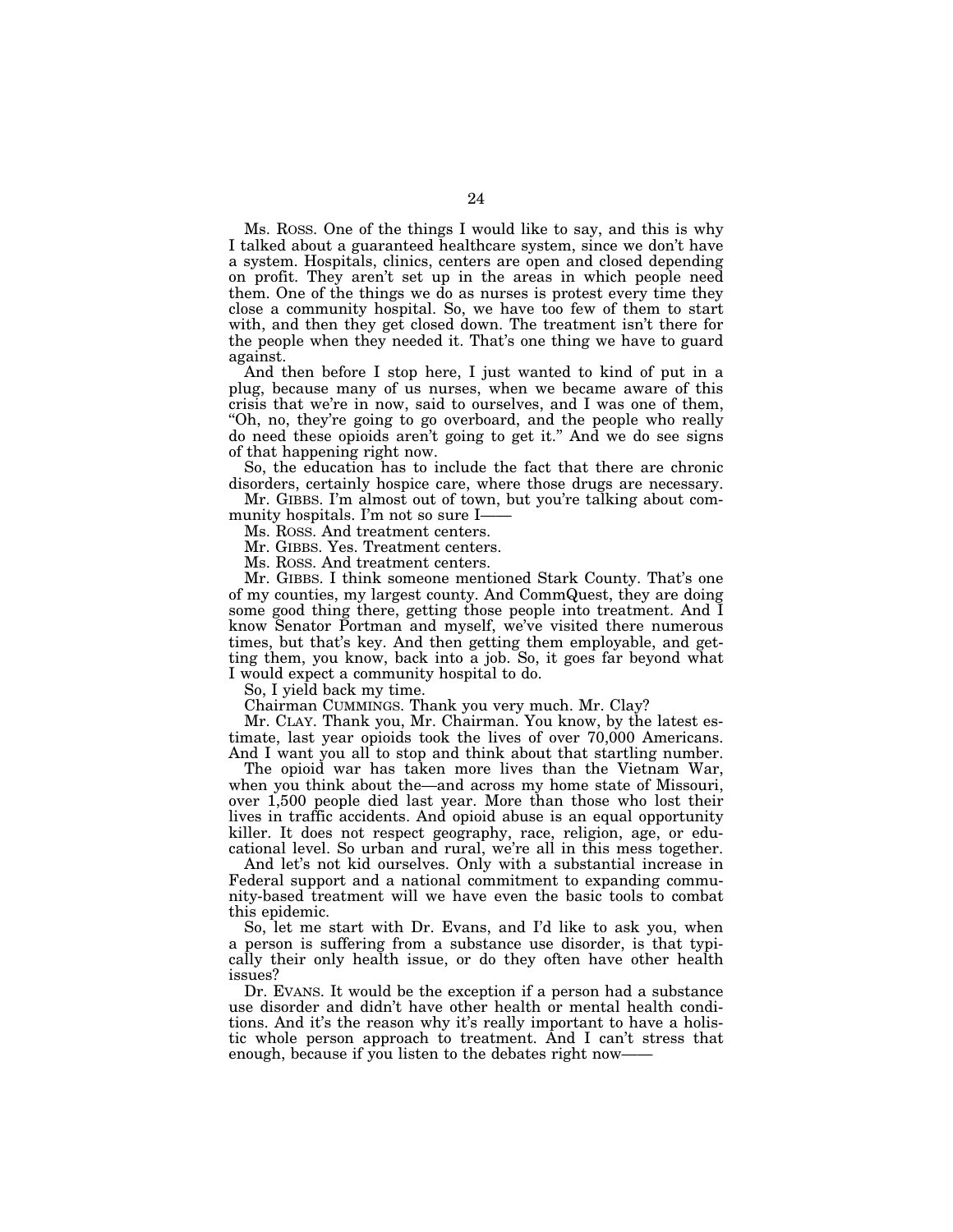Ms. ROSS. One of the things I would like to say, and this is why I talked about a guaranteed healthcare system, since we don't have a system. Hospitals, clinics, centers are open and closed depending on profit. They aren't set up in the areas in which people need them. One of the things we do as nurses is protest every time they close a community hospital. So, we have too few of them to start with, and then they get closed down. The treatment isn't there for the people when they needed it. That's one thing we have to guard against.

And then before I stop here, I just wanted to kind of put in a plug, because many of us nurses, when we became aware of this crisis that we're in now, said to ourselves, and I was one of them, "Oh, no, they're going to go overboard, and the people who really do need these opioids aren't going to get it." And we do see signs of that happening right now.

So, the education has to include the fact that there are chronic disorders, certainly hospice care, where those drugs are necessary.

Mr. GIBBS. I'm almost out of town, but you're talking about community hospitals. I'm not so sure I——

Ms. ROSS. And treatment centers.

Mr. GIBBS. Yes. Treatment centers.

Ms. ROSS. And treatment centers.

Mr. GIBBS. I think someone mentioned Stark County. That's one of my counties, my largest county. And CommQuest, they are doing some good thing there, getting those people into treatment. And I know Senator Portman and myself, we've visited there numerous times, but that's key. And then getting them employable, and getting them, you know, back into a job. So, it goes far beyond what I would expect a community hospital to do.

So, I yield back my time.

Chairman CUMMINGS. Thank you very much. Mr. Clay?

Mr. CLAY. Thank you, Mr. Chairman. You know, by the latest estimate, last year opioids took the lives of over 70,000 Americans. And I want you all to stop and think about that startling number.

The opioid war has taken more lives than the Vietnam War, when you think about the—and across my home state of Missouri, over 1,500 people died last year. More than those who lost their lives in traffic accidents. And opioid abuse is an equal opportunity killer. It does not respect geography, race, religion, age, or educational level. So urban and rural, we're all in this mess together.

And let's not kid ourselves. Only with a substantial increase in Federal support and a national commitment to expanding community-based treatment will we have even the basic tools to combat this epidemic.

So, let me start with Dr. Evans, and I'd like to ask you, when a person is suffering from a substance use disorder, is that typically their only health issue, or do they often have other health issues?

Dr. EVANS. It would be the exception if a person had a substance use disorder and didn't have other health or mental health conditions. And it's the reason why it's really important to have a holistic whole person approach to treatment. And I can't stress that enough, because if you listen to the debates right now——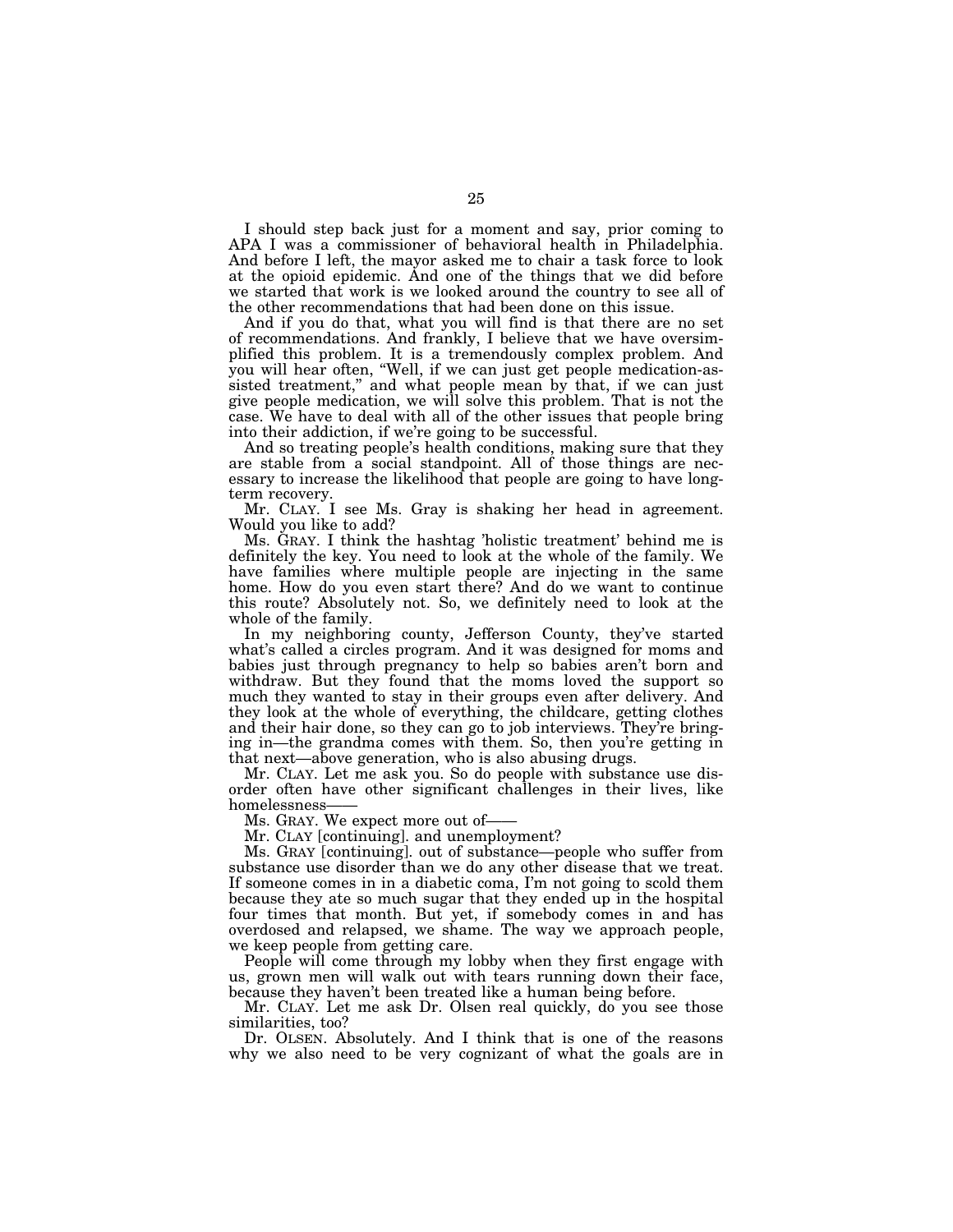I should step back just for a moment and say, prior coming to APA I was a commissioner of behavioral health in Philadelphia. And before I left, the mayor asked me to chair a task force to look at the opioid epidemic. And one of the things that we did before we started that work is we looked around the country to see all of the other recommendations that had been done on this issue.

And if you do that, what you will find is that there are no set of recommendations. And frankly, I believe that we have oversimplified this problem. It is a tremendously complex problem. And you will hear often, "Well, if we can just get people medication-assisted treatment," and what people mean by that, if we can just give people medication, we will solve this problem. That is not the case. We have to deal with all of the other issues that people bring into their addiction, if we're going to be successful.

And so treating people's health conditions, making sure that they are stable from a social standpoint. All of those things are necessary to increase the likelihood that people are going to have long-term recovery.

Mr. CLAY. I see Ms. Gray is shaking her head in agreement. Would you like to add?

Ms. GRAY. I think the hashtag 'holistic treatment' behind me is definitely the key. You need to look at the whole of the family. We have families where multiple people are injecting in the same home. How do you even start there? And do we want to continue this route? Absolutely not. So, we definitely need to look at the whole of the family.

In my neighboring county, Jefferson County, they've started what's called a circles program. And it was designed for moms and babies just through pregnancy to help so babies aren't born and withdraw. But they found that the moms loved the support so much they wanted to stay in their groups even after delivery. And they look at the whole of everything, the childcare, getting clothes and their hair done, so they can go to job interviews. They're bringing in—the grandma comes with them. So, then you're getting in that next—above generation, who is also abusing drugs.

Mr. CLAY. Let me ask you. So do people with substance use disorder often have other significant challenges in their lives, like homelessness——

Ms. GRAY. We expect more out of——

Mr. CLAY [continuing]. and unemployment?

Ms. GRAY [continuing]. out of substance—people who suffer from substance use disorder than we do any other disease that we treat. If someone comes in in a diabetic coma, I'm not going to scold them because they ate so much sugar that they ended up in the hospital four times that month. But yet, if somebody comes in and has overdosed and relapsed, we shame. The way we approach people, we keep people from getting care.

People will come through my lobby when they first engage with us, grown men will walk out with tears running down their face, because they haven't been treated like a human being before.

Mr. CLAY. Let me ask Dr. Olsen real quickly, do you see those similarities, too?

Dr. OLSEN. Absolutely. And I think that is one of the reasons why we also need to be very cognizant of what the goals are in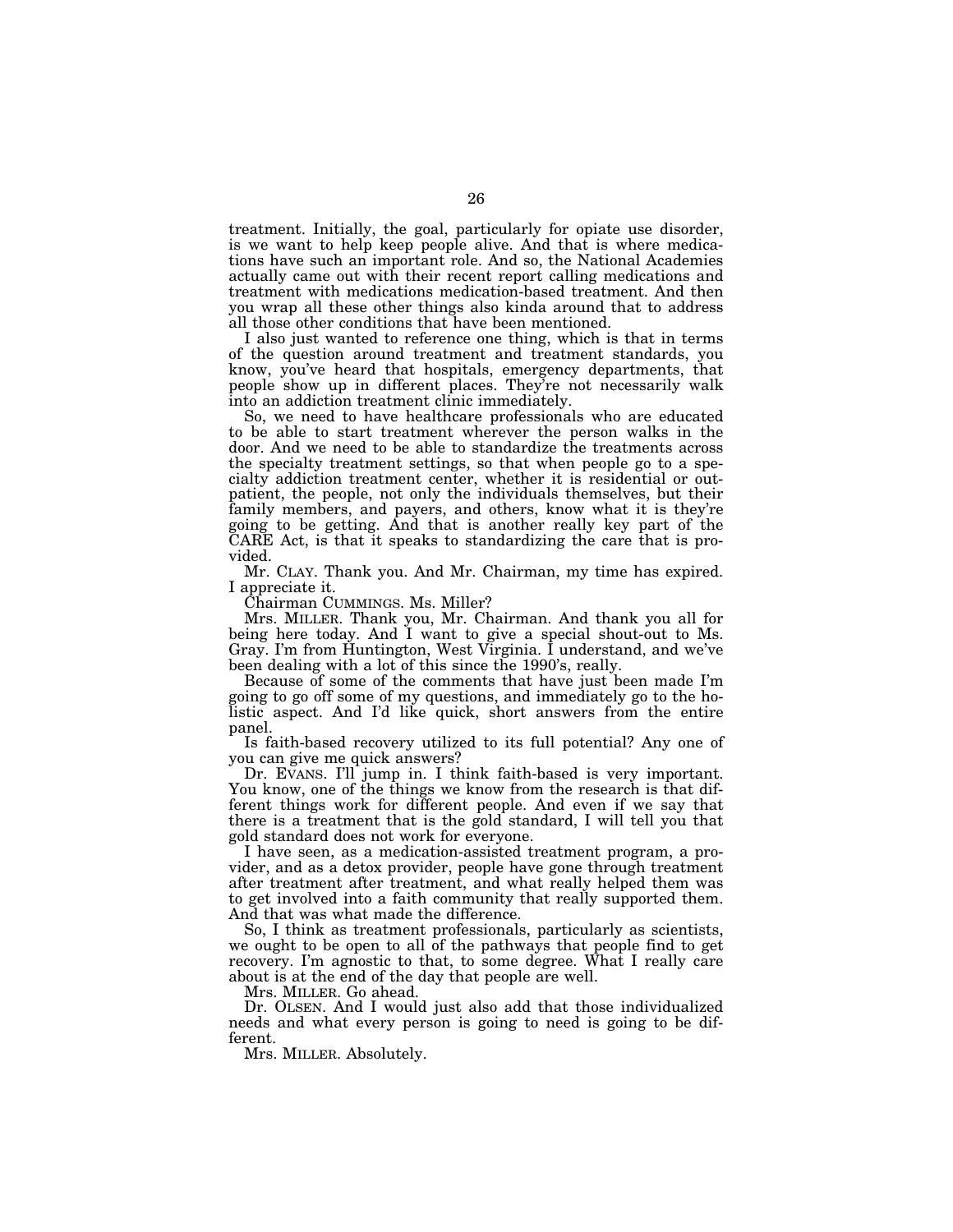treatment. Initially, the goal, particularly for opiate use disorder, is we want to help keep people alive. And that is where medications have such an important role. And so, the National Academies actually came out with their recent report calling medications and treatment with medications medication-based treatment. And then you wrap all these other things also kinda around that to address all those other conditions that have been mentioned.

I also just wanted to reference one thing, which is that in terms of the question around treatment and treatment standards, you know, you've heard that hospitals, emergency departments, that people show up in different places. They're not necessarily walk into an addiction treatment clinic immediately.

So, we need to have healthcare professionals who are educated to be able to start treatment wherever the person walks in the door. And we need to be able to standardize the treatments across the specialty treatment settings, so that when people go to a specialty addiction treatment center, whether it is residential or outpatient, the people, not only the individuals themselves, but their family members, and payers, and others, know what it is they're going to be getting. And that is another really key part of the CARE Act, is that it speaks to standardizing the care that is provided.

Mr. CLAY. Thank you. And Mr. Chairman, my time has expired. I appreciate it.

Chairman CUMMINGS. Ms. Miller?

Mrs. MILLER. Thank you, Mr. Chairman. And thank you all for being here today. And I want to give a special shout-out to Ms. Gray. I'm from Huntington, West Virginia. I understand, and we've been dealing with a lot of this since the 1990's, really.

Because of some of the comments that have just been made I'm going to go off some of my questions, and immediately go to the holistic aspect. And I'd like quick, short answers from the entire panel.

Is faith-based recovery utilized to its full potential? Any one of you can give me quick answers?

Dr. EVANS. I'll jump in. I think faith-based is very important. You know, one of the things we know from the research is that different things work for different people. And even if we say that there is a treatment that is the gold standard, I will tell you that gold standard does not work for everyone.

I have seen, as a medication-assisted treatment program, a provider, and as a detox provider, people have gone through treatment after treatment after treatment, and what really helped them was to get involved into a faith community that really supported them. And that was what made the difference.

So, I think as treatment professionals, particularly as scientists, we ought to be open to all of the pathways that people find to get recovery. I'm agnostic to that, to some degree. What I really care about is at the end of the day that people are well.

Mrs. MILLER. Go ahead.

Dr. OLSEN. And I would just also add that those individualized needs and what every person is going to need is going to be different.

Mrs. MILLER. Absolutely.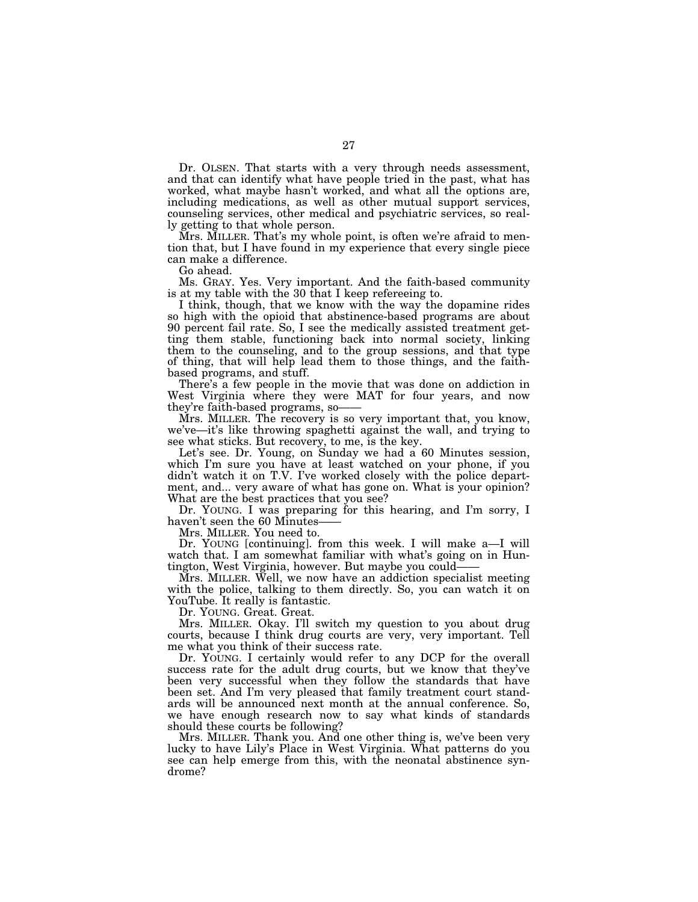Dr. OLSEN. That starts with a very through needs assessment, and that can identify what have people tried in the past, what has worked, what maybe hasn't worked, and what all the options are, including medications, as well as other mutual support services, counseling services, other medical and psychiatric services, so really getting to that whole person.

Mrs. MILLER. That's my whole point, is often we're afraid to mention that, but I have found in my experience that every single piece can make a difference.

Go ahead.

Ms. GRAY. Yes. Very important. And the faith-based community is at my table with the 30 that I keep refereeing to.

I think, though, that we know with the way the dopamine rides so high with the opioid that abstinence-based programs are about 90 percent fail rate. So, I see the medically assisted treatment getting them stable, functioning back into normal society, linking them to the counseling, and to the group sessions, and that type of thing, that will help lead them to those things, and the faith-based programs, and stuff.

There's a few people in the movie that was done on addiction in West Virginia where they were MAT for four years, and now they're faith-based programs, so——

Mrs. MILLER. The recovery is so very important that, you know, we've—it's like throwing spaghetti against the wall, and trying to see what sticks. But recovery, to me, is the key.

Let's see. Dr. Young, on Sunday we had a 60 Minutes session, which I'm sure you have at least watched on your phone, if you didn't watch it on T.V. I've worked closely with the police department, and... very aware of what has gone on. What is your opinion? What are the best practices that you see?

Dr. YOUNG. I was preparing for this hearing, and I'm sorry, I haven't seen the 60 Minutes——

Mrs. MILLER. You need to.

Dr. YOUNG [continuing]. from this week. I will make a—I will watch that. I am somewhat familiar with what's going on in Huntington, West Virginia, however. But maybe you could——

Mrs. MILLER. Well, we now have an addiction specialist meeting with the police, talking to them directly. So, you can watch it on YouTube. It really is fantastic.

Dr. YOUNG. Great. Great.

Mrs. MILLER. Okay. I'll switch my question to you about drug courts, because I think drug courts are very, very important. Tell me what you think of their success rate.

Dr. YOUNG. I certainly would refer to any DCP for the overall success rate for the adult drug courts, but we know that they've been very successful when they follow the standards that have been set. And I'm very pleased that family treatment court standards will be announced next month at the annual conference. So, we have enough research now to say what kinds of standards should these courts be following?

Mrs. MILLER. Thank you. And one other thing is, we've been very lucky to have Lily's Place in West Virginia. What patterns do you see can help emerge from this, with the neonatal abstinence syndrome?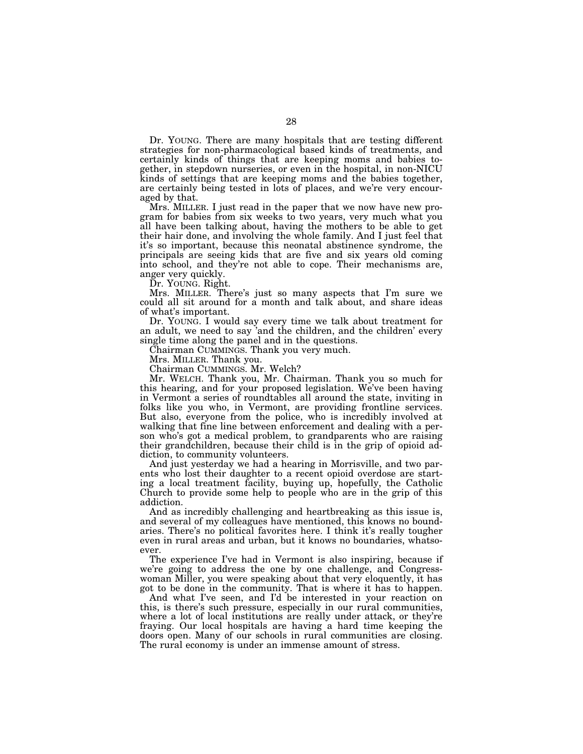Dr. YOUNG. There are many hospitals that are testing different strategies for non-pharmacological based kinds of treatments, and certainly kinds of things that are keeping moms and babies together, in stepdown nurseries, or even in the hospital, in non-NICU kinds of settings that are keeping moms and the babies together, are certainly being tested in lots of places, and we're very encouraged by that.

Mrs. MILLER. I just read in the paper that we now have new program for babies from six weeks to two years, very much what you all have been talking about, having the mothers to be able to get their hair done, and involving the whole family. And I just feel that it's so important, because this neonatal abstinence syndrome, the principals are seeing kids that are five and six years old coming into school, and they're not able to cope. Their mechanisms are, anger very quickly.

Dr. YOUNG. Right.

Mrs. MILLER. There's just so many aspects that I'm sure we could all sit around for a month and talk about, and share ideas of what's important.

Dr. YOUNG. I would say every time we talk about treatment for an adult, we need to say 'and the children, and the children' every single time along the panel and in the questions.

Chairman CUMMINGS. Thank you very much.

Mrs. MILLER. Thank you.

Chairman CUMMINGS. Mr. Welch?

Mr. WELCH. Thank you, Mr. Chairman. Thank you so much for this hearing, and for your proposed legislation. We've been having in Vermont a series of roundtables all around the state, inviting in folks like you who, in Vermont, are providing frontline services. But also, everyone from the police, who is incredibly involved at walking that fine line between enforcement and dealing with a person who's got a medical problem, to grandparents who are raising their grandchildren, because their child is in the grip of opioid addiction, to community volunteers.

And just yesterday we had a hearing in Morrisville, and two parents who lost their daughter to a recent opioid overdose are starting a local treatment facility, buying up, hopefully, the Catholic Church to provide some help to people who are in the grip of this addiction.

And as incredibly challenging and heartbreaking as this issue is, and several of my colleagues have mentioned, this knows no boundaries. There's no political favorites here. I think it's really tougher even in rural areas and urban, but it knows no boundaries, whatsoever.

The experience I've had in Vermont is also inspiring, because if we're going to address the one by one challenge, and Congresswoman Miller, you were speaking about that very eloquently, it has got to be done in the community. That is where it has to happen.

And what I've seen, and I'd be interested in your reaction on this, is there's such pressure, especially in our rural communities, where a lot of local institutions are really under attack, or they're fraying. Our local hospitals are having a hard time keeping the doors open. Many of our schools in rural communities are closing. The rural economy is under an immense amount of stress.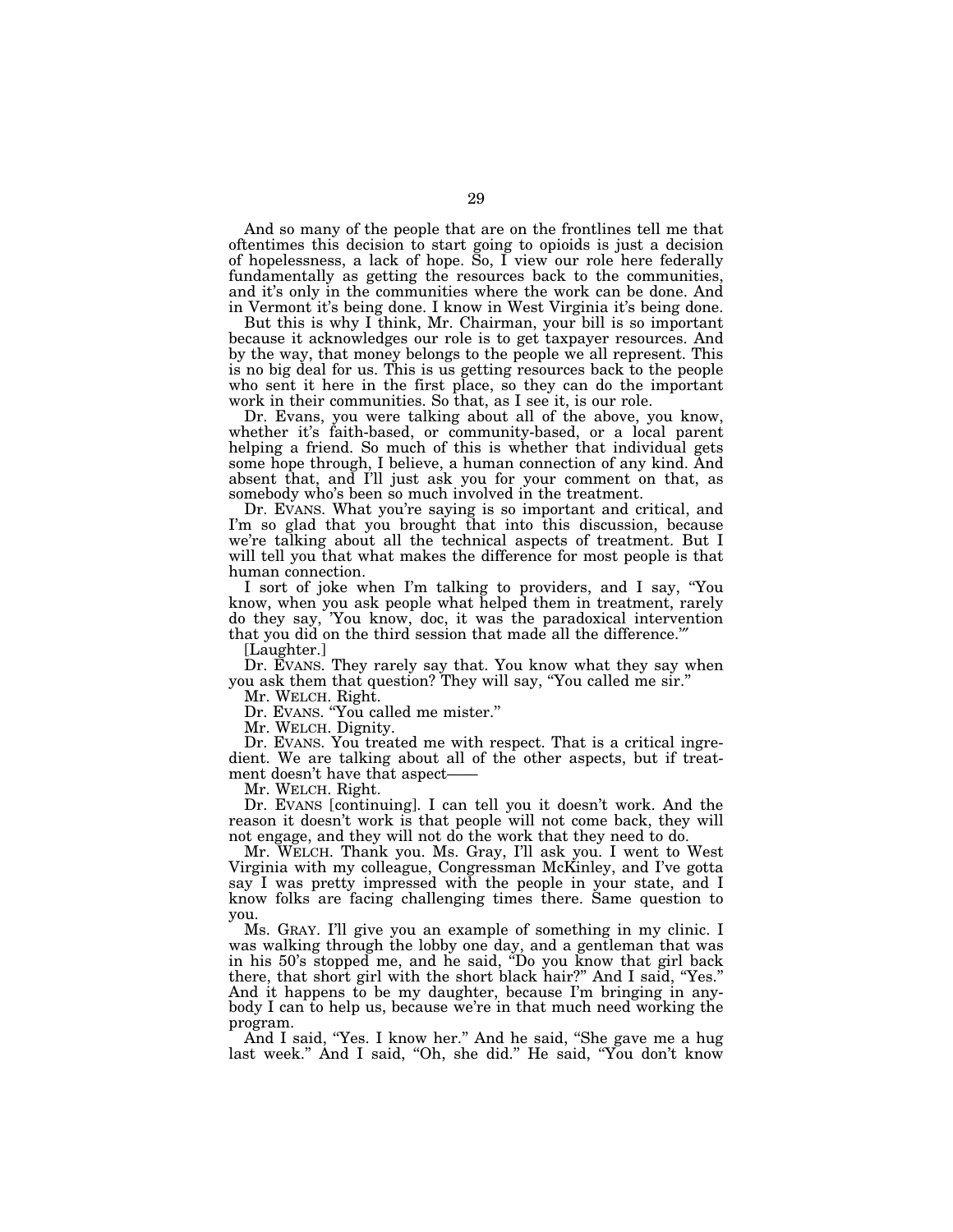And so many of the people that are on the frontlines tell me that oftentimes this decision to start going to opioids is just a decision of hopelessness, a lack of hope. So, I view our role here federally fundamentally as getting the resources back to the communities, and it's only in the communities where the work can be done. And in Vermont it's being done. I know in West Virginia it's being done.

But this is why I think, Mr. Chairman, your bill is so important because it acknowledges our role is to get taxpayer resources. And by the way, that money belongs to the people we all represent. This is no big deal for us. This is us getting resources back to the people who sent it here in the first place, so they can do the important work in their communities. So that, as I see it, is our role.

Dr. Evans, you were talking about all of the above, you know, whether it's faith-based, or community-based, or a local parent helping a friend. So much of this is whether that individual gets some hope through, I believe, a human connection of any kind. And absent that, and I'll just ask you for your comment on that, as somebody who's been so much involved in the treatment.

Dr. EVANS. What you're saying is so important and critical, and I'm so glad that you brought that into this discussion, because we're talking about all the technical aspects of treatment. But I will tell you that what makes the difference for most people is that human connection.

I sort of joke when I'm talking to providers, and I say, "You know, when you ask people what helped them in treatment, rarely do they say, 'You know, doc, it was the paradoxical intervention that you did on the third session that made all the difference.'"

[Laughter.]

Dr. EVANS. They rarely say that. You know what they say when you ask them that question? They will say, "You called me sir."

Mr. WELCH. Right.

Dr. EVANS. "You called me mister."

Mr. WELCH. Dignity.

Dr. EVANS. You treated me with respect. That is a critical ingredient. We are talking about all of the other aspects, but if treatment doesn't have that aspect——

Mr. WELCH. Right.

Dr. EVANS [continuing]. I can tell you it doesn't work. And the reason it doesn't work is that people will not come back, they will not engage, and they will not do the work that they need to do.

Mr. WELCH. Thank you. Ms. Gray, I'll ask you. I went to West Virginia with my colleague, Congressman McKinley, and I've gotta say I was pretty impressed with the people in your state, and I know folks are facing challenging times there. Same question to you.

Ms. GRAY. I'll give you an example of something in my clinic. I was walking through the lobby one day, and a gentleman that was in his 50's stopped me, and he said, "Do you know that girl back there, that short girl with the short black hair?" And I said, "Yes." And it happens to be my daughter, because I'm bringing in anybody I can to help us, because we're in that much need working the program.

And I said, "Yes. I know her." And he said, "She gave me a hug last week." And I said, "Oh, she did." He said, "You don't know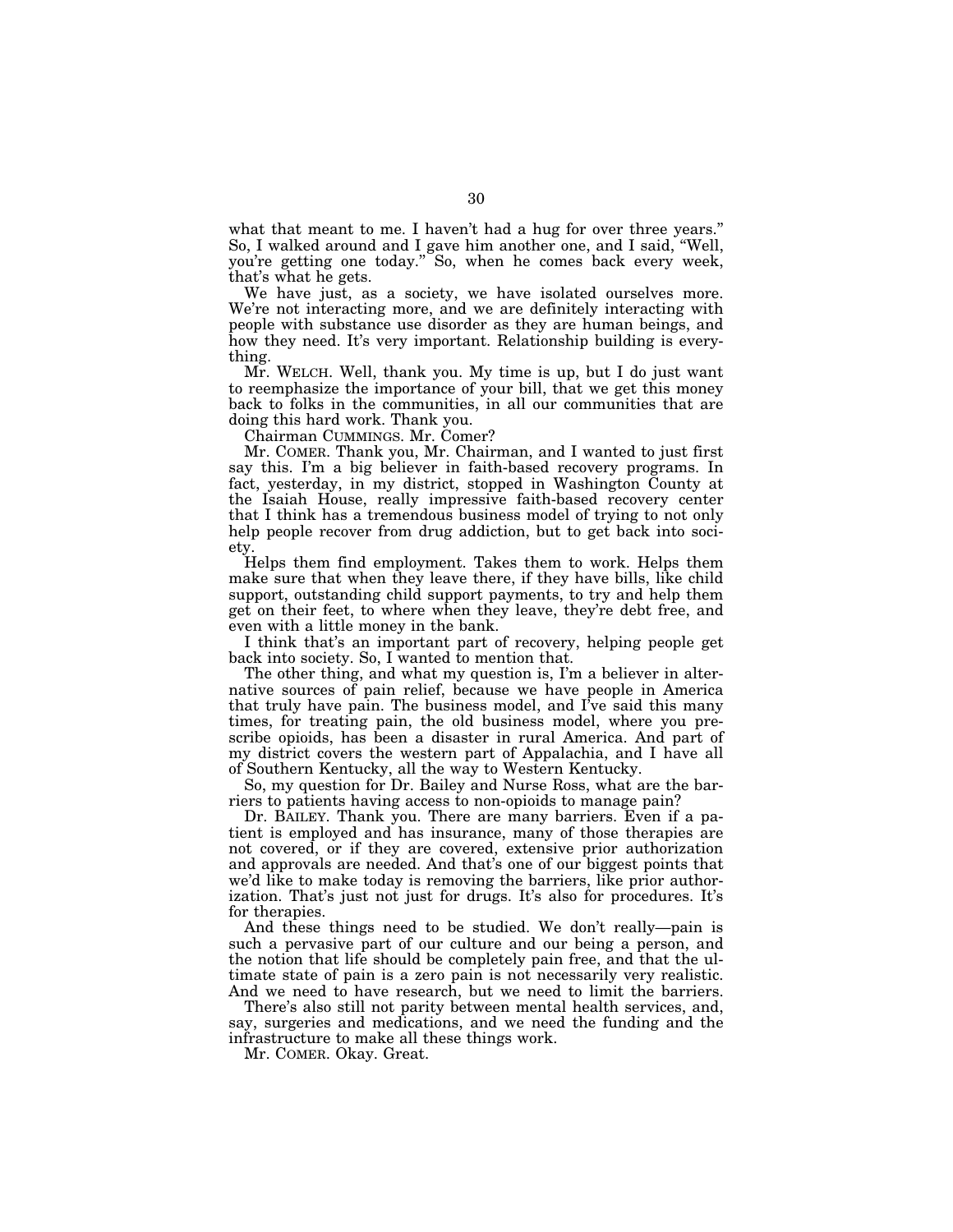what that meant to me. I haven't had a hug for over three years." So, I walked around and I gave him another one, and I said, "Well, you're getting one today." So, when he comes back every week, that's what he gets.

We have just, as a society, we have isolated ourselves more. We're not interacting more, and we are definitely interacting with people with substance use disorder as they are human beings, and how they need. It's very important. Relationship building is everything.

Mr. WELCH. Well, thank you. My time is up, but I do just want to reemphasize the importance of your bill, that we get this money back to folks in the communities, in all our communities that are doing this hard work. Thank you.

Chairman CUMMINGS. Mr. Comer?

Mr. COMER. Thank you, Mr. Chairman, and I wanted to just first say this. I'm a big believer in faith-based recovery programs. In fact, yesterday, in my district, stopped in Washington County at the Isaiah House, really impressive faith-based recovery center that I think has a tremendous business model of trying to not only help people recover from drug addiction, but to get back into society.

Helps them find employment. Takes them to work. Helps them make sure that when they leave there, if they have bills, like child support, outstanding child support payments, to try and help them get on their feet, to where when they leave, they're debt free, and even with a little money in the bank.

I think that's an important part of recovery, helping people get back into society. So, I wanted to mention that.

The other thing, and what my question is, I'm a believer in alternative sources of pain relief, because we have people in America that truly have pain. The business model, and I've said this many times, for treating pain, the old business model, where you prescribe opioids, has been a disaster in rural America. And part of my district covers the western part of Appalachia, and I have all of Southern Kentucky, all the way to Western Kentucky.

So, my question for Dr. Bailey and Nurse Ross, what are the barriers to patients having access to non-opioids to manage pain?

Dr. BAILEY. Thank you. There are many barriers. Even if a patient is employed and has insurance, many of those therapies are not covered, or if they are covered, extensive prior authorization and approvals are needed. And that's one of our biggest points that we'd like to make today is removing the barriers, like prior authorization. That's just not just for drugs. It's also for procedures. It's for therapies.

And these things need to be studied. We don't really—pain is such a pervasive part of our culture and our being a person, and the notion that life should be completely pain free, and that the ultimate state of pain is a zero pain is not necessarily very realistic. And we need to have research, but we need to limit the barriers.

There's also still not parity between mental health services, and, say, surgeries and medications, and we need the funding and the infrastructure to make all these things work.

Mr. COMER. Okay. Great.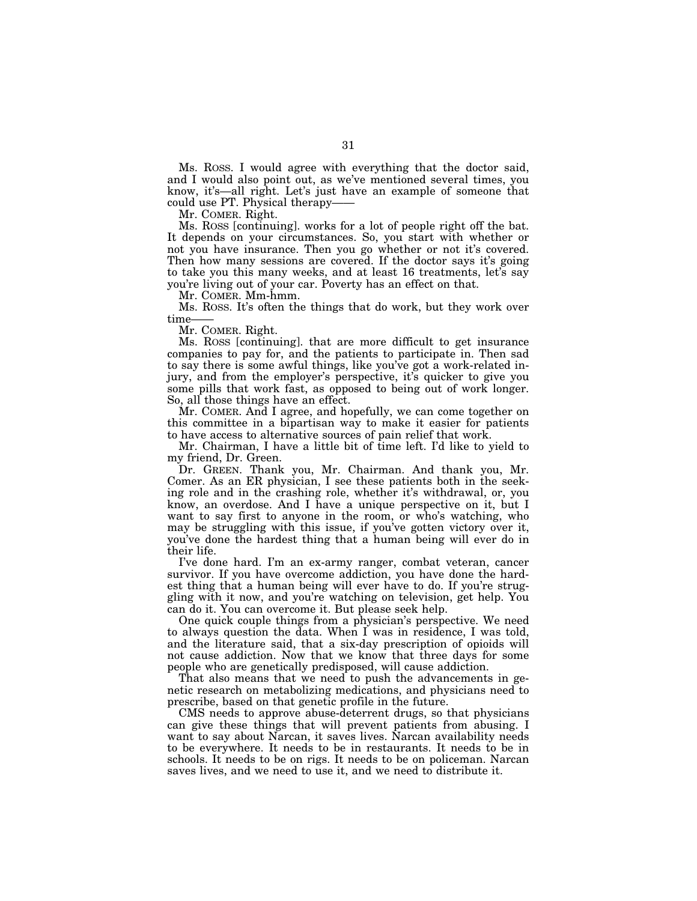Ms. ROSS. I would agree with everything that the doctor said, and I would also point out, as we've mentioned several times, you know, it's—all right. Let's just have an example of someone that could use PT. Physical therapy——

Mr. COMER. Right.

Ms. ROSS [continuing]. works for a lot of people right off the bat. It depends on your circumstances. So, you start with whether or not you have insurance. Then you go whether or not it's covered. Then how many sessions are covered. If the doctor says it's going to take you this many weeks, and at least 16 treatments, let's say you're living out of your car. Poverty has an effect on that.

Mr. COMER. Mm-hmm.

Ms. ROSS. It's often the things that do work, but they work over time——

Mr. COMER. Right.

Ms. ROSS [continuing]. that are more difficult to get insurance companies to pay for, and the patients to participate in. Then sad to say there is some awful things, like you've got a work-related injury, and from the employer's perspective, it's quicker to give you some pills that work fast, as opposed to being out of work longer. So, all those things have an effect.

Mr. COMER. And I agree, and hopefully, we can come together on this committee in a bipartisan way to make it easier for patients to have access to alternative sources of pain relief that work.

Mr. Chairman, I have a little bit of time left. I'd like to yield to my friend, Dr. Green.

Dr. GREEN. Thank you, Mr. Chairman. And thank you, Mr. Comer. As an ER physician, I see these patients both in the seeking role and in the crashing role, whether it's withdrawal, or, you know, an overdose. And I have a unique perspective on it, but I want to say first to anyone in the room, or who's watching, who may be struggling with this issue, if you've gotten victory over it, you've done the hardest thing that a human being will ever do in their life.

I've done hard. I'm an ex-army ranger, combat veteran, cancer survivor. If you have overcome addiction, you have done the hardest thing that a human being will ever have to do. If you're struggling with it now, and you're watching on television, get help. You can do it. You can overcome it. But please seek help.

One quick couple things from a physician's perspective. We need to always question the data. When I was in residence, I was told, and the literature said, that a six-day prescription of opioids will not cause addiction. Now that we know that three days for some people who are genetically predisposed, will cause addiction.

That also means that we need to push the advancements in genetic research on metabolizing medications, and physicians need to prescribe, based on that genetic profile in the future.

CMS needs to approve abuse-deterrent drugs, so that physicians can give these things that will prevent patients from abusing. I want to say about Narcan, it saves lives. Narcan availability needs to be everywhere. It needs to be in restaurants. It needs to be in schools. It needs to be on rigs. It needs to be on policeman. Narcan saves lives, and we need to use it, and we need to distribute it.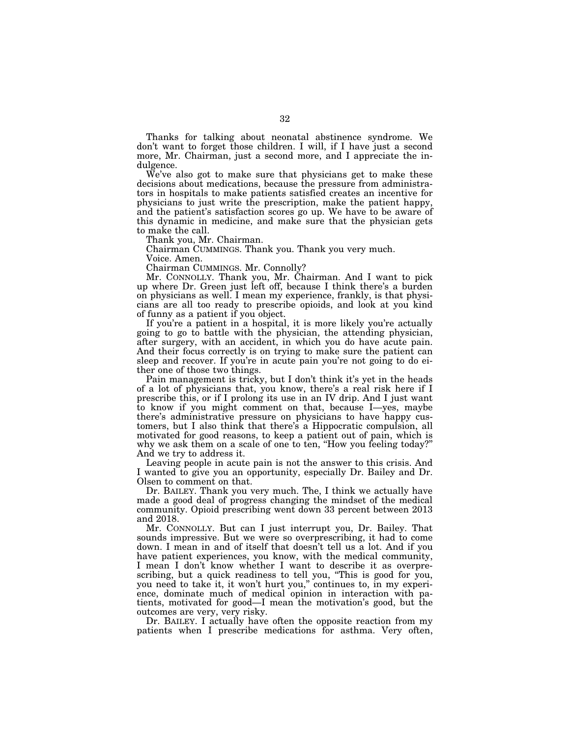Thanks for talking about neonatal abstinence syndrome. We don't want to forget those children. I will, if I have just a second more, Mr. Chairman, just a second more, and I appreciate the indulgence.

We've also got to make sure that physicians get to make these decisions about medications, because the pressure from administrators in hospitals to make patients satisfied creates an incentive for physicians to just write the prescription, make the patient happy, and the patient's satisfaction scores go up. We have to be aware of this dynamic in medicine, and make sure that the physician gets to make the call.

Thank you, Mr. Chairman.

Chairman CUMMINGS. Thank you. Thank you very much.

Voice. Amen.

Chairman CUMMINGS. Mr. Connolly?

Mr. CONNOLLY. Thank you, Mr. Chairman. And I want to pick up where Dr. Green just left off, because I think there's a burden on physicians as well. I mean my experience, frankly, is that physicians are all too ready to prescribe opioids, and look at you kind of funny as a patient if you object.

If you're a patient in a hospital, it is more likely you're actually going to go to battle with the physician, the attending physician, after surgery, with an accident, in which you do have acute pain. And their focus correctly is on trying to make sure the patient can sleep and recover. If you're in acute pain you're not going to do either one of those two things.

Pain management is tricky, but I don't think it's yet in the heads of a lot of physicians that, you know, there's a real risk here if I prescribe this, or if I prolong its use in an IV drip. And I just want to know if you might comment on that, because I—yes, maybe there's administrative pressure on physicians to have happy customers, but I also think that there's a Hippocratic compulsion, all motivated for good reasons, to keep a patient out of pain, which is why we ask them on a scale of one to ten, "How you feeling today?" And we try to address it.

Leaving people in acute pain is not the answer to this crisis. And I wanted to give you an opportunity, especially Dr. Bailey and Dr. Olsen to comment on that.

Dr. BAILEY. Thank you very much. The, I think we actually have made a good deal of progress changing the mindset of the medical community. Opioid prescribing went down 33 percent between 2013 and 2018.

Mr. CONNOLLY. But can I just interrupt you, Dr. Bailey. That sounds impressive. But we were so overprescribing, it had to come down. I mean in and of itself that doesn't tell us a lot. And if you have patient experiences, you know, with the medical community, I mean I don't know whether I want to describe it as overprescribing, but a quick readiness to tell you, "This is good for you, you need to take it, it won't hurt you," continues to, in my experience, dominate much of medical opinion in interaction with patients, motivated for good—I mean the motivation's good, but the outcomes are very, very risky.

Dr. BAILEY. I actually have often the opposite reaction from my patients when I prescribe medications for asthma. Very often,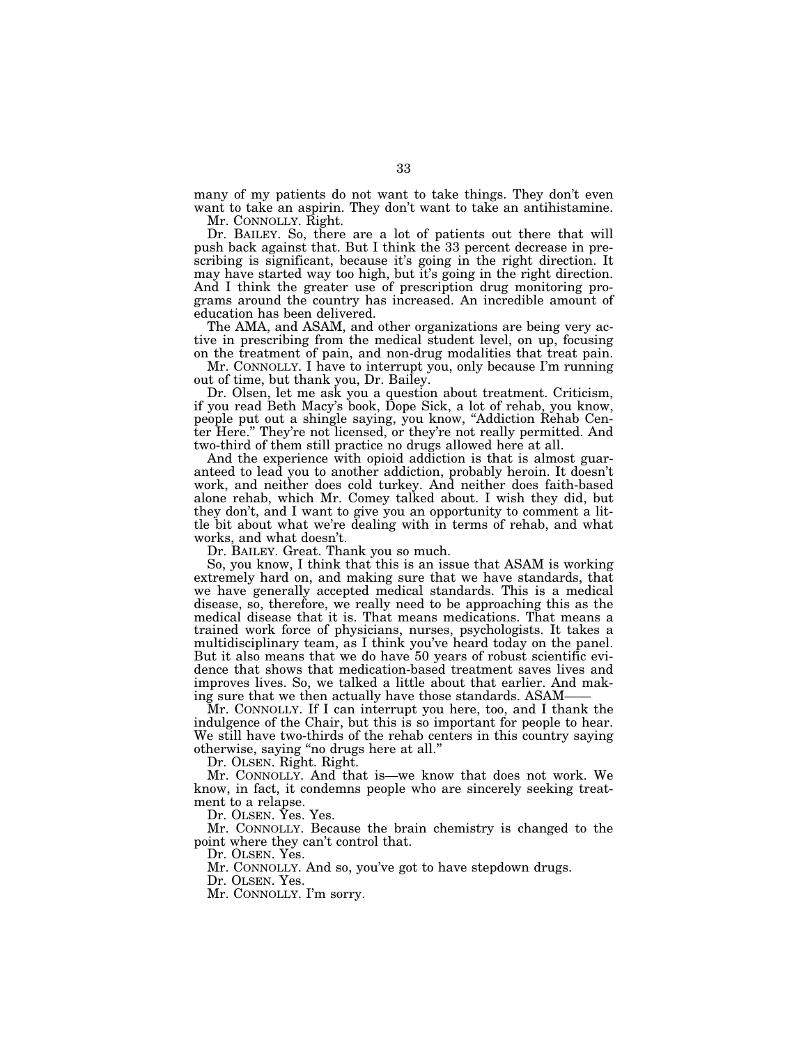many of my patients do not want to take things. They don't even want to take an aspirin. They don't want to take an antihistamine.

Mr. CONNOLLY. Right.

Dr. BAILEY. So, there are a lot of patients out there that will push back against that. But I think the 33 percent decrease in prescribing is significant, because it's going in the right direction. It may have started way too high, but it's going in the right direction. And I think the greater use of prescription drug monitoring programs around the country has increased. An incredible amount of education has been delivered.

The AMA, and ASAM, and other organizations are being very active in prescribing from the medical student level, on up, focusing on the treatment of pain, and non-drug modalities that treat pain.

Mr. CONNOLLY. I have to interrupt you, only because I'm running out of time, but thank you, Dr. Bailey.

Dr. Olsen, let me ask you a question about treatment. Criticism, if you read Beth Macy's book, Dope Sick, a lot of rehab, you know, people put out a shingle saying, you know, "Addiction Rehab Center Here." They're not licensed, or they're not really permitted. And two-third of them still practice no drugs allowed here at all.

And the experience with opioid addiction is that is almost guaranteed to lead you to another addiction, probably heroin. It doesn't work, and neither does cold turkey. And neither does faith-based alone rehab, which Mr. Comey talked about. I wish they did, but they don't, and I want to give you an opportunity to comment a little bit about what we're dealing with in terms of rehab, and what works, and what doesn't.

Dr. BAILEY. Great. Thank you so much.

So, you know, I think that this is an issue that ASAM is working extremely hard on, and making sure that we have standards, that we have generally accepted medical standards. This is a medical disease, so, therefore, we really need to be approaching this as the medical disease that it is. That means medications. That means a trained work force of physicians, nurses, psychologists. It takes a multidisciplinary team, as I think you've heard today on the panel. But it also means that we do have 50 years of robust scientific evidence that shows that medication-based treatment saves lives and improves lives. So, we talked a little about that earlier. And making sure that we then actually have those standards. ASAM——

Mr. CONNOLLY. If I can interrupt you here, too, and I thank the indulgence of the Chair, but this is so important for people to hear. We still have two-thirds of the rehab centers in this country saying otherwise, saying "no drugs here at all."

Dr. OLSEN. Right. Right.

Mr. CONNOLLY. And that is—we know that does not work. We know, in fact, it condemns people who are sincerely seeking treatment to a relapse.

Dr. OLSEN. Yes. Yes.

Mr. CONNOLLY. Because the brain chemistry is changed to the point where they can't control that.

Dr. OLSEN. Yes.

Mr. CONNOLLY. And so, you've got to have stepdown drugs.

Dr. OLSEN. Yes.

Mr. CONNOLLY. I'm sorry.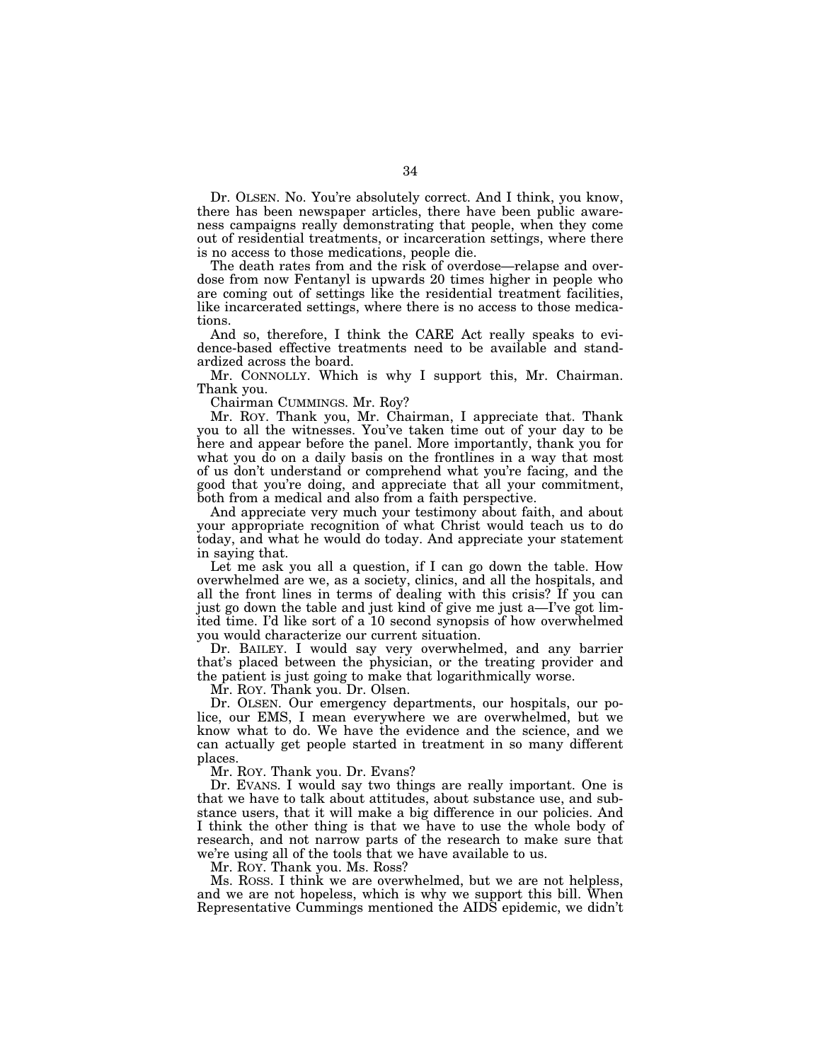Dr. OLSEN. No. You're absolutely correct. And I think, you know, there has been newspaper articles, there have been public awareness campaigns really demonstrating that people, when they come out of residential treatments, or incarceration settings, where there is no access to those medications, people die.

The death rates from and the risk of overdose—relapse and overdose from now Fentanyl is upwards 20 times higher in people who are coming out of settings like the residential treatment facilities, like incarcerated settings, where there is no access to those medications.

And so, therefore, I think the CARE Act really speaks to evidence-based effective treatments need to be available and standardized across the board.

Mr. CONNOLLY. Which is why I support this, Mr. Chairman. Thank you.

Chairman CUMMINGS. Mr. Roy?

Mr. ROY. Thank you, Mr. Chairman, I appreciate that. Thank you to all the witnesses. You've taken time out of your day to be here and appear before the panel. More importantly, thank you for what you do on a daily basis on the frontlines in a way that most of us don't understand or comprehend what you're facing, and the good that you're doing, and appreciate that all your commitment, both from a medical and also from a faith perspective.

And appreciate very much your testimony about faith, and about your appropriate recognition of what Christ would teach us to do today, and what he would do today. And appreciate your statement in saying that.

Let me ask you all a question, if I can go down the table. How overwhelmed are we, as a society, clinics, and all the hospitals, and all the front lines in terms of dealing with this crisis? If you can just go down the table and just kind of give me just a—I've got limited time. I'd like sort of a 10 second synopsis of how overwhelmed you would characterize our current situation.

Dr. BAILEY. I would say very overwhelmed, and any barrier that's placed between the physician, or the treating provider and the patient is just going to make that logarithmically worse.

Mr. ROY. Thank you. Dr. Olsen.

Dr. OLSEN. Our emergency departments, our hospitals, our police, our EMS, I mean everywhere we are overwhelmed, but we know what to do. We have the evidence and the science, and we can actually get people started in treatment in so many different places.

Mr. ROY. Thank you. Dr. Evans?

Dr. EVANS. I would say two things are really important. One is that we have to talk about attitudes, about substance use, and substance users, that it will make a big difference in our policies. And I think the other thing is that we have to use the whole body of research, and not narrow parts of the research to make sure that we're using all of the tools that we have available to us.

Mr. ROY. Thank you. Ms. Ross?

Ms. ROSS. I think we are overwhelmed, but we are not helpless, and we are not hopeless, which is why we support this bill. When Representative Cummings mentioned the AIDS epidemic, we didn't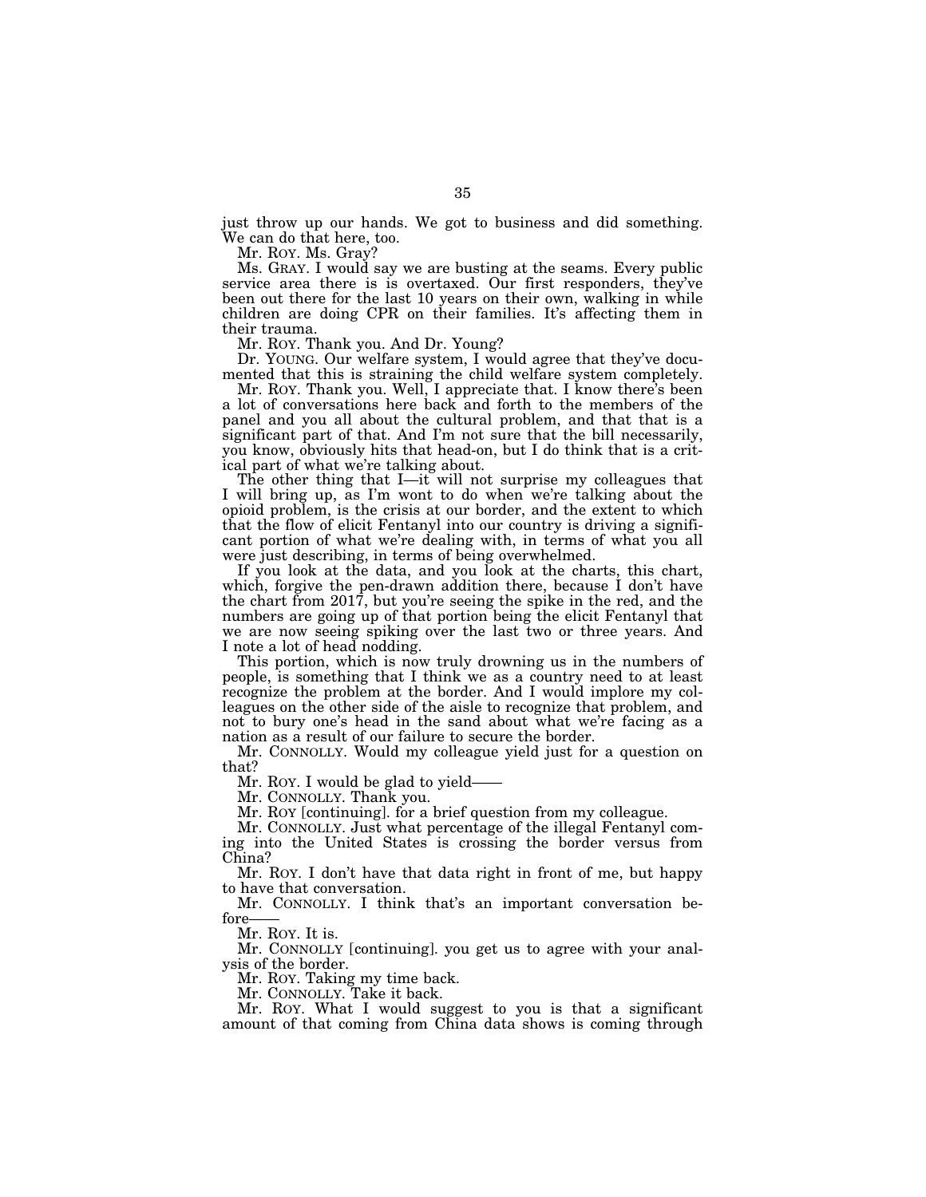just throw up our hands. We got to business and did something. We can do that here, too.

Mr. ROY. Ms. Gray?

Ms. GRAY. I would say we are busting at the seams. Every public service area there is is overtaxed. Our first responders, they've been out there for the last 10 years on their own, walking in while children are doing CPR on their families. It's affecting them in their trauma.

Mr. ROY. Thank you. And Dr. Young?

Dr. YOUNG. Our welfare system, I would agree that they've documented that this is straining the child welfare system completely.

Mr. ROY. Thank you. Well, I appreciate that. I know there's been a lot of conversations here back and forth to the members of the panel and you all about the cultural problem, and that that is a significant part of that. And I'm not sure that the bill necessarily, you know, obviously hits that head-on, but I do think that is a critical part of what we're talking about.

The other thing that I—it will not surprise my colleagues that I will bring up, as I'm wont to do when we're talking about the opioid problem, is the crisis at our border, and the extent to which that the flow of elicit Fentanyl into our country is driving a significant portion of what we're dealing with, in terms of what you all were just describing, in terms of being overwhelmed.

If you look at the data, and you look at the charts, this chart, which, forgive the pen-drawn addition there, because I don't have the chart from 2017, but you're seeing the spike in the red, and the numbers are going up of that portion being the elicit Fentanyl that we are now seeing spiking over the last two or three years. And I note a lot of head nodding.

This portion, which is now truly drowning us in the numbers of people, is something that I think we as a country need to at least recognize the problem at the border. And I would implore my colleagues on the other side of the aisle to recognize that problem, and not to bury one's head in the sand about what we're facing as a nation as a result of our failure to secure the border.

Mr. CONNOLLY. Would my colleague yield just for a question on that?

Mr. ROY. I would be glad to yield——

Mr. CONNOLLY. Thank you.

Mr. ROY [continuing]. for a brief question from my colleague.

Mr. CONNOLLY. Just what percentage of the illegal Fentanyl coming into the United States is crossing the border versus from China?

Mr. ROY. I don't have that data right in front of me, but happy to have that conversation.

Mr. CONNOLLY. I think that's an important conversation before——

Mr. ROY. It is.

Mr. CONNOLLY [continuing]. you get us to agree with your analysis of the border.

Mr. ROY. Taking my time back.

Mr. CONNOLLY. Take it back.

Mr. ROY. What I would suggest to you is that a significant amount of that coming from China data shows is coming through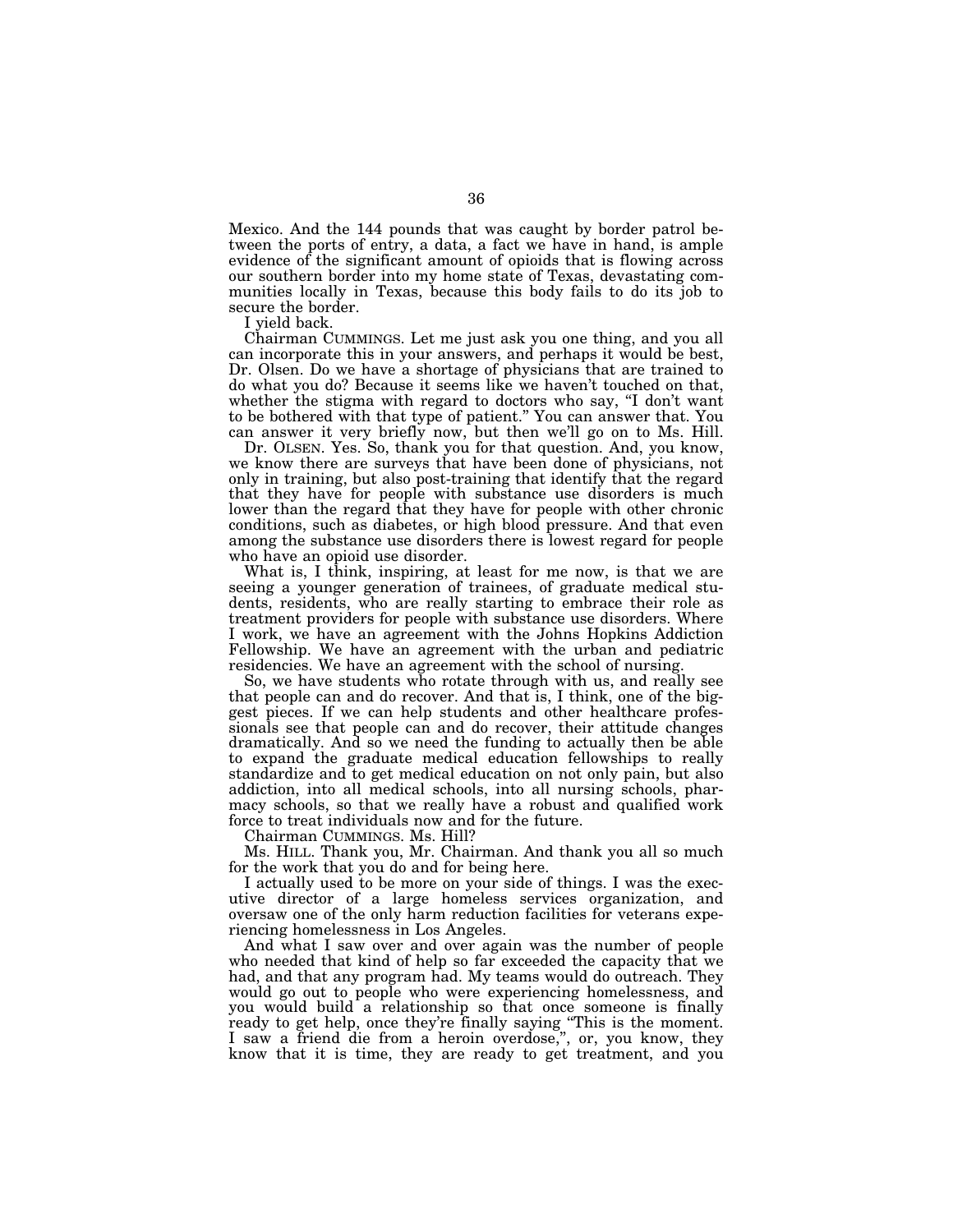Mexico. And the 144 pounds that was caught by border patrol between the ports of entry, a data, a fact we have in hand, is ample evidence of the significant amount of opioids that is flowing across our southern border into my home state of Texas, devastating communities locally in Texas, because this body fails to do its job to secure the border.

I yield back.

Chairman CUMMINGS. Let me just ask you one thing, and you all can incorporate this in your answers, and perhaps it would be best, Dr. Olsen. Do we have a shortage of physicians that are trained to do what you do? Because it seems like we haven't touched on that, whether the stigma with regard to doctors who say, "I don't want to be bothered with that type of patient." You can answer that. You can answer it very briefly now, but then we'll go on to Ms. Hill.

Dr. OLSEN. Yes. So, thank you for that question. And, you know, we know there are surveys that have been done of physicians, not only in training, but also post-training that identify that the regard that they have for people with substance use disorders is much lower than the regard that they have for people with other chronic conditions, such as diabetes, or high blood pressure. And that even among the substance use disorders there is lowest regard for people who have an opioid use disorder.

What is, I think, inspiring, at least for me now, is that we are seeing a younger generation of trainees, of graduate medical students, residents, who are really starting to embrace their role as treatment providers for people with substance use disorders. Where I work, we have an agreement with the Johns Hopkins Addiction Fellowship. We have an agreement with the urban and pediatric residencies. We have an agreement with the school of nursing.

So, we have students who rotate through with us, and really see that people can and do recover. And that is, I think, one of the biggest pieces. If we can help students and other healthcare professionals see that people can and do recover, their attitude changes dramatically. And so we need the funding to actually then be able to expand the graduate medical education fellowships to really standardize and to get medical education on not only pain, but also addiction, into all medical schools, into all nursing schools, pharmacy schools, so that we really have a robust and qualified work force to treat individuals now and for the future.

Chairman CUMMINGS. Ms. Hill?

Ms. HILL. Thank you, Mr. Chairman. And thank you all so much for the work that you do and for being here.

I actually used to be more on your side of things. I was the executive director of a large homeless services organization, and oversaw one of the only harm reduction facilities for veterans experiencing homelessness in Los Angeles.

And what I saw over and over again was the number of people who needed that kind of help so far exceeded the capacity that we had, and that any program had. My teams would do outreach. They would go out to people who were experiencing homelessness, and you would build a relationship so that once someone is finally ready to get help, once they're finally saying "This is the moment. I saw a friend die from a heroin overdose,", or, you know, they know that it is time, they are ready to get treatment, and you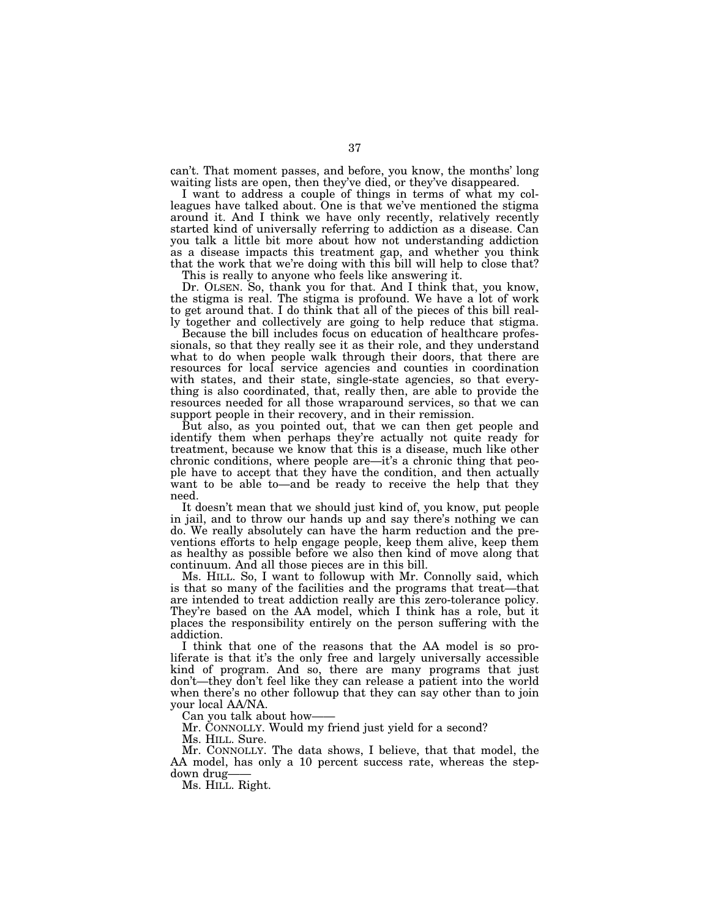can't. That moment passes, and before, you know, the months' long waiting lists are open, then they've died, or they've disappeared.

I want to address a couple of things in terms of what my colleagues have talked about. One is that we've mentioned the stigma around it. And I think we have only recently, relatively recently started kind of universally referring to addiction as a disease. Can you talk a little bit more about how not understanding addiction as a disease impacts this treatment gap, and whether you think that the work that we're doing with this bill will help to close that?

This is really to anyone who feels like answering it.

Dr. OLSEN. So, thank you for that. And I think that, you know, the stigma is real. The stigma is profound. We have a lot of work to get around that. I do think that all of the pieces of this bill really together and collectively are going to help reduce that stigma.

Because the bill includes focus on education of healthcare professionals, so that they really see it as their role, and they understand what to do when people walk through their doors, that there are resources for local service agencies and counties in coordination with states, and their state, single-state agencies, so that everything is also coordinated, that, really then, are able to provide the resources needed for all those wraparound services, so that we can support people in their recovery, and in their remission.

But also, as you pointed out, that we can then get people and identify them when perhaps they're actually not quite ready for treatment, because we know that this is a disease, much like other chronic conditions, where people are—it's a chronic thing that people have to accept that they have the condition, and then actually want to be able to—and be ready to receive the help that they need.

It doesn't mean that we should just kind of, you know, put people in jail, and to throw our hands up and say there's nothing we can do. We really absolutely can have the harm reduction and the preventions efforts to help engage people, keep them alive, keep them as healthy as possible before we also then kind of move along that continuum. And all those pieces are in this bill.

Ms. HILL. So, I want to followup with Mr. Connolly said, which is that so many of the facilities and the programs that treat—that are intended to treat addiction really are this zero-tolerance policy. They're based on the AA model, which I think has a role, but it places the responsibility entirely on the person suffering with the addiction.

I think that one of the reasons that the AA model is so proliferate is that it's the only free and largely universally accessible kind of program. And so, there are many programs that just don't—they don't feel like they can release a patient into the world when there's no other followup that they can say other than to join your local AA/NA.

Can you talk about how——

Mr. CONNOLLY. Would my friend just yield for a second?

Ms. HILL. Sure.

Mr. CONNOLLY. The data shows, I believe, that that model, the AA model, has only a 10 percent success rate, whereas the step-down drug——

Ms. HILL. Right.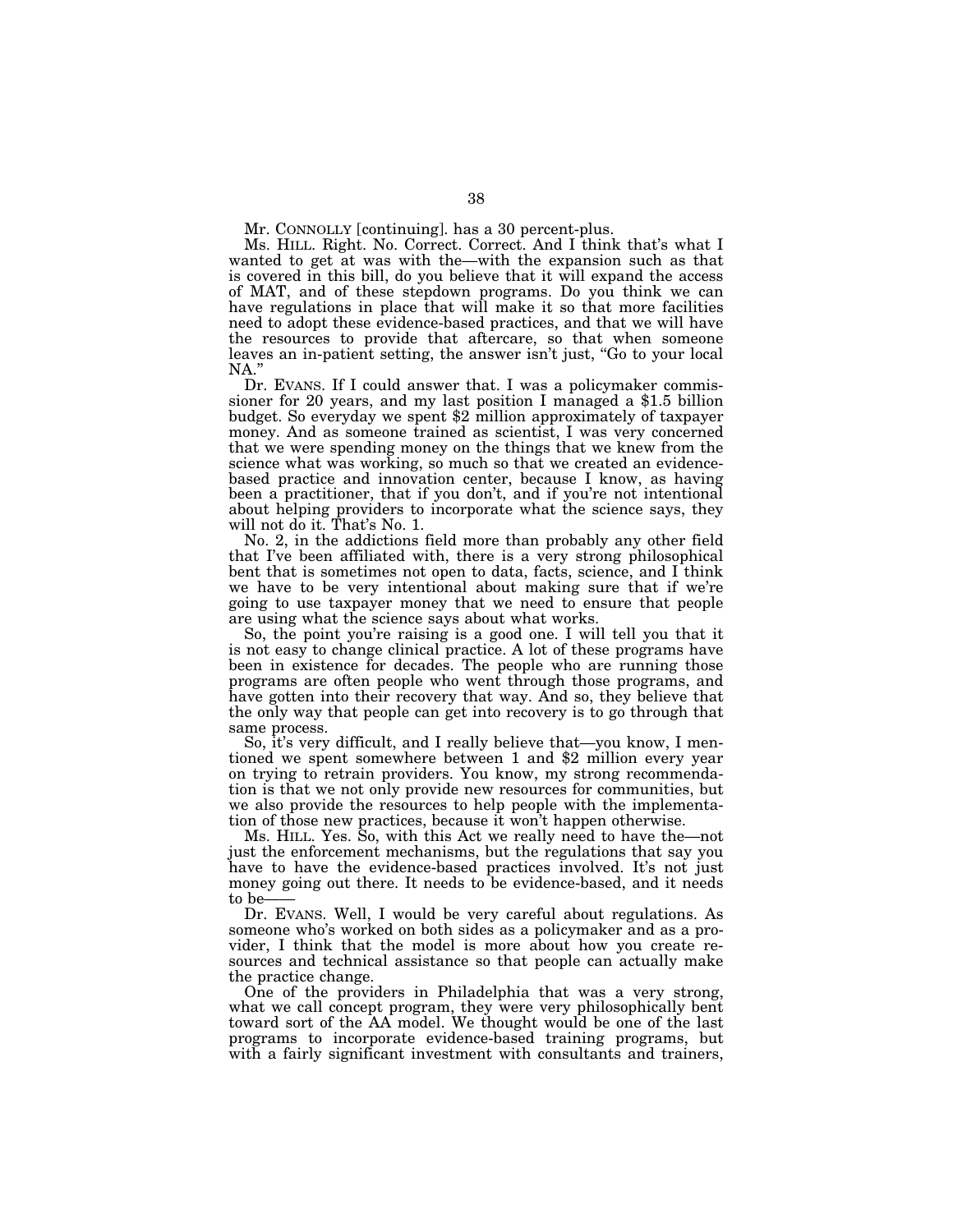Mr. CONNOLLY [continuing]. has a 30 percent-plus.

Ms. HILL. Right. No. Correct. Correct. And I think that's what I wanted to get at was with the—with the expansion such as that is covered in this bill, do you believe that it will expand the access of MAT, and of these stepdown programs. Do you think we can have regulations in place that will make it so that more facilities need to adopt these evidence-based practices, and that we will have the resources to provide that aftercare, so that when someone leaves an in-patient setting, the answer isn't just, "Go to your local NA."

Dr. EVANS. If I could answer that. I was a policymaker commissioner for 20 years, and my last position I managed a $1.5 billion budget. So everyday we spent $2 million approximately of taxpayer money. And as someone trained as scientist, I was very concerned that we were spending money on the things that we knew from the science what was working, so much so that we created an evidence-based practice and innovation center, because I know, as having been a practitioner, that if you don't, and if you're not intentional about helping providers to incorporate what the science says, they will not do it. That's No. 1.

No. 2, in the addictions field more than probably any other field that I've been affiliated with, there is a very strong philosophical bent that is sometimes not open to data, facts, science, and I think we have to be very intentional about making sure that if we're going to use taxpayer money that we need to ensure that people are using what the science says about what works.

So, the point you're raising is a good one. I will tell you that it is not easy to change clinical practice. A lot of these programs have been in existence for decades. The people who are running those programs are often people who went through those programs, and have gotten into their recovery that way. And so, they believe that the only way that people can get into recovery is to go through that same process.

So, it's very difficult, and I really believe that—you know, I mentioned we spent somewhere between 1 and $2 million every year on trying to retrain providers. You know, my strong recommendation is that we not only provide new resources for communities, but we also provide the resources to help people with the implementation of those new practices, because it won't happen otherwise.

Ms. HILL. Yes. So, with this Act we really need to have the—not just the enforcement mechanisms, but the regulations that say you have to have the evidence-based practices involved. It's not just money going out there. It needs to be evidence-based, and it needs to be——

Dr. EVANS. Well, I would be very careful about regulations. As someone who's worked on both sides as a policymaker and as a provider, I think that the model is more about how you create resources and technical assistance so that people can actually make the practice change.

One of the providers in Philadelphia that was a very strong, what we call concept program, they were very philosophically bent toward sort of the AA model. We thought would be one of the last programs to incorporate evidence-based training programs, but with a fairly significant investment with consultants and trainers,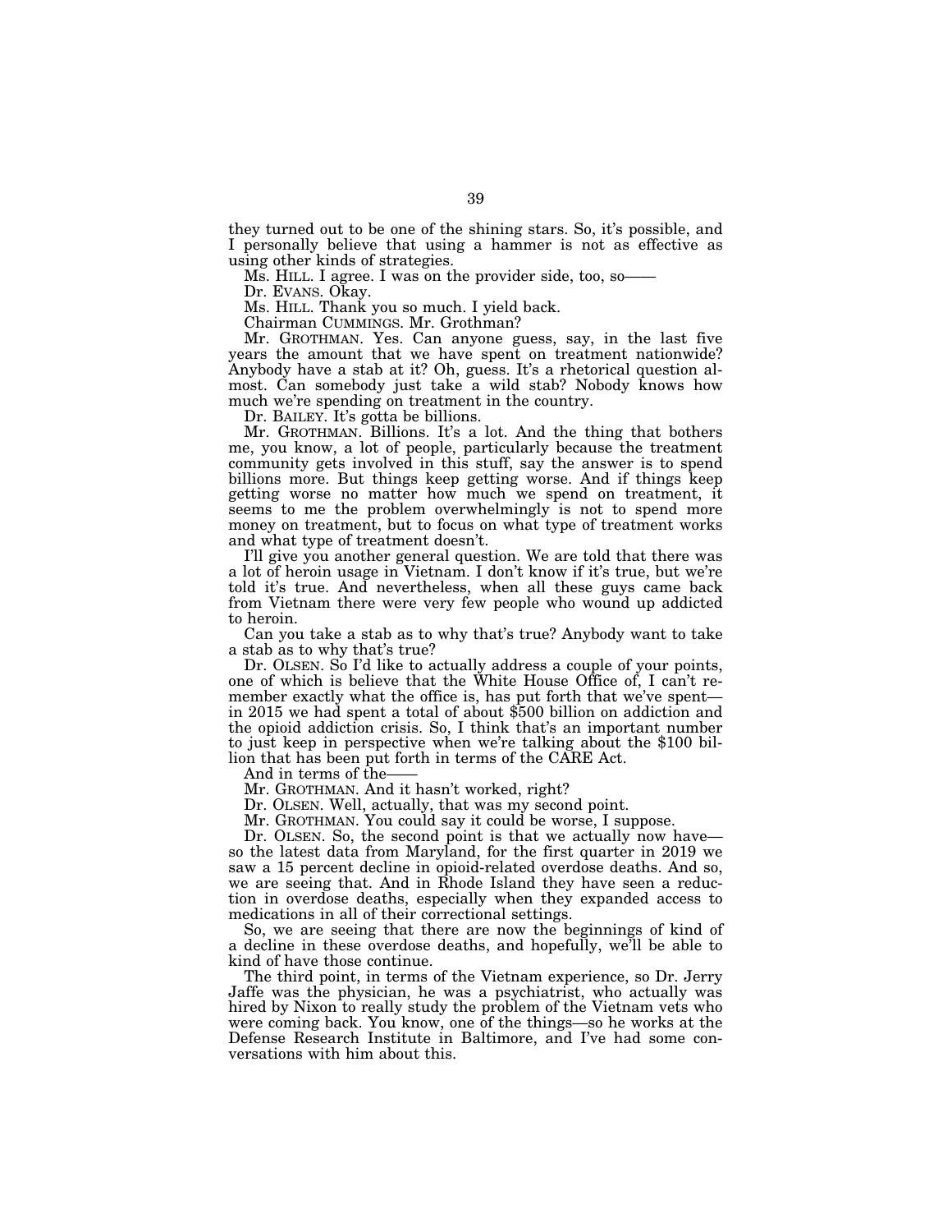they turned out to be one of the shining stars. So, it's possible, and I personally believe that using a hammer is not as effective as using other kinds of strategies.

Ms. HILL. I agree. I was on the provider side, too, so——

Dr. EVANS. Okay.

Ms. HILL. Thank you so much. I yield back.

Chairman CUMMINGS. Mr. Grothman?

Mr. GROTHMAN. Yes. Can anyone guess, say, in the last five years the amount that we have spent on treatment nationwide? Anybody have a stab at it? Oh, guess. It's a rhetorical question almost. Can somebody just take a wild stab? Nobody knows how much we're spending on treatment in the country.

Dr. BAILEY. It's gotta be billions.

Mr. GROTHMAN. Billions. It's a lot. And the thing that bothers me, you know, a lot of people, particularly because the treatment community gets involved in this stuff, say the answer is to spend billions more. But things keep getting worse. And if things keep getting worse no matter how much we spend on treatment, it seems to me the problem overwhelmingly is not to spend more money on treatment, but to focus on what type of treatment works and what type of treatment doesn't.

I'll give you another general question. We are told that there was a lot of heroin usage in Vietnam. I don't know if it's true, but we're told it's true. And nevertheless, when all these guys came back from Vietnam there were very few people who wound up addicted to heroin.

Can you take a stab as to why that's true? Anybody want to take a stab as to why that's true?

Dr. OLSEN. So I'd like to actually address a couple of your points, one of which is believe that the White House Office of, I can't remember exactly what the office is, has put forth that we've spent—in 2015 we had spent a total of about $500 billion on addiction and the opioid addiction crisis. So, I think that's an important number to just keep in perspective when we're talking about the $100 billion that has been put forth in terms of the CARE Act.

And in terms of the——

Mr. GROTHMAN. And it hasn't worked, right?

Dr. OLSEN. Well, actually, that was my second point.

Mr. GROTHMAN. You could say it could be worse, I suppose.

Dr. OLSEN. So, the second point is that we actually now have—so the latest data from Maryland, for the first quarter in 2019 we saw a 15 percent decline in opioid-related overdose deaths. And so, we are seeing that. And in Rhode Island they have seen a reduction in overdose deaths, especially when they expanded access to medications in all of their correctional settings.

So, we are seeing that there are now the beginnings of kind of a decline in these overdose deaths, and hopefully, we'll be able to kind of have those continue.

The third point, in terms of the Vietnam experience, so Dr. Jerry Jaffe was the physician, he was a psychiatrist, who actually was hired by Nixon to really study the problem of the Vietnam vets who were coming back. You know, one of the things—so he works at the Defense Research Institute in Baltimore, and I've had some conversations with him about this.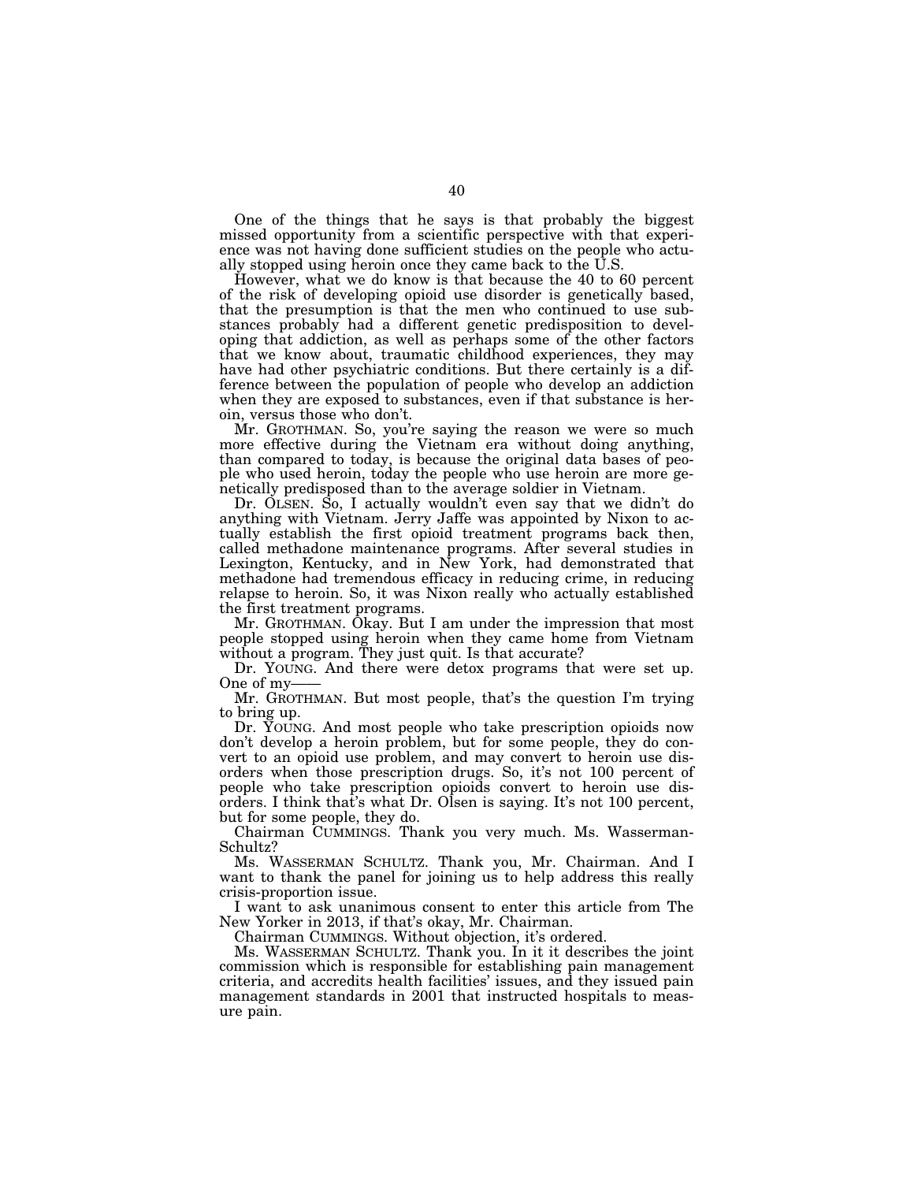One of the things that he says is that probably the biggest missed opportunity from a scientific perspective with that experience was not having done sufficient studies on the people who actually stopped using heroin once they came back to the U.S.

However, what we do know is that because the 40 to 60 percent of the risk of developing opioid use disorder is genetically based, that the presumption is that the men who continued to use substances probably had a different genetic predisposition to developing that addiction, as well as perhaps some of the other factors that we know about, traumatic childhood experiences, they may have had other psychiatric conditions. But there certainly is a difference between the population of people who develop an addiction when they are exposed to substances, even if that substance is heroin, versus those who don't.

Mr. GROTHMAN. So, you're saying the reason we were so much more effective during the Vietnam era without doing anything, than compared to today, is because the original data bases of people who used heroin, today the people who use heroin are more genetically predisposed than to the average soldier in Vietnam.

Dr. OLSEN. So, I actually wouldn't even say that we didn't do anything with Vietnam. Jerry Jaffe was appointed by Nixon to actually establish the first opioid treatment programs back then, called methadone maintenance programs. After several studies in Lexington, Kentucky, and in New York, had demonstrated that methadone had tremendous efficacy in reducing crime, in reducing relapse to heroin. So, it was Nixon really who actually established the first treatment programs.

Mr. GROTHMAN. Okay. But I am under the impression that most people stopped using heroin when they came home from Vietnam without a program. They just quit. Is that accurate?

Dr. YOUNG. And there were detox programs that were set up. One of my——

Mr. GROTHMAN. But most people, that's the question I'm trying to bring up.

Dr. YOUNG. And most people who take prescription opioids now don't develop a heroin problem, but for some people, they do convert to an opioid use problem, and may convert to heroin use disorders when those prescription drugs. So, it's not 100 percent of people who take prescription opioids convert to heroin use disorders. I think that's what Dr. Olsen is saying. It's not 100 percent, but for some people, they do.

Chairman CUMMINGS. Thank you very much. Ms. Wasserman-Schultz?

Ms. WASSERMAN SCHULTZ. Thank you, Mr. Chairman. And I want to thank the panel for joining us to help address this really crisis-proportion issue.

I want to ask unanimous consent to enter this article from The New Yorker in 2013, if that's okay, Mr. Chairman.

Chairman CUMMINGS. Without objection, it's ordered.

Ms. WASSERMAN SCHULTZ. Thank you. In it it describes the joint commission which is responsible for establishing pain management criteria, and accredits health facilities' issues, and they issued pain management standards in 2001 that instructed hospitals to measure pain.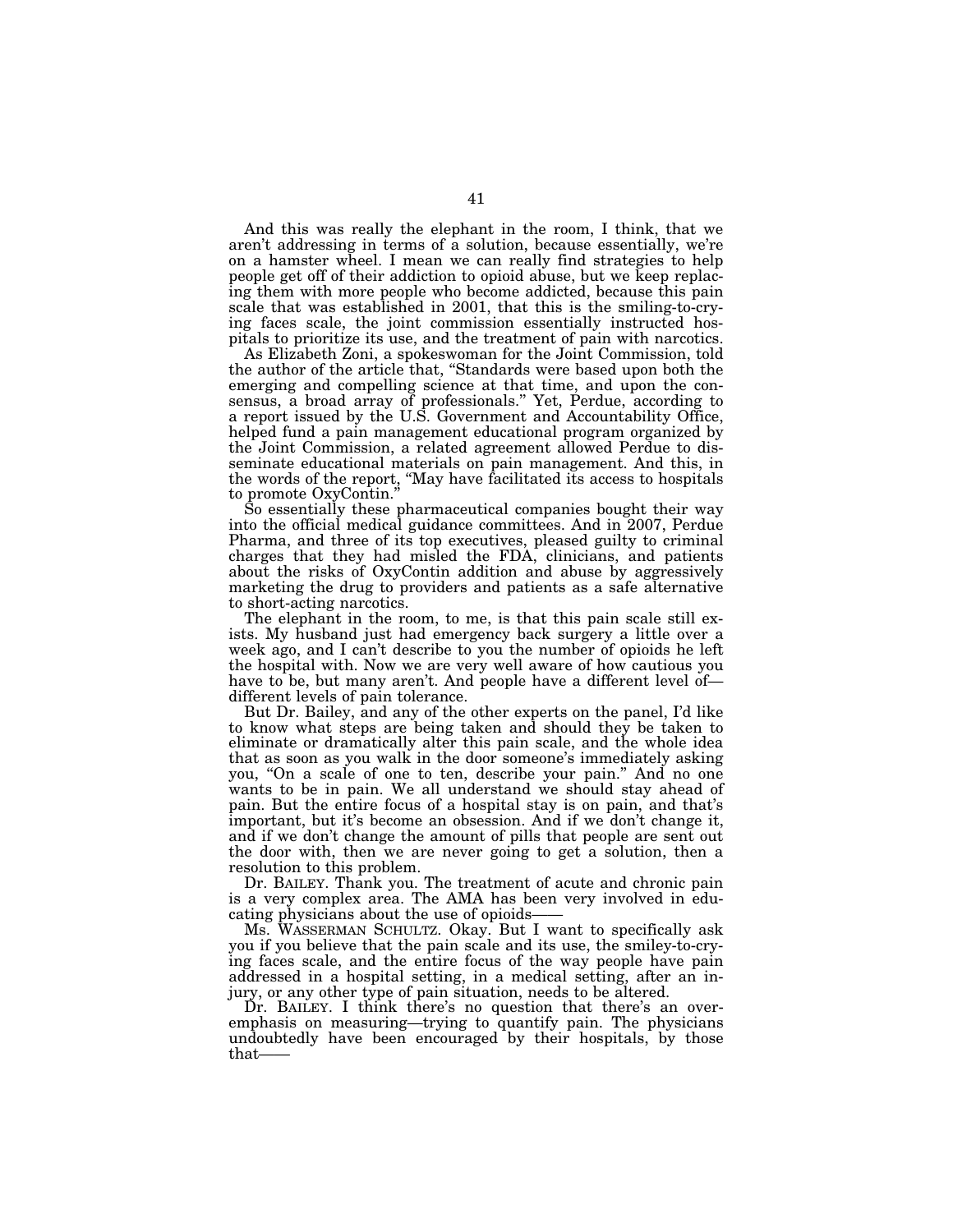And this was really the elephant in the room, I think, that we aren't addressing in terms of a solution, because essentially, we're on a hamster wheel. I mean we can really find strategies to help people get off of their addiction to opioid abuse, but we keep replacing them with more people who become addicted, because this pain scale that was established in 2001, that this is the smiling-to-crying faces scale, the joint commission essentially instructed hospitals to prioritize its use, and the treatment of pain with narcotics.

As Elizabeth Zoni, a spokeswoman for the Joint Commission, told the author of the article that, "Standards were based upon both the emerging and compelling science at that time, and upon the consensus, a broad array of professionals." Yet, Perdue, according to a report issued by the U.S. Government and Accountability Office, helped fund a pain management educational program organized by the Joint Commission, a related agreement allowed Perdue to disseminate educational materials on pain management. And this, in the words of the report, "May have facilitated its access to hospitals to promote OxyContin."

So essentially these pharmaceutical companies bought their way into the official medical guidance committees. And in 2007, Perdue Pharma, and three of its top executives, pleased guilty to criminal charges that they had misled the FDA, clinicians, and patients about the risks of OxyContin addition and abuse by aggressively marketing the drug to providers and patients as a safe alternative to short-acting narcotics.

The elephant in the room, to me, is that this pain scale still exists. My husband just had emergency back surgery a little over a week ago, and I can't describe to you the number of opioids he left the hospital with. Now we are very well aware of how cautious you have to be, but many aren't. And people have a different level of—different levels of pain tolerance.

But Dr. Bailey, and any of the other experts on the panel, I'd like to know what steps are being taken and should they be taken to eliminate or dramatically alter this pain scale, and the whole idea that as soon as you walk in the door someone's immediately asking you, "On a scale of one to ten, describe your pain." And no one wants to be in pain. We all understand we should stay ahead of pain. But the entire focus of a hospital stay is on pain, and that's important, but it's become an obsession. And if we don't change it, and if we don't change the amount of pills that people are sent out the door with, then we are never going to get a solution, then a resolution to this problem.

Dr. BAILEY. Thank you. The treatment of acute and chronic pain is a very complex area. The AMA has been very involved in educating physicians about the use of opioids——

Ms. WASSERMAN SCHULTZ. Okay. But I want to specifically ask you if you believe that the pain scale and its use, the smiley-to-crying faces scale, and the entire focus of the way people have pain addressed in a hospital setting, in a medical setting, after an injury, or any other type of pain situation, needs to be altered.

Dr. BAILEY. I think there's no question that there's an overemphasis on measuring—trying to quantify pain. The physicians undoubtedly have been encouraged by their hospitals, by those that——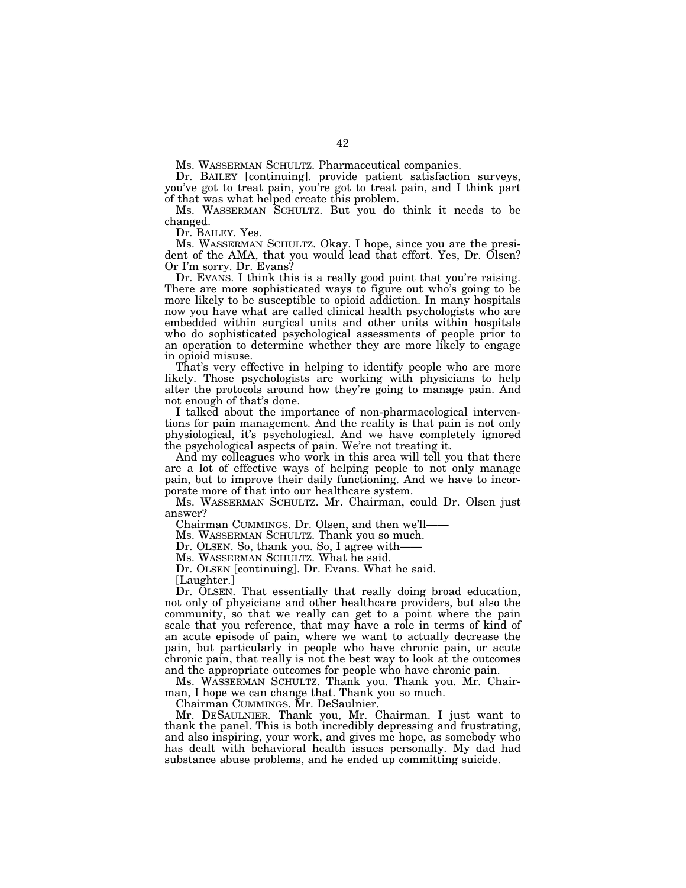Ms. WASSERMAN SCHULTZ. Pharmaceutical companies.

Dr. BAILEY [continuing]. provide patient satisfaction surveys, you've got to treat pain, you're got to treat pain, and I think part of that was what helped create this problem.

Ms. WASSERMAN SCHULTZ. But you do think it needs to be changed.

Dr. BAILEY. Yes.

Ms. WASSERMAN SCHULTZ. Okay. I hope, since you are the president of the AMA, that you would lead that effort. Yes, Dr. Olsen? Or I'm sorry. Dr. Evans?

Dr. EVANS. I think this is a really good point that you're raising. There are more sophisticated ways to figure out who's going to be more likely to be susceptible to opioid addiction. In many hospitals now you have what are called clinical health psychologists who are embedded within surgical units and other units within hospitals who do sophisticated psychological assessments of people prior to an operation to determine whether they are more likely to engage in opioid misuse.

That's very effective in helping to identify people who are more likely. Those psychologists are working with physicians to help alter the protocols around how they're going to manage pain. And not enough of that's done.

I talked about the importance of non-pharmacological interventions for pain management. And the reality is that pain is not only physiological, it's psychological. And we have completely ignored the psychological aspects of pain. We're not treating it.

And my colleagues who work in this area will tell you that there are a lot of effective ways of helping people to not only manage pain, but to improve their daily functioning. And we have to incorporate more of that into our healthcare system.

Ms. WASSERMAN SCHULTZ. Mr. Chairman, could Dr. Olsen just answer?

Chairman CUMMINGS. Dr. Olsen, and then we'll——

Ms. WASSERMAN SCHULTZ. Thank you so much.

Dr. OLSEN. So, thank you. So, I agree with——

Ms. WASSERMAN SCHULTZ. What he said.

Dr. OLSEN [continuing]. Dr. Evans. What he said.

[Laughter.]

Dr. OLSEN. That essentially that really doing broad education, not only of physicians and other healthcare providers, but also the community, so that we really can get to a point where the pain scale that you reference, that may have a role in terms of kind of an acute episode of pain, where we want to actually decrease the pain, but particularly in people who have chronic pain, or acute chronic pain, that really is not the best way to look at the outcomes and the appropriate outcomes for people who have chronic pain.

Ms. WASSERMAN SCHULTZ. Thank you. Thank you. Mr. Chairman, I hope we can change that. Thank you so much.

Chairman CUMMINGS. Mr. DeSaulnier.

Mr. DESAULNIER. Thank you, Mr. Chairman. I just want to thank the panel. This is both incredibly depressing and frustrating, and also inspiring, your work, and gives me hope, as somebody who has dealt with behavioral health issues personally. My dad had substance abuse problems, and he ended up committing suicide.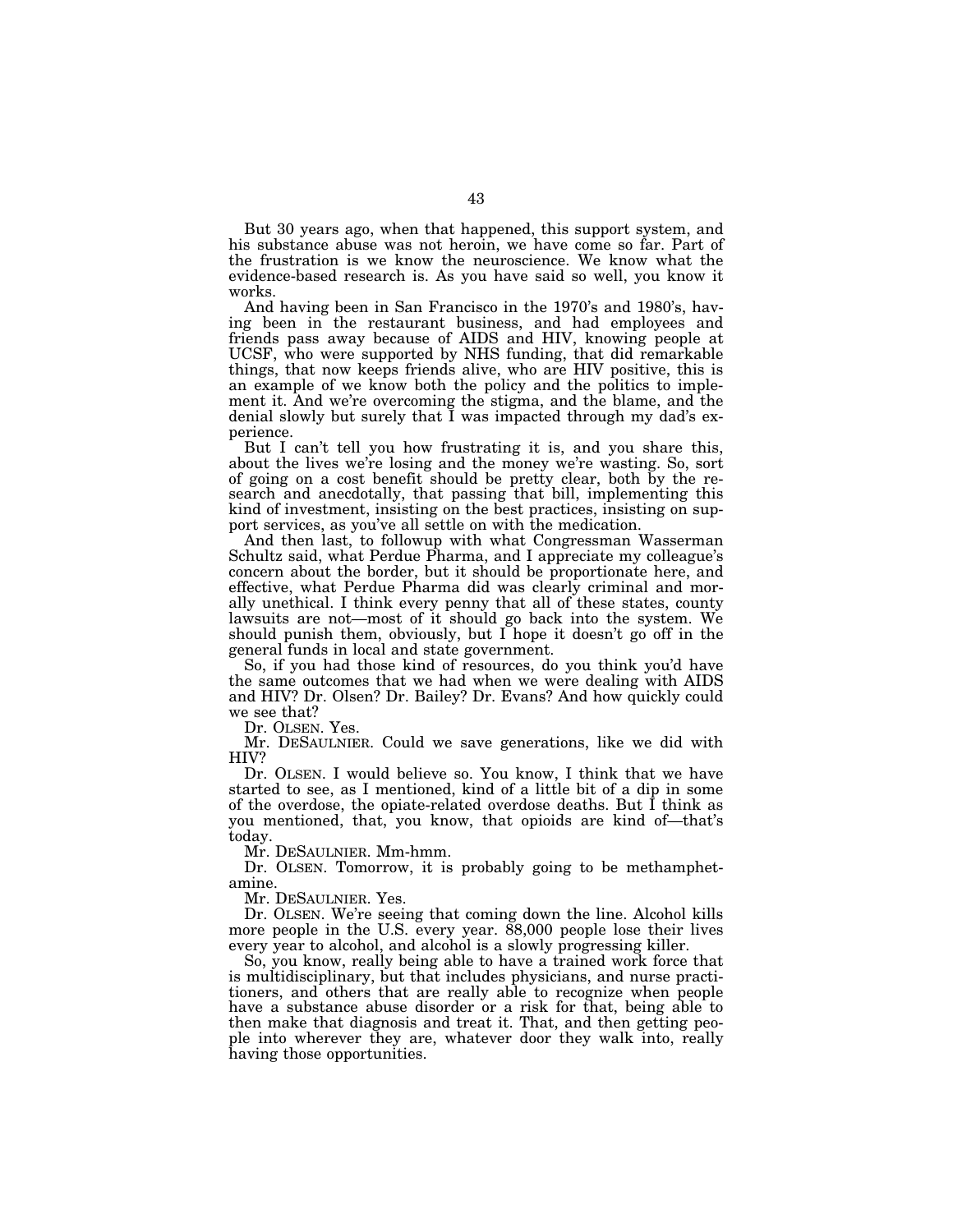But 30 years ago, when that happened, this support system, and his substance abuse was not heroin, we have come so far. Part of the frustration is we know the neuroscience. We know what the evidence-based research is. As you have said so well, you know it works.

And having been in San Francisco in the 1970's and 1980's, having been in the restaurant business, and had employees and friends pass away because of AIDS and HIV, knowing people at UCSF, who were supported by NHS funding, that did remarkable things, that now keeps friends alive, who are HIV positive, this is an example of we know both the policy and the politics to implement it. And we're overcoming the stigma, and the blame, and the denial slowly but surely that I was impacted through my dad's experience.

But I can't tell you how frustrating it is, and you share this, about the lives we're losing and the money we're wasting. So, sort of going on a cost benefit should be pretty clear, both by the research and anecdotally, that passing that bill, implementing this kind of investment, insisting on the best practices, insisting on support services, as you've all settle on with the medication.

And then last, to followup with what Congressman Wasserman Schultz said, what Perdue Pharma, and I appreciate my colleague's concern about the border, but it should be proportionate here, and effective, what Perdue Pharma did was clearly criminal and morally unethical. I think every penny that all of these states, county lawsuits are not—most of it should go back into the system. We should punish them, obviously, but I hope it doesn't go off in the general funds in local and state government.

So, if you had those kind of resources, do you think you'd have the same outcomes that we had when we were dealing with AIDS and HIV? Dr. Olsen? Dr. Bailey? Dr. Evans? And how quickly could we see that?

Dr. OLSEN. Yes.

Mr. DESAULNIER. Could we save generations, like we did with HIV?

Dr. OLSEN. I would believe so. You know, I think that we have started to see, as I mentioned, kind of a little bit of a dip in some of the overdose, the opiate-related overdose deaths. But I think as you mentioned, that, you know, that opioids are kind of—that's today.

Mr. DESAULNIER. Mm-hmm.

Dr. OLSEN. Tomorrow, it is probably going to be methamphetamine.

Mr. DESAULNIER. Yes.

Dr. OLSEN. We're seeing that coming down the line. Alcohol kills more people in the U.S. every year. 88,000 people lose their lives every year to alcohol, and alcohol is a slowly progressing killer.

So, you know, really being able to have a trained work force that is multidisciplinary, but that includes physicians, and nurse practitioners, and others that are really able to recognize when people have a substance abuse disorder or a risk for that, being able to then make that diagnosis and treat it. That, and then getting people into wherever they are, whatever door they walk into, really having those opportunities.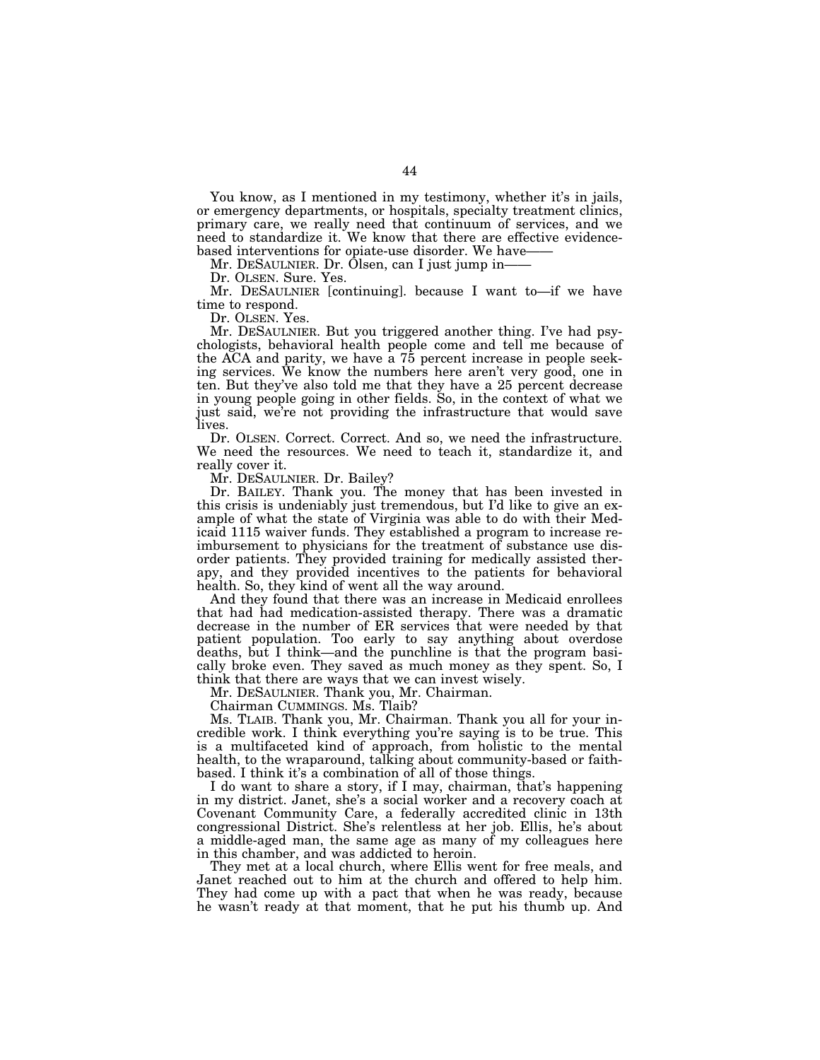You know, as I mentioned in my testimony, whether it's in jails, or emergency departments, or hospitals, specialty treatment clinics, primary care, we really need that continuum of services, and we need to standardize it. We know that there are effective evidence-based interventions for opiate-use disorder. We have——

Mr. DESAULNIER. Dr. Olsen, can I just jump in——

Dr. OLSEN. Sure. Yes.

Mr. DESAULNIER [continuing]. because I want to—if we have time to respond.

Dr. OLSEN. Yes.

Mr. DESAULNIER. But you triggered another thing. I've had psychologists, behavioral health people come and tell me because of the ACA and parity, we have a 75 percent increase in people seeking services. We know the numbers here aren't very good, one in ten. But they've also told me that they have a 25 percent decrease in young people going in other fields. So, in the context of what we just said, we're not providing the infrastructure that would save lives.

Dr. OLSEN. Correct. Correct. And so, we need the infrastructure. We need the resources. We need to teach it, standardize it, and really cover it.

Mr. DESAULNIER. Dr. Bailey?

Dr. BAILEY. Thank you. The money that has been invested in this crisis is undeniably just tremendous, but I'd like to give an example of what the state of Virginia was able to do with their Medicaid 1115 waiver funds. They established a program to increase reimbursement to physicians for the treatment of substance use disorder patients. They provided training for medically assisted therapy, and they provided incentives to the patients for behavioral health. So, they kind of went all the way around.

And they found that there was an increase in Medicaid enrollees that had had medication-assisted therapy. There was a dramatic decrease in the number of ER services that were needed by that patient population. Too early to say anything about overdose deaths, but I think—and the punchline is that the program basically broke even. They saved as much money as they spent. So, I think that there are ways that we can invest wisely.

Mr. DESAULNIER. Thank you, Mr. Chairman.

Chairman CUMMINGS. Ms. Tlaib?

Ms. TLAIB. Thank you, Mr. Chairman. Thank you all for your incredible work. I think everything you're saying is to be true. This is a multifaceted kind of approach, from holistic to the mental health, to the wraparound, talking about community-based or faith-based. I think it's a combination of all of those things.

I do want to share a story, if I may, chairman, that's happening in my district. Janet, she's a social worker and a recovery coach at Covenant Community Care, a federally accredited clinic in 13th congressional District. She's relentless at her job. Ellis, he's about a middle-aged man, the same age as many of my colleagues here in this chamber, and was addicted to heroin.

They met at a local church, where Ellis went for free meals, and Janet reached out to him at the church and offered to help him. They had come up with a pact that when he was ready, because he wasn't ready at that moment, that he put his thumb up. And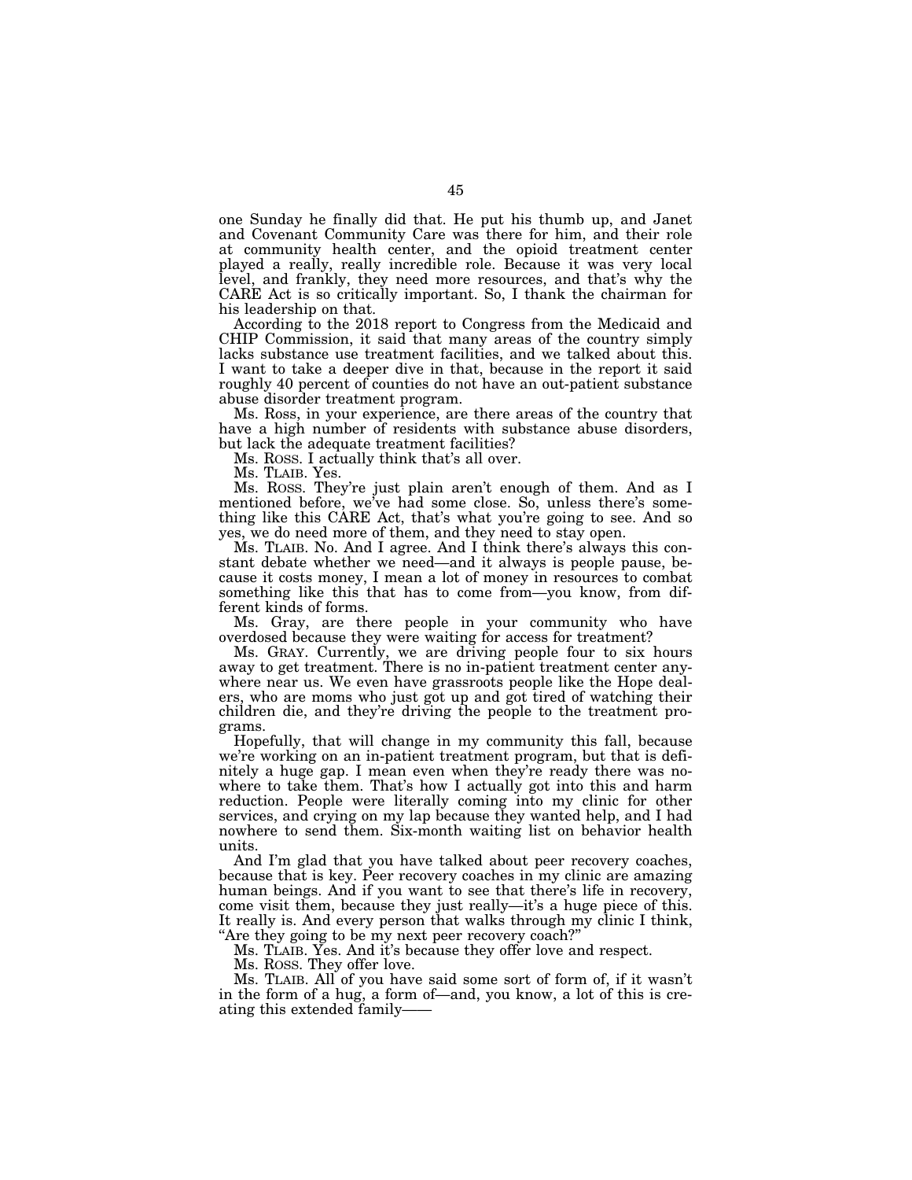one Sunday he finally did that. He put his thumb up, and Janet and Covenant Community Care was there for him, and their role at community health center, and the opioid treatment center played a really, really incredible role. Because it was very local level, and frankly, they need more resources, and that's why the CARE Act is so critically important. So, I thank the chairman for his leadership on that.

According to the 2018 report to Congress from the Medicaid and CHIP Commission, it said that many areas of the country simply lacks substance use treatment facilities, and we talked about this. I want to take a deeper dive in that, because in the report it said roughly 40 percent of counties do not have an out-patient substance abuse disorder treatment program.

Ms. Ross, in your experience, are there areas of the country that have a high number of residents with substance abuse disorders, but lack the adequate treatment facilities?

Ms. ROSS. I actually think that's all over.

Ms. TLAIB. Yes.

Ms. ROSS. They're just plain aren't enough of them. And as I mentioned before, we've had some close. So, unless there's something like this CARE Act, that's what you're going to see. And so yes, we do need more of them, and they need to stay open.

Ms. TLAIB. No. And I agree. And I think there's always this constant debate whether we need—and it always is people pause, because it costs money, I mean a lot of money in resources to combat something like this that has to come from—you know, from different kinds of forms.

Ms. Gray, are there people in your community who have overdosed because they were waiting for access for treatment?

Ms. GRAY. Currently, we are driving people four to six hours away to get treatment. There is no in-patient treatment center anywhere near us. We even have grassroots people like the Hope dealers, who are moms who just got up and got tired of watching their children die, and they're driving the people to the treatment programs.

Hopefully, that will change in my community this fall, because we're working on an in-patient treatment program, but that is definitely a huge gap. I mean even when they're ready there was nowhere to take them. That's how I actually got into this and harm reduction. People were literally coming into my clinic for other services, and crying on my lap because they wanted help, and I had nowhere to send them. Six-month waiting list on behavior health units.

And I'm glad that you have talked about peer recovery coaches, because that is key. Peer recovery coaches in my clinic are amazing human beings. And if you want to see that there's life in recovery, come visit them, because they just really—it's a huge piece of this. It really is. And every person that walks through my clinic I think, "Are they going to be my next peer recovery coach?"

Ms. TLAIB. Yes. And it's because they offer love and respect.

Ms. ROSS. They offer love.

Ms. TLAIB. All of you have said some sort of form of, if it wasn't in the form of a hug, a form of—and, you know, a lot of this is creating this extended family——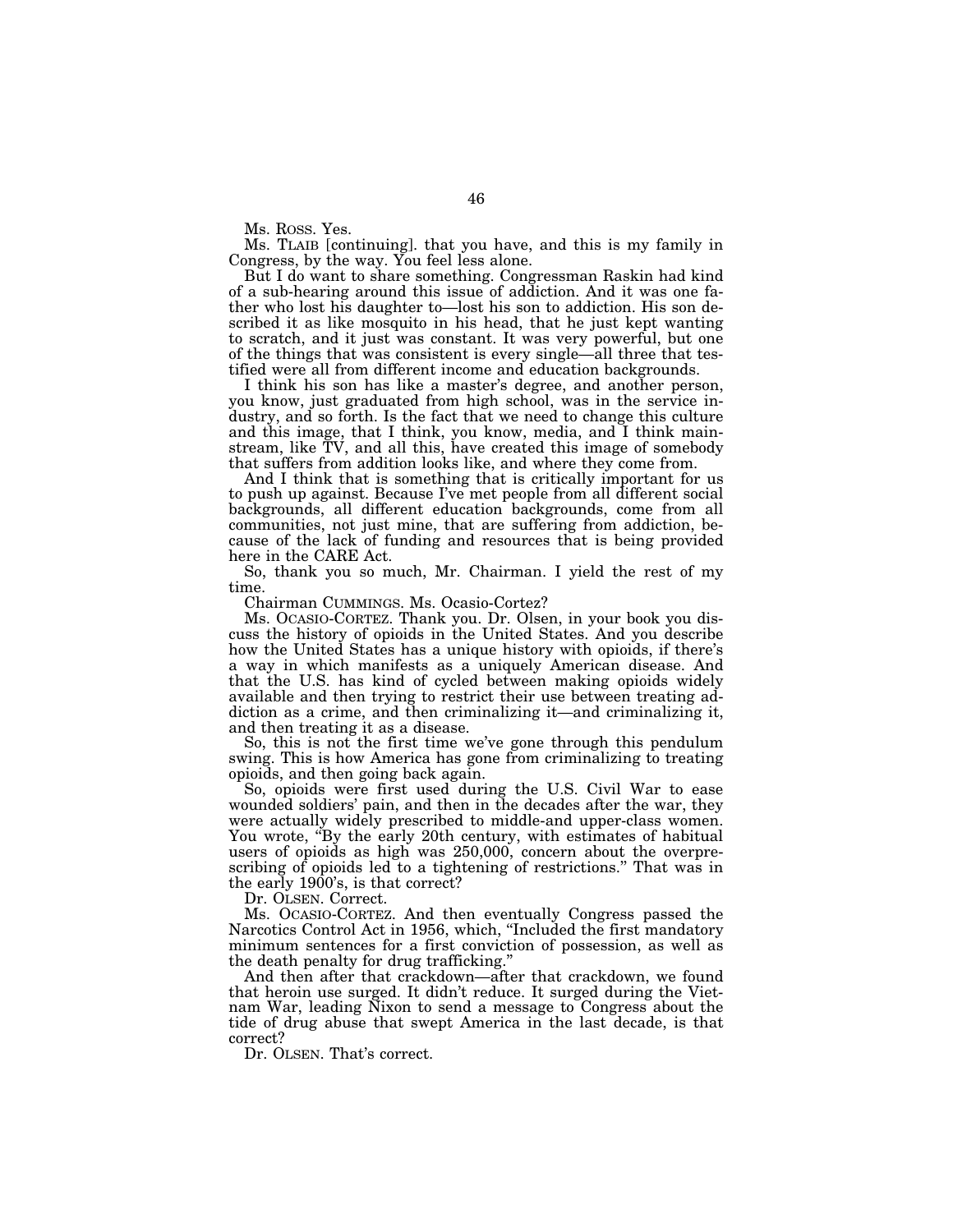Ms. ROSS. Yes.

Ms. TLAIB [continuing]. that you have, and this is my family in Congress, by the way. You feel less alone.

But I do want to share something. Congressman Raskin had kind of a sub-hearing around this issue of addiction. And it was one father who lost his daughter to—lost his son to addiction. His son described it as like mosquito in his head, that he just kept wanting to scratch, and it just was constant. It was very powerful, but one of the things that was consistent is every single—all three that testified were all from different income and education backgrounds.

I think his son has like a master's degree, and another person, you know, just graduated from high school, was in the service industry, and so forth. Is the fact that we need to change this culture and this image, that I think, you know, media, and I think mainstream, like TV, and all this, have created this image of somebody that suffers from addition looks like, and where they come from.

And I think that is something that is critically important for us to push up against. Because I've met people from all different social backgrounds, all different education backgrounds, come from all communities, not just mine, that are suffering from addiction, because of the lack of funding and resources that is being provided here in the CARE Act.

So, thank you so much, Mr. Chairman. I yield the rest of my time.

Chairman CUMMINGS. Ms. Ocasio-Cortez?

Ms. OCASIO-CORTEZ. Thank you. Dr. Olsen, in your book you discuss the history of opioids in the United States. And you describe how the United States has a unique history with opioids, if there's a way in which manifests as a uniquely American disease. And that the U.S. has kind of cycled between making opioids widely available and then trying to restrict their use between treating addiction as a crime, and then criminalizing it—and criminalizing it, and then treating it as a disease.

So, this is not the first time we've gone through this pendulum swing. This is how America has gone from criminalizing to treating opioids, and then going back again.

So, opioids were first used during the U.S. Civil War to ease wounded soldiers' pain, and then in the decades after the war, they were actually widely prescribed to middle-and upper-class women. You wrote, "By the early 20th century, with estimates of habitual users of opioids as high was 250,000, concern about the overprescribing of opioids led to a tightening of restrictions." That was in the early 1900's, is that correct?

Dr. OLSEN. Correct.

Ms. OCASIO-CORTEZ. And then eventually Congress passed the Narcotics Control Act in 1956, which, "Included the first mandatory minimum sentences for a first conviction of possession, as well as the death penalty for drug trafficking."

And then after that crackdown—after that crackdown, we found that heroin use surged. It didn't reduce. It surged during the Vietnam War, leading Nixon to send a message to Congress about the tide of drug abuse that swept America in the last decade, is that correct?

Dr. OLSEN. That's correct.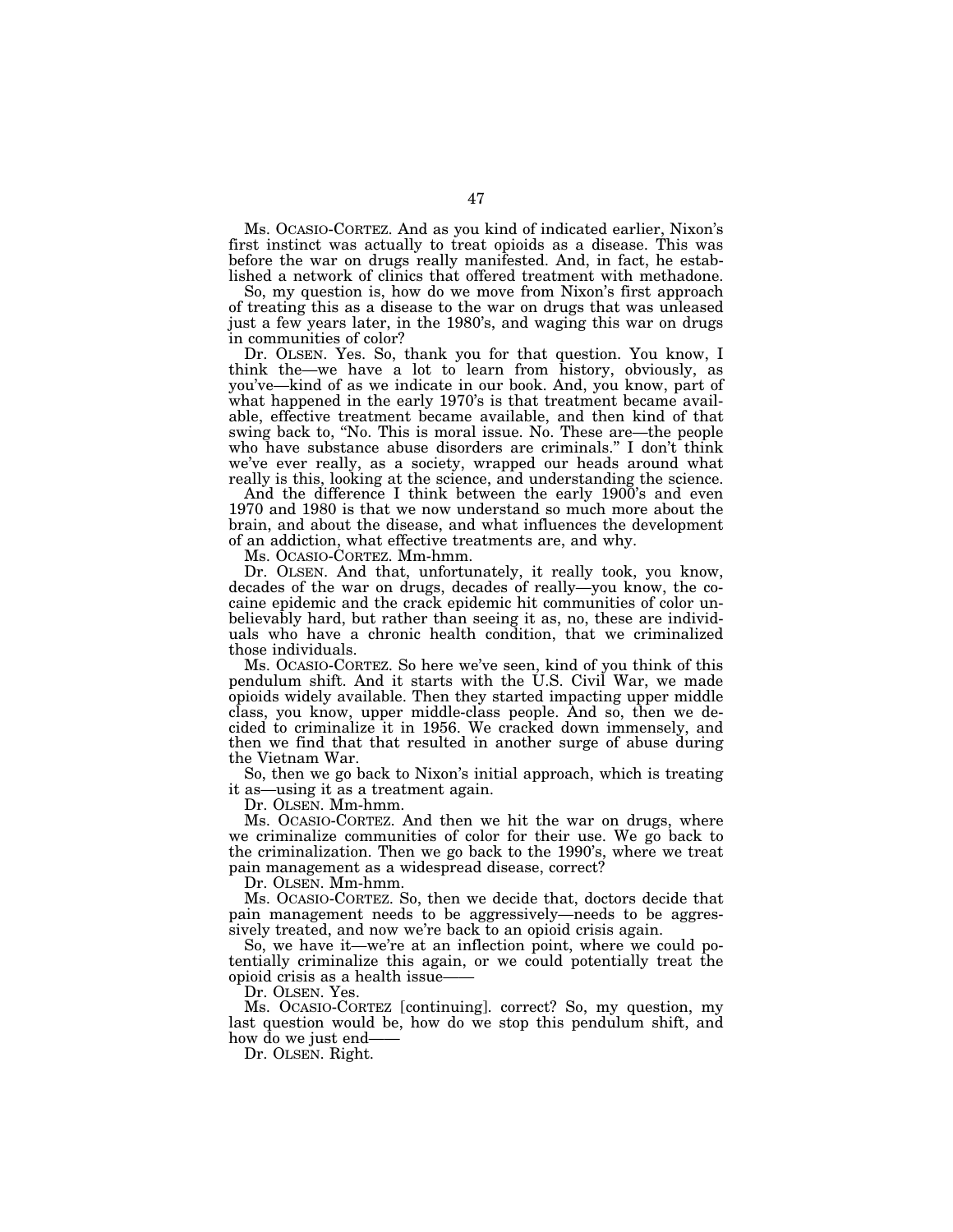Ms. OCASIO-CORTEZ. And as you kind of indicated earlier, Nixon's first instinct was actually to treat opioids as a disease. This was before the war on drugs really manifested. And, in fact, he established a network of clinics that offered treatment with methadone.

So, my question is, how do we move from Nixon's first approach of treating this as a disease to the war on drugs that was unleased just a few years later, in the 1980's, and waging this war on drugs in communities of color?

Dr. OLSEN. Yes. So, thank you for that question. You know, I think the—we have a lot to learn from history, obviously, as you've—kind of as we indicate in our book. And, you know, part of what happened in the early 1970's is that treatment became available, effective treatment became available, and then kind of that swing back to, "No. This is moral issue. No. These are—the people who have substance abuse disorders are criminals." I don't think we've ever really, as a society, wrapped our heads around what really is this, looking at the science, and understanding the science.

And the difference I think between the early 1900's and even 1970 and 1980 is that we now understand so much more about the brain, and about the disease, and what influences the development of an addiction, what effective treatments are, and why.

Ms. OCASIO-CORTEZ. Mm-hmm.

Dr. OLSEN. And that, unfortunately, it really took, you know, decades of the war on drugs, decades of really—you know, the cocaine epidemic and the crack epidemic hit communities of color unbelievably hard, but rather than seeing it as, no, these are individuals who have a chronic health condition, that we criminalized those individuals.

Ms. OCASIO-CORTEZ. So here we've seen, kind of you think of this pendulum shift. And it starts with the U.S. Civil War, we made opioids widely available. Then they started impacting upper middle class, you know, upper middle-class people. And so, then we decided to criminalize it in 1956. We cracked down immensely, and then we find that that resulted in another surge of abuse during the Vietnam War.

So, then we go back to Nixon's initial approach, which is treating it as—using it as a treatment again.

Dr. OLSEN. Mm-hmm.

Ms. OCASIO-CORTEZ. And then we hit the war on drugs, where we criminalize communities of color for their use. We go back to the criminalization. Then we go back to the 1990's, where we treat pain management as a widespread disease, correct?

Dr. OLSEN. Mm-hmm.

Ms. OCASIO-CORTEZ. So, then we decide that, doctors decide that pain management needs to be aggressively—needs to be aggressively treated, and now we're back to an opioid crisis again.

So, we have it—we're at an inflection point, where we could potentially criminalize this again, or we could potentially treat the opioid crisis as a health issue——

Dr. OLSEN. Yes.

Ms. OCASIO-CORTEZ [continuing]. correct? So, my question, my last question would be, how do we stop this pendulum shift, and how do we just end——

Dr. OLSEN. Right.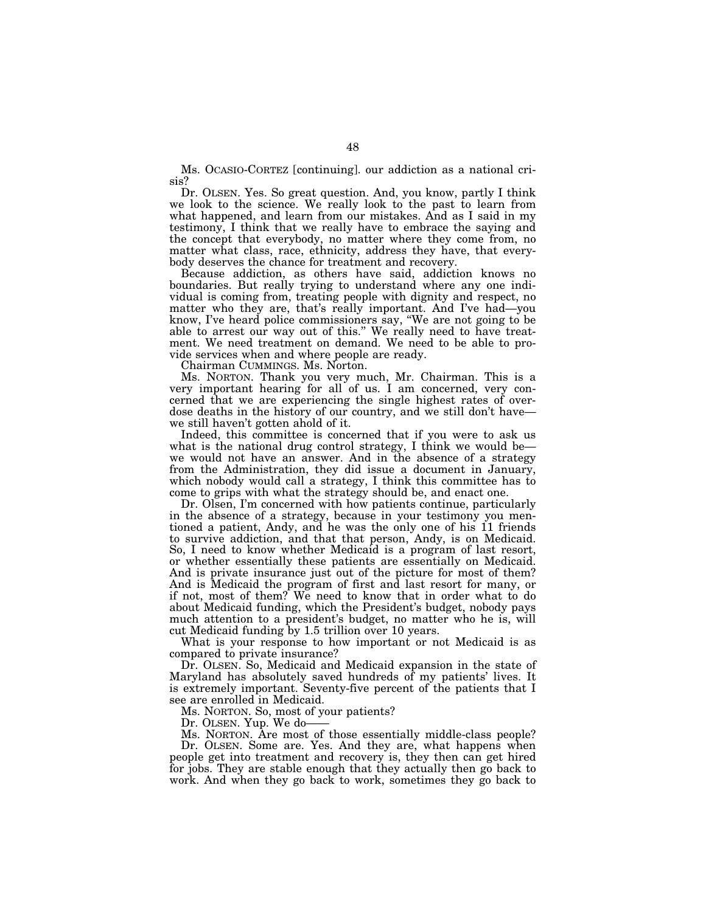Ms. OCASIO-CORTEZ [continuing]. our addiction as a national crisis?

Dr. OLSEN. Yes. So great question. And, you know, partly I think we look to the science. We really look to the past to learn from what happened, and learn from our mistakes. And as I said in my testimony, I think that we really have to embrace the saying and the concept that everybody, no matter where they come from, no matter what class, race, ethnicity, address they have, that everybody deserves the chance for treatment and recovery.

Because addiction, as others have said, addiction knows no boundaries. But really trying to understand where any one individual is coming from, treating people with dignity and respect, no matter who they are, that's really important. And I've had—you know, I've heard police commissioners say, "We are not going to be able to arrest our way out of this." We really need to have treatment. We need treatment on demand. We need to be able to provide services when and where people are ready.

Chairman CUMMINGS. Ms. Norton.

Ms. NORTON. Thank you very much, Mr. Chairman. This is a very important hearing for all of us. I am concerned, very concerned that we are experiencing the single highest rates of overdose deaths in the history of our country, and we still don't have—we still haven't gotten ahold of it.

Indeed, this committee is concerned that if you were to ask us what is the national drug control strategy, I think we would be—we would not have an answer. And in the absence of a strategy from the Administration, they did issue a document in January, which nobody would call a strategy, I think this committee has to come to grips with what the strategy should be, and enact one.

Dr. Olsen, I'm concerned with how patients continue, particularly in the absence of a strategy, because in your testimony you mentioned a patient, Andy, and he was the only one of his 11 friends to survive addiction, and that that person, Andy, is on Medicaid. So, I need to know whether Medicaid is a program of last resort, or whether essentially these patients are essentially on Medicaid. And is private insurance just out of the picture for most of them? And is Medicaid the program of first and last resort for many, or if not, most of them? We need to know that in order what to do about Medicaid funding, which the President's budget, nobody pays much attention to a president's budget, no matter who he is, will cut Medicaid funding by 1.5 trillion over 10 years.

What is your response to how important or not Medicaid is as compared to private insurance?

Dr. OLSEN. So, Medicaid and Medicaid expansion in the state of Maryland has absolutely saved hundreds of my patients' lives. It is extremely important. Seventy-five percent of the patients that I see are enrolled in Medicaid.

Ms. NORTON. So, most of your patients?

Dr. OLSEN. Yup. We do——

Ms. NORTON. Are most of those essentially middle-class people?

Dr. OLSEN. Some are. Yes. And they are, what happens when people get into treatment and recovery is, they then can get hired for jobs. They are stable enough that they actually then go back to work. And when they go back to work, sometimes they go back to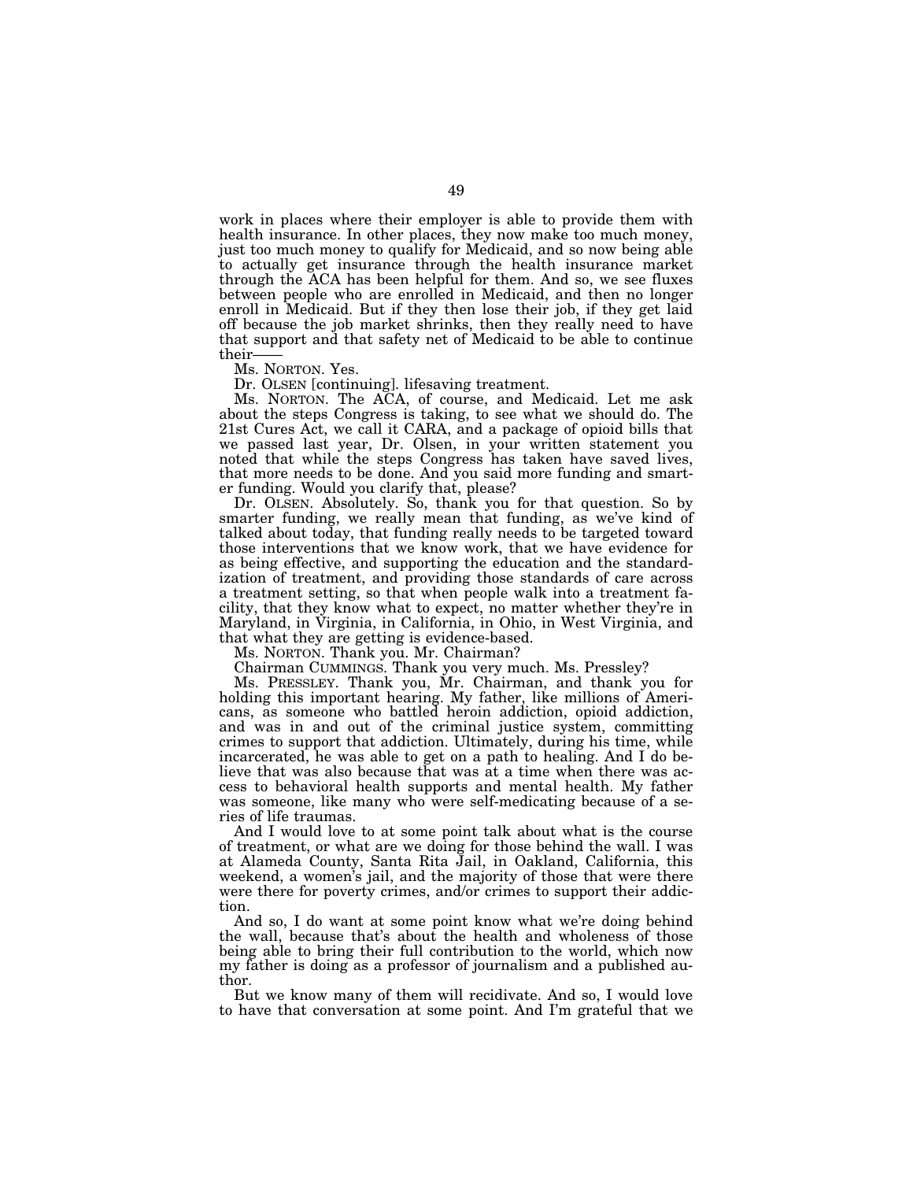work in places where their employer is able to provide them with health insurance. In other places, they now make too much money, just too much money to qualify for Medicaid, and so now being able to actually get insurance through the health insurance market through the ACA has been helpful for them. And so, we see fluxes between people who are enrolled in Medicaid, and then no longer enroll in Medicaid. But if they then lose their job, if they get laid off because the job market shrinks, then they really need to have that support and that safety net of Medicaid to be able to continue their——

Ms. NORTON. Yes.

Dr. OLSEN [continuing]. lifesaving treatment.

Ms. NORTON. The ACA, of course, and Medicaid. Let me ask about the steps Congress is taking, to see what we should do. The 21st Cures Act, we call it CARA, and a package of opioid bills that we passed last year, Dr. Olsen, in your written statement you noted that while the steps Congress has taken have saved lives, that more needs to be done. And you said more funding and smarter funding. Would you clarify that, please?

Dr. OLSEN. Absolutely. So, thank you for that question. So by smarter funding, we really mean that funding, as we've kind of talked about today, that funding really needs to be targeted toward those interventions that we know work, that we have evidence for as being effective, and supporting the education and the standardization of treatment, and providing those standards of care across a treatment setting, so that when people walk into a treatment facility, that they know what to expect, no matter whether they're in Maryland, in Virginia, in California, in Ohio, in West Virginia, and that what they are getting is evidence-based.

Ms. NORTON. Thank you. Mr. Chairman?

Chairman CUMMINGS. Thank you very much. Ms. Pressley?

Ms. PRESSLEY. Thank you, Mr. Chairman, and thank you for holding this important hearing. My father, like millions of Americans, as someone who battled heroin addiction, opioid addiction, and was in and out of the criminal justice system, committing crimes to support that addiction. Ultimately, during his time, while incarcerated, he was able to get on a path to healing. And I do believe that was also because that was at a time when there was access to behavioral health supports and mental health. My father was someone, like many who were self-medicating because of a series of life traumas.

And I would love to at some point talk about what is the course of treatment, or what are we doing for those behind the wall. I was at Alameda County, Santa Rita Jail, in Oakland, California, this weekend, a women's jail, and the majority of those that were there were there for poverty crimes, and/or crimes to support their addiction.

And so, I do want at some point know what we're doing behind the wall, because that's about the health and wholeness of those being able to bring their full contribution to the world, which now my father is doing as a professor of journalism and a published author.

But we know many of them will recidivate. And so, I would love to have that conversation at some point. And I'm grateful that we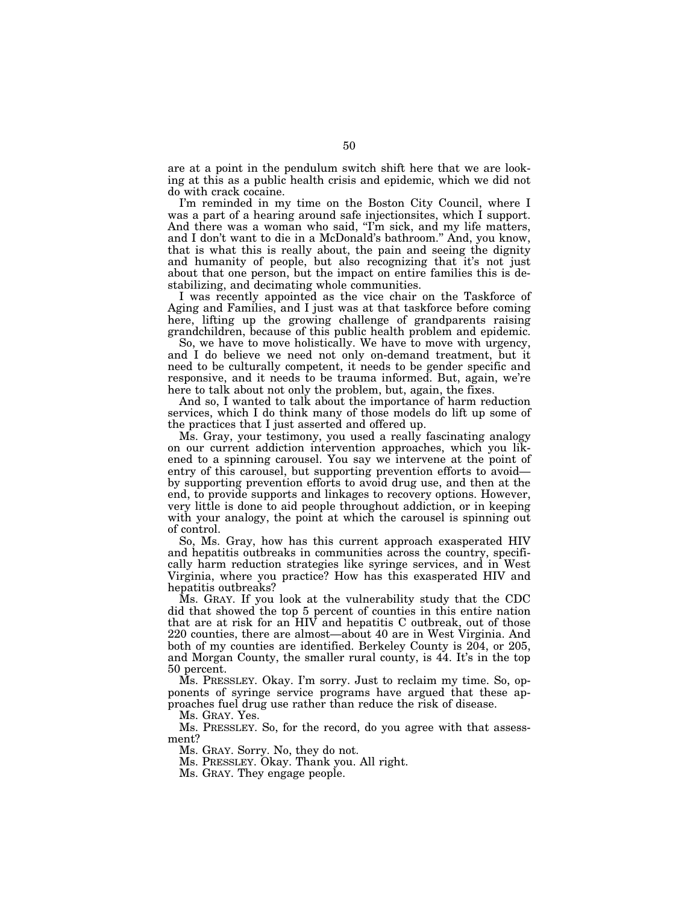are at a point in the pendulum switch shift here that we are looking at this as a public health crisis and epidemic, which we did not do with crack cocaine.

I'm reminded in my time on the Boston City Council, where I was a part of a hearing around safe injectionsites, which I support. And there was a woman who said, "I'm sick, and my life matters, and I don't want to die in a McDonald's bathroom." And, you know, that is what this is really about, the pain and seeing the dignity and humanity of people, but also recognizing that it's not just about that one person, but the impact on entire families this is destabilizing, and decimating whole communities.

I was recently appointed as the vice chair on the Taskforce of Aging and Families, and I just was at that taskforce before coming here, lifting up the growing challenge of grandparents raising grandchildren, because of this public health problem and epidemic.

So, we have to move holistically. We have to move with urgency, and I do believe we need not only on-demand treatment, but it need to be culturally competent, it needs to be gender specific and responsive, and it needs to be trauma informed. But, again, we're here to talk about not only the problem, but, again, the fixes.

And so, I wanted to talk about the importance of harm reduction services, which I do think many of those models do lift up some of the practices that I just asserted and offered up.

Ms. Gray, your testimony, you used a really fascinating analogy on our current addiction intervention approaches, which you likened to a spinning carousel. You say we intervene at the point of entry of this carousel, but supporting prevention efforts to avoid—by supporting prevention efforts to avoid drug use, and then at the end, to provide supports and linkages to recovery options. However, very little is done to aid people throughout addiction, or in keeping with your analogy, the point at which the carousel is spinning out of control.

So, Ms. Gray, how has this current approach exasperated HIV and hepatitis outbreaks in communities across the country, specifically harm reduction strategies like syringe services, and in West Virginia, where you practice? How has this exasperated HIV and hepatitis outbreaks?

Ms. GRAY. If you look at the vulnerability study that the CDC did that showed the top 5 percent of counties in this entire nation that are at risk for an HIV and hepatitis C outbreak, out of those 220 counties, there are almost—about 40 are in West Virginia. And both of my counties are identified. Berkeley County is 204, or 205, and Morgan County, the smaller rural county, is 44. It's in the top 50 percent.

Ms. PRESSLEY. Okay. I'm sorry. Just to reclaim my time. So, opponents of syringe service programs have argued that these approaches fuel drug use rather than reduce the risk of disease.

Ms. GRAY. Yes.

Ms. PRESSLEY. So, for the record, do you agree with that assessment?

Ms. GRAY. Sorry. No, they do not.

Ms. PRESSLEY. Okay. Thank you. All right.

Ms. GRAY. They engage people.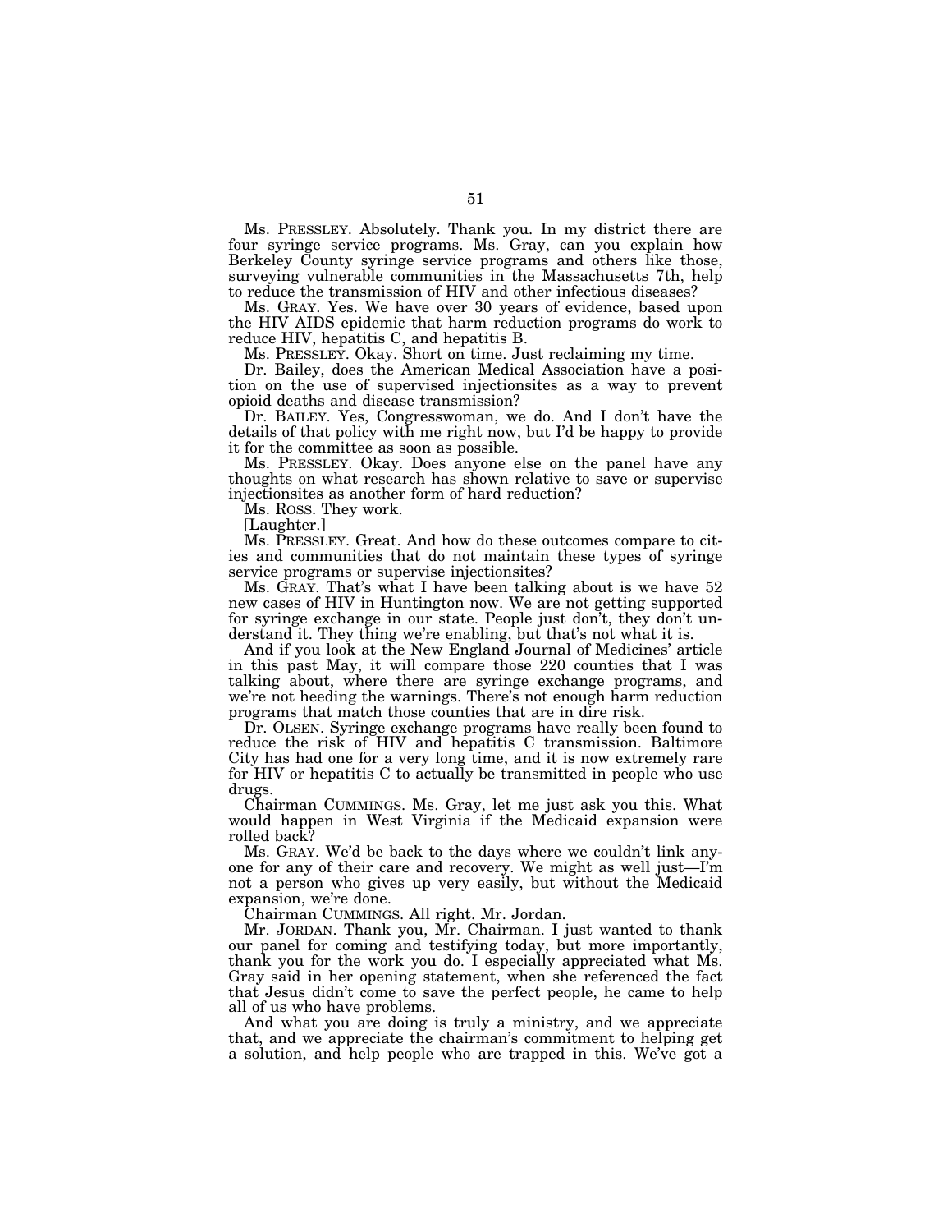Ms. PRESSLEY. Absolutely. Thank you. In my district there are four syringe service programs. Ms. Gray, can you explain how Berkeley County syringe service programs and others like those, surveying vulnerable communities in the Massachusetts 7th, help to reduce the transmission of HIV and other infectious diseases?

Ms. GRAY. Yes. We have over 30 years of evidence, based upon the HIV AIDS epidemic that harm reduction programs do work to reduce HIV, hepatitis C, and hepatitis B.

Ms. PRESSLEY. Okay. Short on time. Just reclaiming my time.

Dr. Bailey, does the American Medical Association have a position on the use of supervised injectionsites as a way to prevent opioid deaths and disease transmission?

Dr. BAILEY. Yes, Congresswoman, we do. And I don't have the details of that policy with me right now, but I'd be happy to provide it for the committee as soon as possible.

Ms. PRESSLEY. Okay. Does anyone else on the panel have any thoughts on what research has shown relative to save or supervise injectionsites as another form of hard reduction?

Ms. ROSS. They work.

[Laughter.]

Ms. PRESSLEY. Great. And how do these outcomes compare to cities and communities that do not maintain these types of syringe service programs or supervise injectionsites?

Ms. GRAY. That's what I have been talking about is we have 52 new cases of HIV in Huntington now. We are not getting supported for syringe exchange in our state. People just don't, they don't understand it. They thing we're enabling, but that's not what it is.

And if you look at the New England Journal of Medicines' article in this past May, it will compare those 220 counties that I was talking about, where there are syringe exchange programs, and we're not heeding the warnings. There's not enough harm reduction programs that match those counties that are in dire risk.

Dr. OLSEN. Syringe exchange programs have really been found to reduce the risk of HIV and hepatitis C transmission. Baltimore City has had one for a very long time, and it is now extremely rare for HIV or hepatitis C to actually be transmitted in people who use drugs.

Chairman CUMMINGS. Ms. Gray, let me just ask you this. What would happen in West Virginia if the Medicaid expansion were rolled back?

Ms. GRAY. We'd be back to the days where we couldn't link anyone for any of their care and recovery. We might as well just—I'm not a person who gives up very easily, but without the Medicaid expansion, we're done.

Chairman CUMMINGS. All right. Mr. Jordan.

Mr. JORDAN. Thank you, Mr. Chairman. I just wanted to thank our panel for coming and testifying today, but more importantly, thank you for the work you do. I especially appreciated what Ms. Gray said in her opening statement, when she referenced the fact that Jesus didn't come to save the perfect people, he came to help all of us who have problems.

And what you are doing is truly a ministry, and we appreciate that, and we appreciate the chairman's commitment to helping get a solution, and help people who are trapped in this. We've got a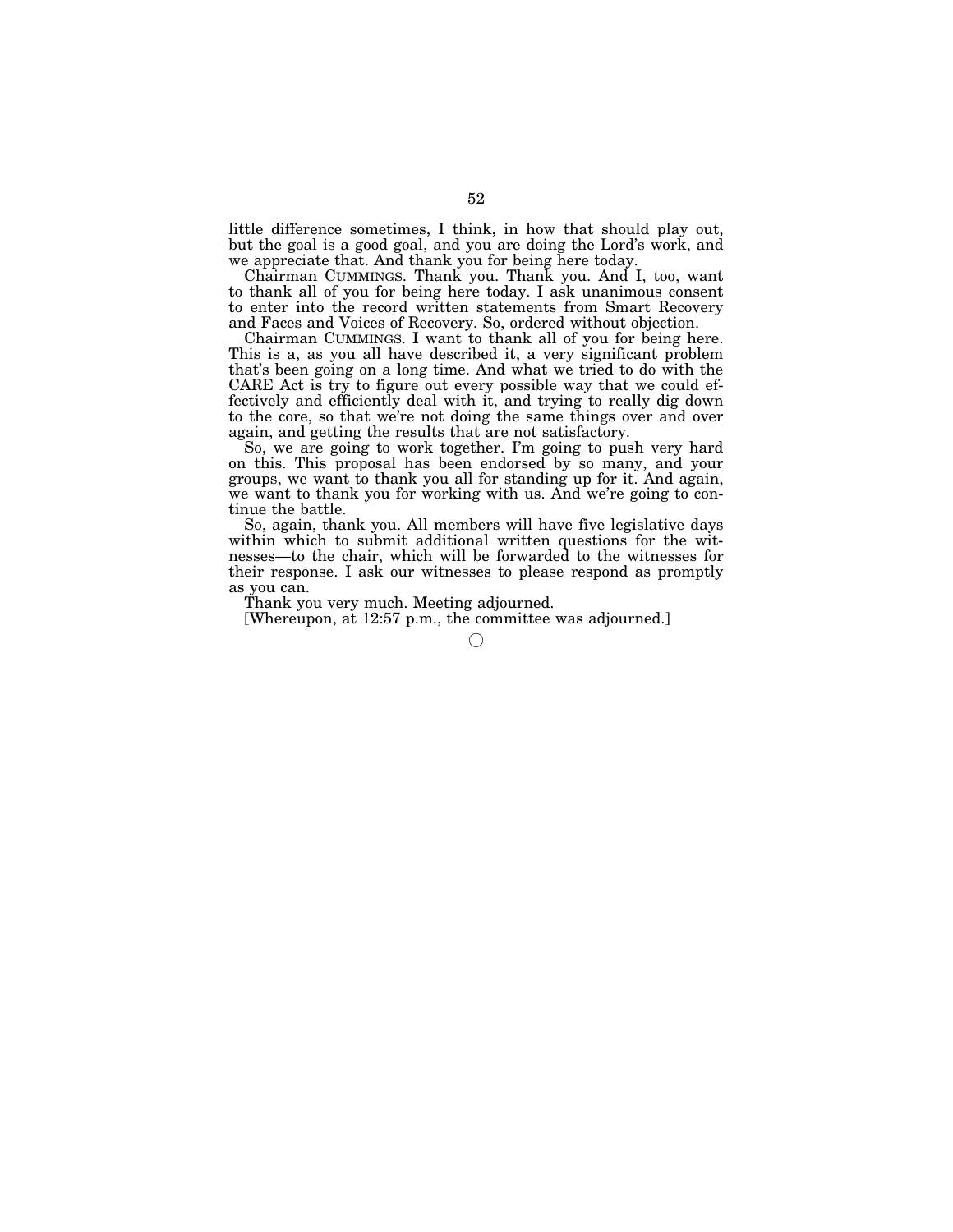little difference sometimes, I think, in how that should play out, but the goal is a good goal, and you are doing the Lord's work, and we appreciate that. And thank you for being here today.

Chairman CUMMINGS. Thank you. Thank you. And I, too, want to thank all of you for being here today. I ask unanimous consent to enter into the record written statements from Smart Recovery and Faces and Voices of Recovery. So, ordered without objection.

Chairman CUMMINGS. I want to thank all of you for being here. This is a, as you all have described it, a very significant problem that's been going on a long time. And what we tried to do with the CARE Act is try to figure out every possible way that we could effectively and efficiently deal with it, and trying to really dig down to the core, so that we're not doing the same things over and over again, and getting the results that are not satisfactory.

So, we are going to work together. I'm going to push very hard on this. This proposal has been endorsed by so many, and your groups, we want to thank you all for standing up for it. And again, we want to thank you for working with us. And we're going to continue the battle.

So, again, thank you. All members will have five legislative days within which to submit additional written questions for the witnesses—to the chair, which will be forwarded to the witnesses for their response. I ask our witnesses to please respond as promptly as you can.

Thank you very much. Meeting adjourned.

[Whereupon, at 12:57 p.m., the committee was adjourned.]

○